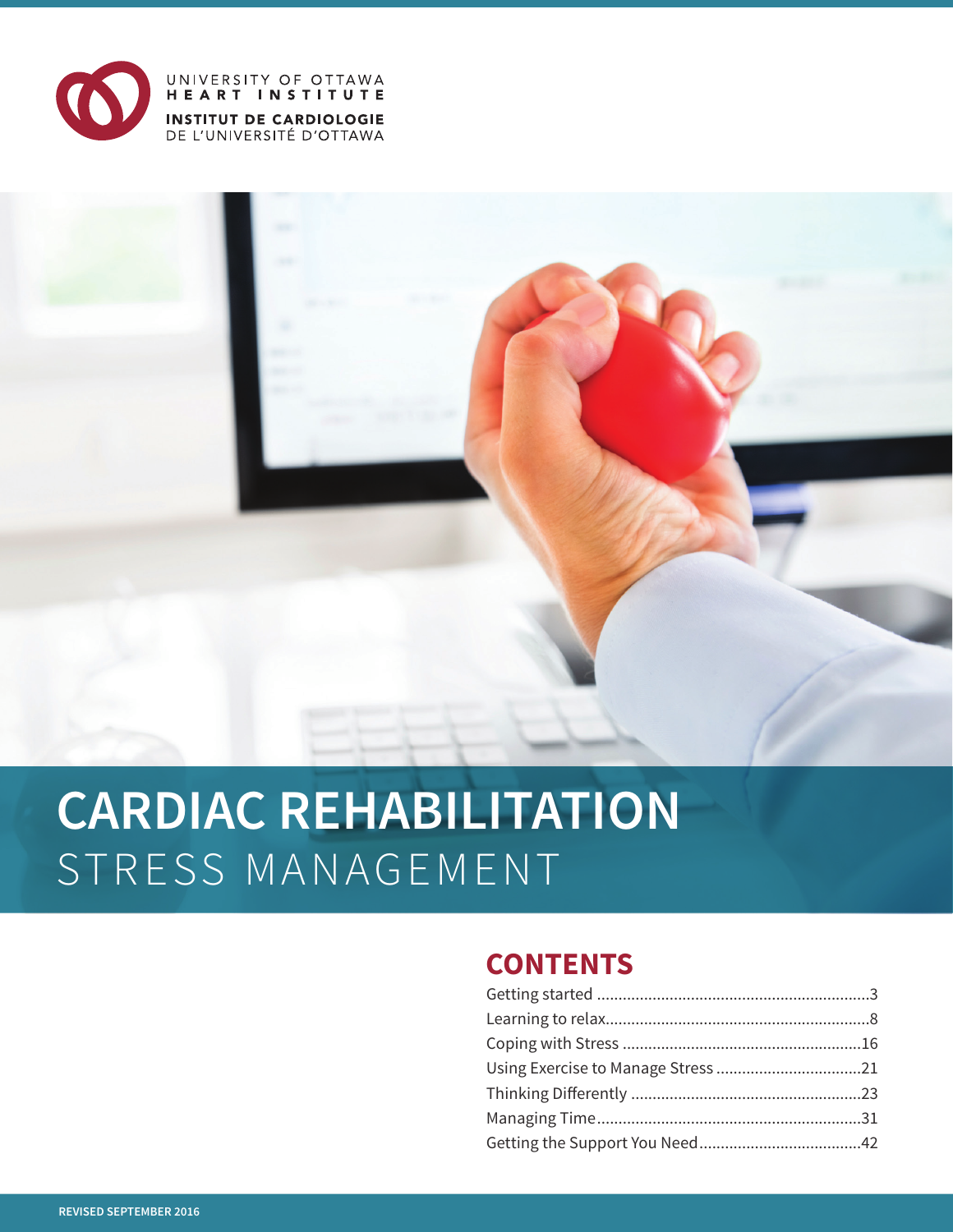UNIVERSITY OF OTTAWA
HEART INSTITUTE
INSTITUT DE CARDIOLOGIE
DE L'UNIVERSITÉ D'OTTAWA

# CARDIAC REHABILITATION
## STRESS MANAGEMENT

## CONTENTS

Getting started ........................................................3
Learning to relax........................................................8
Coping with Stress ....................................................16
Using Exercise to Manage Stress .............................21
Thinking Differently .................................................23
Managing Time.........................................................31
Getting the Support You Need..................................42

REVISED SEPTEMBER 2016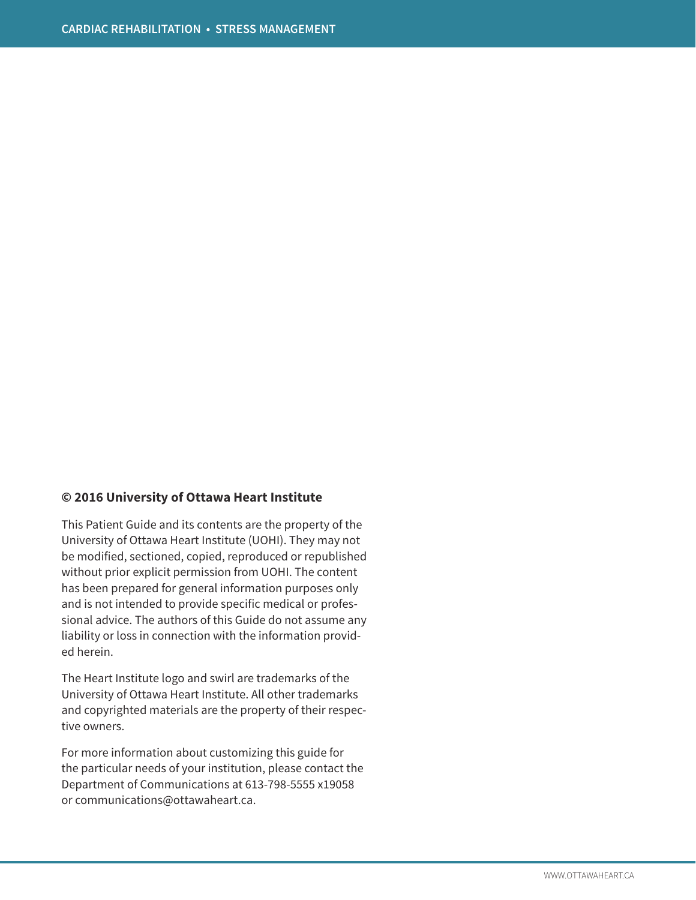**© 2016 University of Ottawa Heart Institute**

This Patient Guide and its contents are the property of the University of Ottawa Heart Institute (UOHI). They may not be modified, sectioned, copied, reproduced or republished without prior explicit permission from UOHI. The content has been prepared for general information purposes only and is not intended to provide specific medical or professional advice. The authors of this Guide do not assume any liability or loss in connection with the information provided herein.

The Heart Institute logo and swirl are trademarks of the University of Ottawa Heart Institute. All other trademarks and copyrighted materials are the property of their respective owners.

For more information about customizing this guide for the particular needs of your institution, please contact the Department of Communications at 613-798-5555 x19058 or communications@ottawaheart.ca.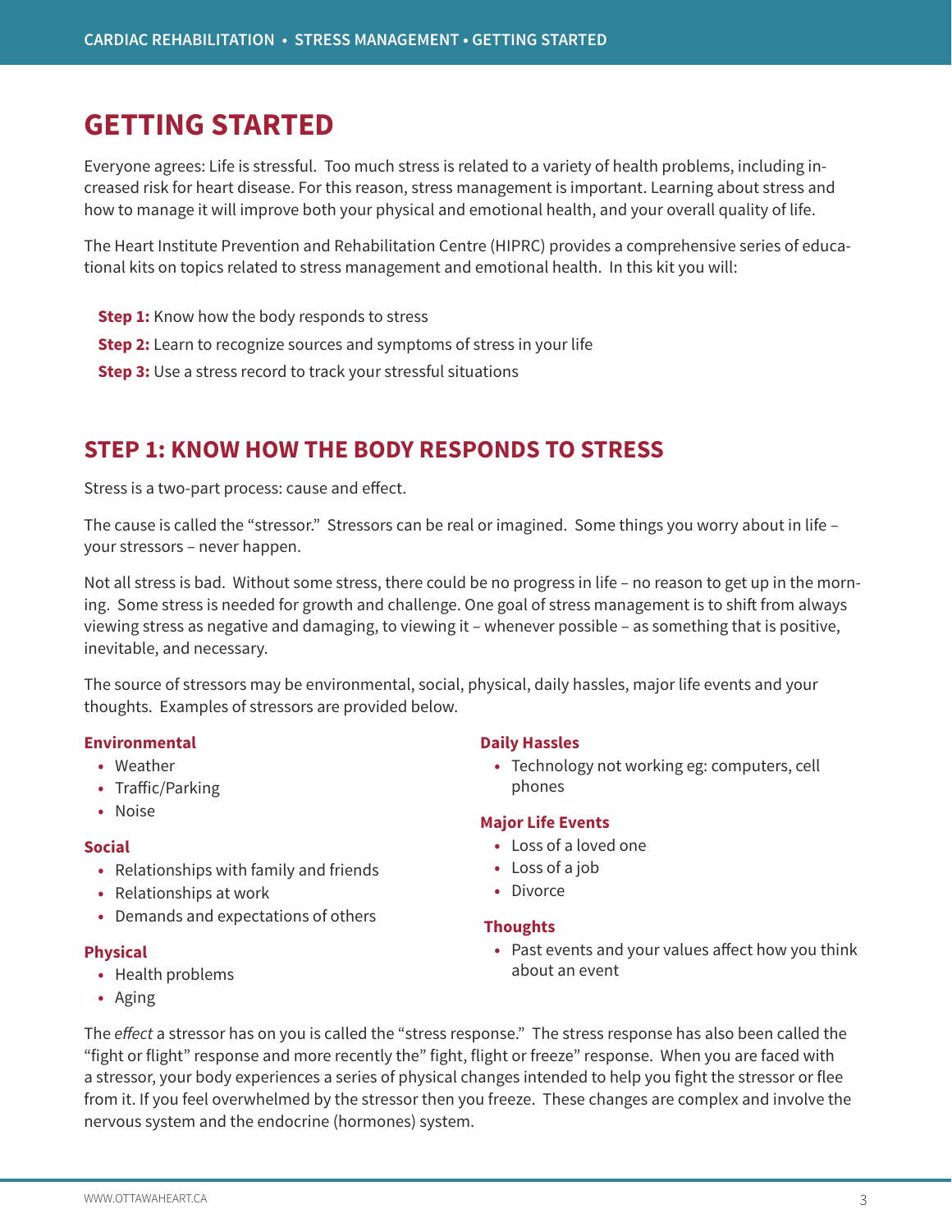# GETTING STARTED

Everyone agrees: Life is stressful. Too much stress is related to a variety of health problems, including increased risk for heart disease. For this reason, stress management is important. Learning about stress and how to manage it will improve both your physical and emotional health, and your overall quality of life.

The Heart Institute Prevention and Rehabilitation Centre (HIPRC) provides a comprehensive series of educational kits on topics related to stress management and emotional health. In this kit you will:

**Step 1:** Know how the body responds to stress

**Step 2:** Learn to recognize sources and symptoms of stress in your life

**Step 3:** Use a stress record to track your stressful situations

## STEP 1: KNOW HOW THE BODY RESPONDS TO STRESS

Stress is a two-part process: cause and effect.

The cause is called the "stressor." Stressors can be real or imagined. Some things you worry about in life – your stressors – never happen.

Not all stress is bad. Without some stress, there could be no progress in life – no reason to get up in the morning. Some stress is needed for growth and challenge. One goal of stress management is to shift from always viewing stress as negative and damaging, to viewing it – whenever possible – as something that is positive, inevitable, and necessary.

The source of stressors may be environmental, social, physical, daily hassles, major life events and your thoughts. Examples of stressors are provided below.

**Environmental**

- Weather
- Traffic/Parking
- Noise

**Social**

- Relationships with family and friends
- Relationships at work
- Demands and expectations of others

**Physical**

- Health problems
- Aging

**Daily Hassles**

- Technology not working eg: computers, cell phones

**Major Life Events**

- Loss of a loved one
- Loss of a job
- Divorce

**Thoughts**

- Past events and your values affect how you think about an event

The *effect* a stressor has on you is called the "stress response." The stress response has also been called the "fight or flight" response and more recently the" fight, flight or freeze" response. When you are faced with a stressor, your body experiences a series of physical changes intended to help you fight the stressor or flee from it. If you feel overwhelmed by the stressor then you freeze. These changes are complex and involve the nervous system and the endocrine (hormones) system.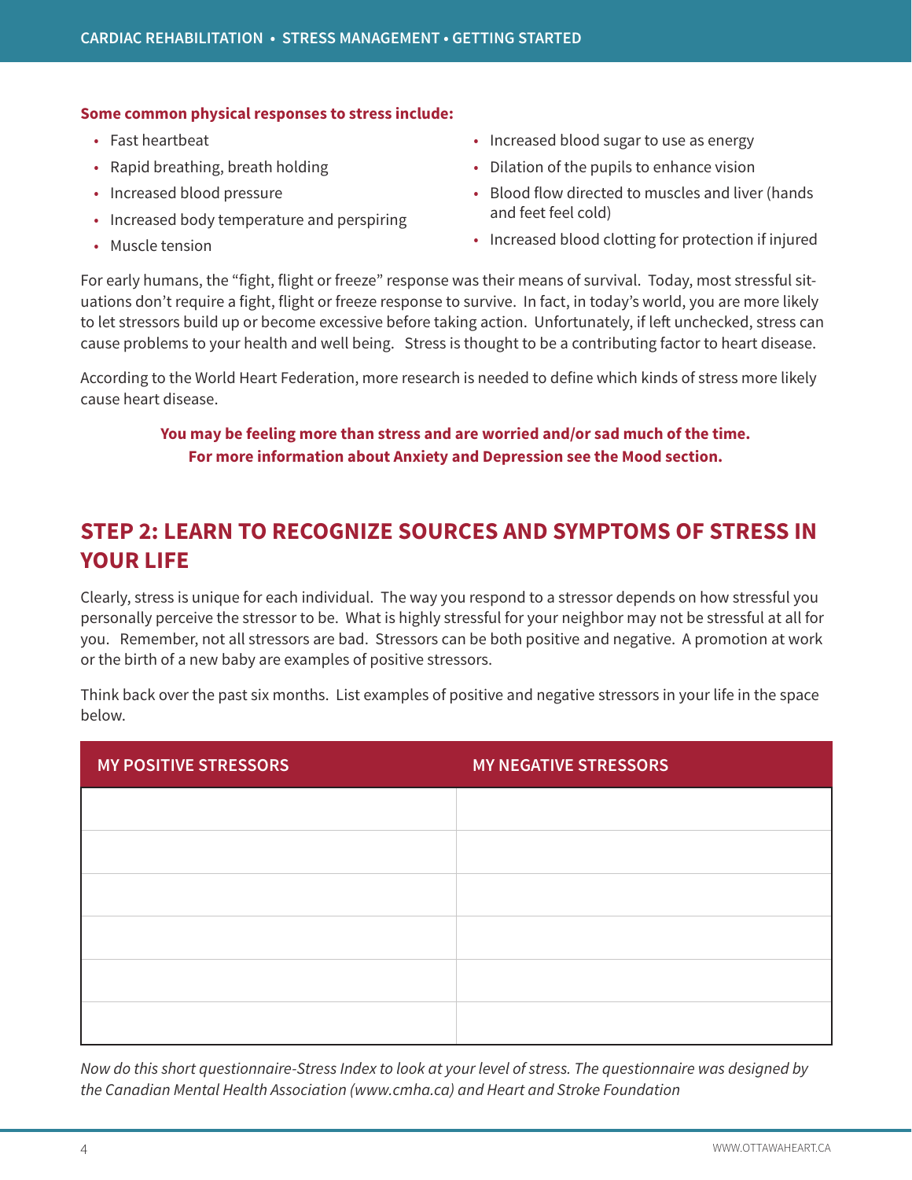**Some common physical responses to stress include:**

- Fast heartbeat
- Rapid breathing, breath holding
- Increased blood pressure
- Increased body temperature and perspiring
- Muscle tension
- Increased blood sugar to use as energy
- Dilation of the pupils to enhance vision
- Blood flow directed to muscles and liver (hands and feet feel cold)
- Increased blood clotting for protection if injured

For early humans, the "fight, flight or freeze" response was their means of survival. Today, most stressful situations don't require a fight, flight or freeze response to survive. In fact, in today's world, you are more likely to let stressors build up or become excessive before taking action. Unfortunately, if left unchecked, stress can cause problems to your health and well being. Stress is thought to be a contributing factor to heart disease.

According to the World Heart Federation, more research is needed to define which kinds of stress more likely cause heart disease.

**You may be feeling more than stress and are worried and/or sad much of the time. For more information about Anxiety and Depression see the Mood section.**

## STEP 2: LEARN TO RECOGNIZE SOURCES AND SYMPTOMS OF STRESS IN YOUR LIFE

Clearly, stress is unique for each individual. The way you respond to a stressor depends on how stressful you personally perceive the stressor to be. What is highly stressful for your neighbor may not be stressful at all for you. Remember, not all stressors are bad. Stressors can be both positive and negative. A promotion at work or the birth of a new baby are examples of positive stressors.

Think back over the past six months. List examples of positive and negative stressors in your life in the space below.

| MY POSITIVE STRESSORS | MY NEGATIVE STRESSORS |
|---|---|
| | |
| | |
| | |
| | |
| | |
| | |

*Now do this short questionnaire-Stress Index to look at your level of stress. The questionnaire was designed by the Canadian Mental Health Association (www.cmha.ca) and Heart and Stroke Foundation*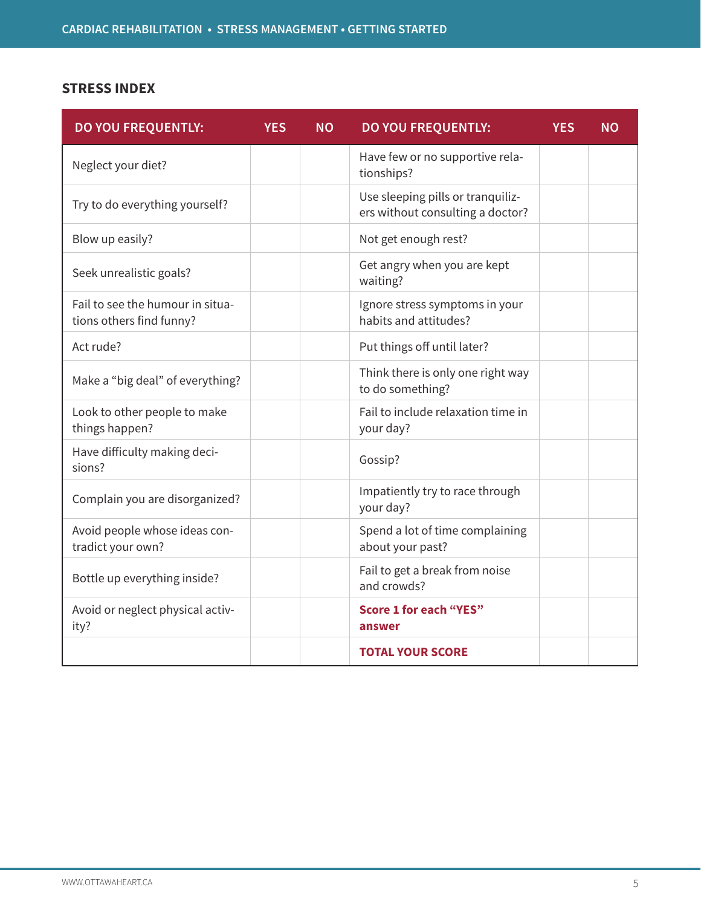## STRESS INDEX

| DO YOU FREQUENTLY: | YES | NO | DO YOU FREQUENTLY: | YES | NO |
|---|---|---|---|---|---|
| Neglect your diet? | | | Have few or no supportive relationships? | | |
| Try to do everything yourself? | | | Use sleeping pills or tranquilizers without consulting a doctor? | | |
| Blow up easily? | | | Not get enough rest? | | |
| Seek unrealistic goals? | | | Get angry when you are kept waiting? | | |
| Fail to see the humour in situations others find funny? | | | Ignore stress symptoms in your habits and attitudes? | | |
| Act rude? | | | Put things off until later? | | |
| Make a “big deal” of everything? | | | Think there is only one right way to do something? | | |
| Look to other people to make things happen? | | | Fail to include relaxation time in your day? | | |
| Have difficulty making decisions? | | | Gossip? | | |
| Complain you are disorganized? | | | Impatiently try to race through your day? | | |
| Avoid people whose ideas contradict your own? | | | Spend a lot of time complaining about your past? | | |
| Bottle up everything inside? | | | Fail to get a break from noise and crowds? | | |
| Avoid or neglect physical activity? | | | **Score 1 for each “YES” answer** | | |
| | | | **TOTAL YOUR SCORE** | | |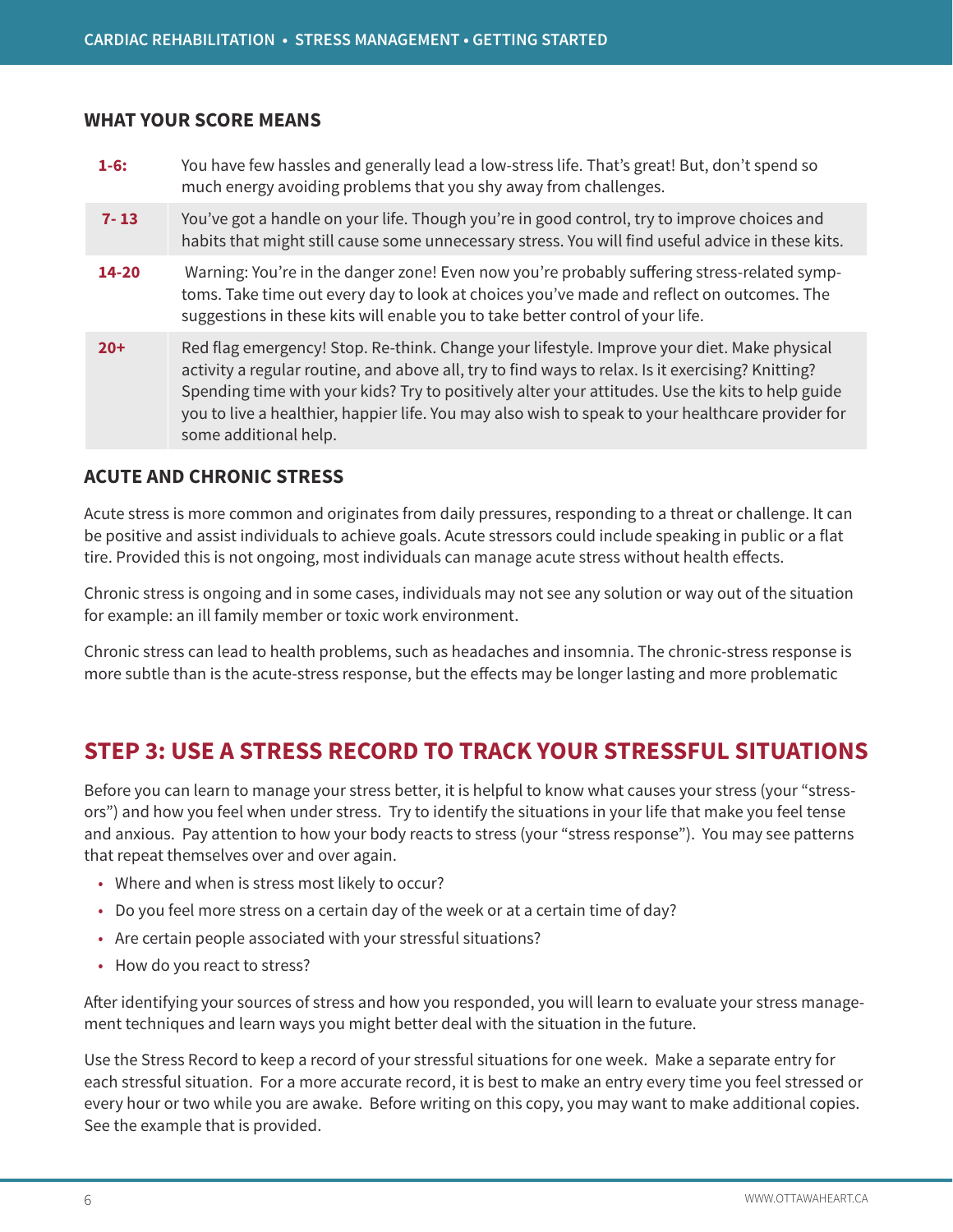## WHAT YOUR SCORE MEANS

| Score | Meaning |
|---|---|
| **1-6:** | You have few hassles and generally lead a low-stress life. That's great! But, don't spend so much energy avoiding problems that you shy away from challenges. |
| **7- 13** | You've got a handle on your life. Though you're in good control, try to improve choices and habits that might still cause some unnecessary stress. You will find useful advice in these kits. |
| **14-20** | Warning: You're in the danger zone! Even now you're probably suffering stress-related symptoms. Take time out every day to look at choices you've made and reflect on outcomes. The suggestions in these kits will enable you to take better control of your life. |
| **20+** | Red flag emergency! Stop. Re-think. Change your lifestyle. Improve your diet. Make physical activity a regular routine, and above all, try to find ways to relax. Is it exercising? Knitting? Spending time with your kids? Try to positively alter your attitudes. Use the kits to help guide you to live a healthier, happier life. You may also wish to speak to your healthcare provider for some additional help. |

## ACUTE AND CHRONIC STRESS

Acute stress is more common and originates from daily pressures, responding to a threat or challenge. It can be positive and assist individuals to achieve goals. Acute stressors could include speaking in public or a flat tire. Provided this is not ongoing, most individuals can manage acute stress without health effects.

Chronic stress is ongoing and in some cases, individuals may not see any solution or way out of the situation for example: an ill family member or toxic work environment.

Chronic stress can lead to health problems, such as headaches and insomnia. The chronic-stress response is more subtle than is the acute-stress response, but the effects may be longer lasting and more problematic

## STEP 3: USE A STRESS RECORD TO TRACK YOUR STRESSFUL SITUATIONS

Before you can learn to manage your stress better, it is helpful to know what causes your stress (your "stressors") and how you feel when under stress. Try to identify the situations in your life that make you feel tense and anxious. Pay attention to how your body reacts to stress (your "stress response"). You may see patterns that repeat themselves over and over again.

- Where and when is stress most likely to occur?
- Do you feel more stress on a certain day of the week or at a certain time of day?
- Are certain people associated with your stressful situations?
- How do you react to stress?

After identifying your sources of stress and how you responded, you will learn to evaluate your stress management techniques and learn ways you might better deal with the situation in the future.

Use the Stress Record to keep a record of your stressful situations for one week. Make a separate entry for each stressful situation. For a more accurate record, it is best to make an entry every time you feel stressed or every hour or two while you are awake. Before writing on this copy, you may want to make additional copies. See the example that is provided.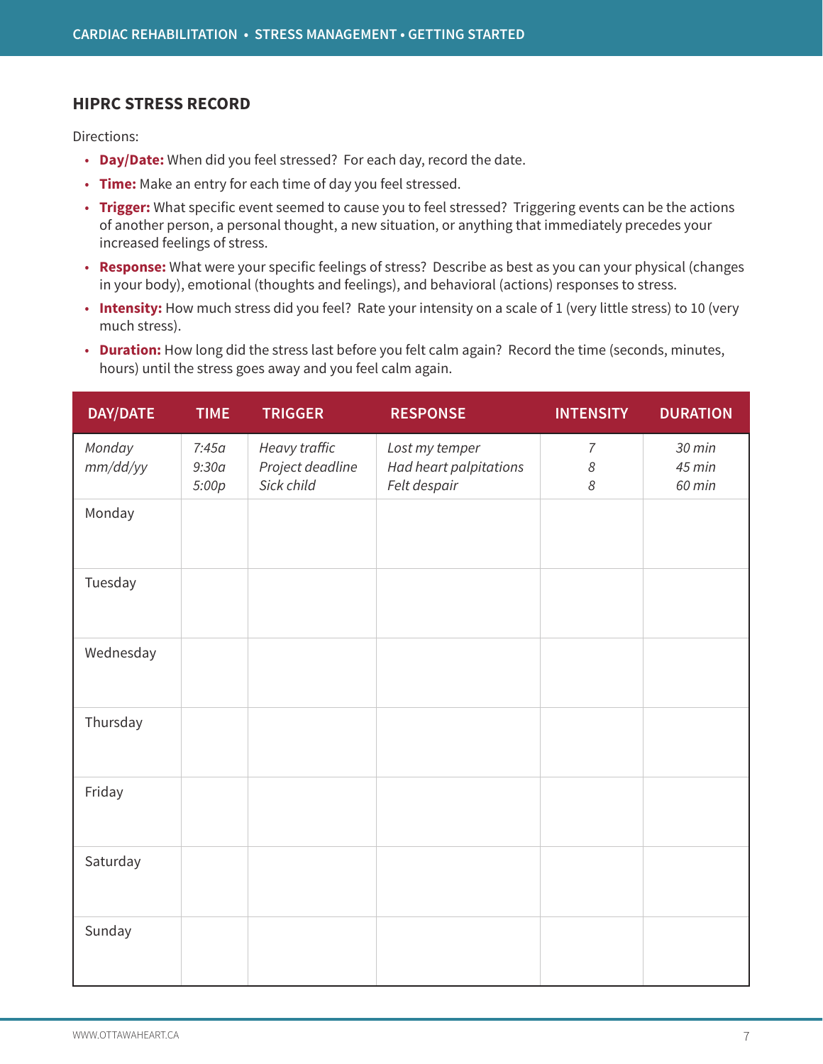## HIPRC STRESS RECORD

Directions:

- **Day/Date:** When did you feel stressed? For each day, record the date.
- **Time:** Make an entry for each time of day you feel stressed.
- **Trigger:** What specific event seemed to cause you to feel stressed? Triggering events can be the actions of another person, a personal thought, a new situation, or anything that immediately precedes your increased feelings of stress.
- **Response:** What were your specific feelings of stress? Describe as best as you can your physical (changes in your body), emotional (thoughts and feelings), and behavioral (actions) responses to stress.
- **Intensity:** How much stress did you feel? Rate your intensity on a scale of 1 (very little stress) to 10 (very much stress).
- **Duration:** How long did the stress last before you felt calm again? Record the time (seconds, minutes, hours) until the stress goes away and you feel calm again.

| DAY/DATE | TIME | TRIGGER | RESPONSE | INTENSITY | DURATION |
|---|---|---|---|---|---|
| *Monday mm/dd/yy* | *7:45a*<br>*9:30a*<br>*5:00p* | *Heavy traffic*<br>*Project deadline*<br>*Sick child* | *Lost my temper*<br>*Had heart palpitations*<br>*Felt despair* | *7*<br>*8*<br>*8* | *30 min*<br>*45 min*<br>*60 min* |
| Monday | | | | | |
| Tuesday | | | | | |
| Wednesday | | | | | |
| Thursday | | | | | |
| Friday | | | | | |
| Saturday | | | | | |
| Sunday | | | | | |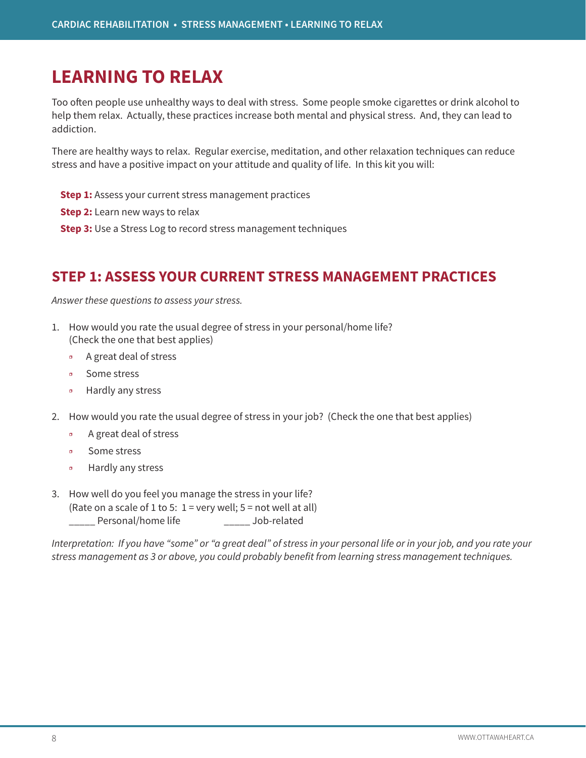# LEARNING TO RELAX

Too often people use unhealthy ways to deal with stress. Some people smoke cigarettes or drink alcohol to help them relax. Actually, these practices increase both mental and physical stress. And, they can lead to addiction.

There are healthy ways to relax. Regular exercise, meditation, and other relaxation techniques can reduce stress and have a positive impact on your attitude and quality of life. In this kit you will:

**Step 1:** Assess your current stress management practices

**Step 2:** Learn new ways to relax

**Step 3:** Use a Stress Log to record stress management techniques

## STEP 1: ASSESS YOUR CURRENT STRESS MANAGEMENT PRACTICES

*Answer these questions to assess your stress.*

1. How would you rate the usual degree of stress in your personal/home life? (Check the one that best applies)
   - A great deal of stress
   - Some stress
   - Hardly any stress
2. How would you rate the usual degree of stress in your job? (Check the one that best applies)
   - A great deal of stress
   - Some stress
   - Hardly any stress
3. How well do you feel you manage the stress in your life? (Rate on a scale of 1 to 5: 1 = very well; 5 = not well at all)
   _____ Personal/home life _____ Job-related

*Interpretation: If you have "some" or "a great deal" of stress in your personal life or in your job, and you rate your stress management as 3 or above, you could probably benefit from learning stress management techniques.*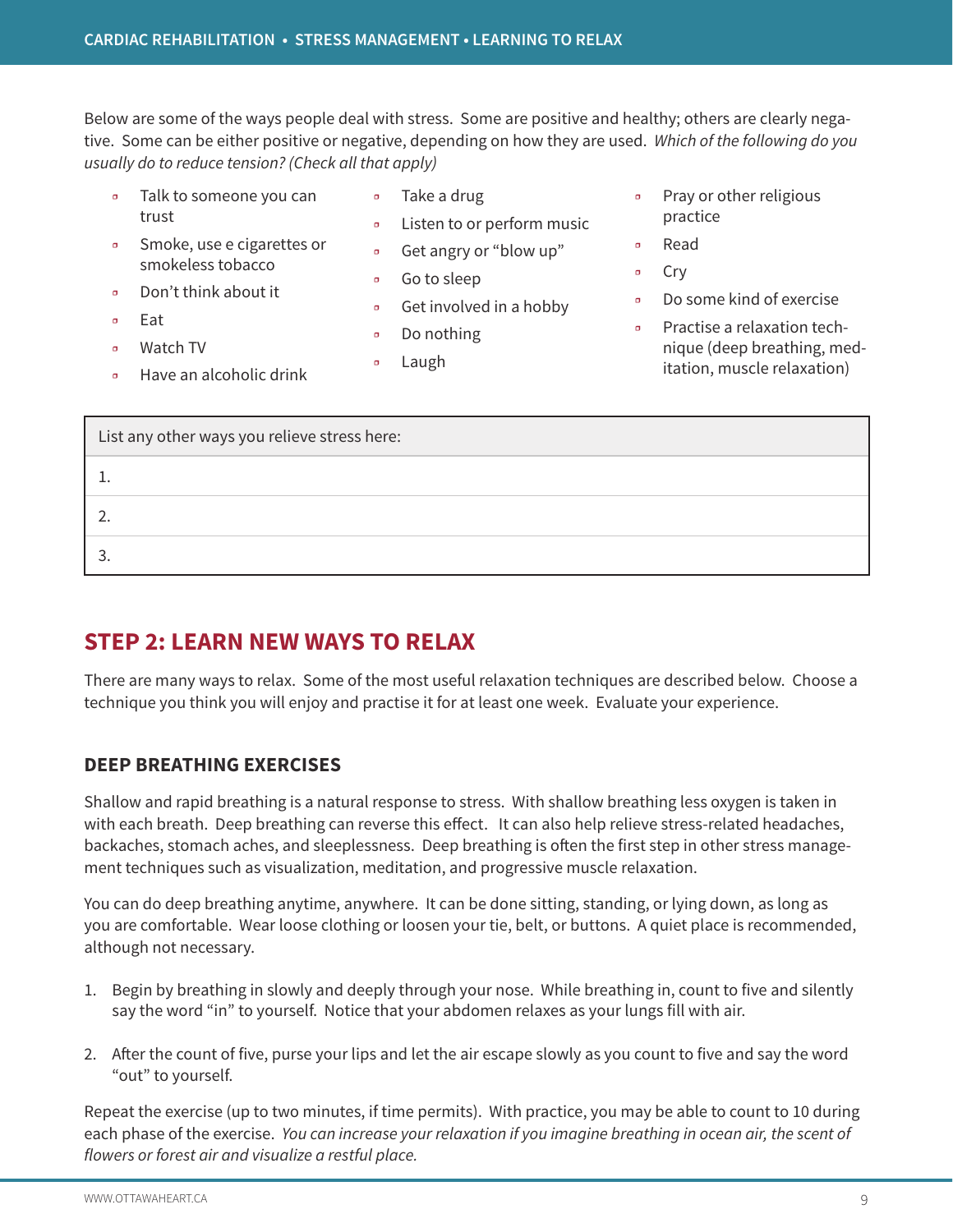Below are some of the ways people deal with stress. Some are positive and healthy; others are clearly negative. Some can be either positive or negative, depending on how they are used. *Which of the following do you usually do to reduce tension? (Check all that apply)*

- Talk to someone you can trust
- Smoke, use e cigarettes or smokeless tobacco
- Don't think about it
- Eat
- Watch TV
- Have an alcoholic drink
- Take a drug
- Listen to or perform music
- Get angry or "blow up"
- Go to sleep
- Get involved in a hobby
- Do nothing
- Laugh
- Pray or other religious practice
- Read
- Cry
- Do some kind of exercise
- Practise a relaxation technique (deep breathing, meditation, muscle relaxation)

| List any other ways you relieve stress here: |
| --- |
| 1. |
| 2. |
| 3. |

## STEP 2: LEARN NEW WAYS TO RELAX

There are many ways to relax. Some of the most useful relaxation techniques are described below. Choose a technique you think you will enjoy and practise it for at least one week. Evaluate your experience.

### DEEP BREATHING EXERCISES

Shallow and rapid breathing is a natural response to stress. With shallow breathing less oxygen is taken in with each breath. Deep breathing can reverse this effect. It can also help relieve stress-related headaches, backaches, stomach aches, and sleeplessness. Deep breathing is often the first step in other stress management techniques such as visualization, meditation, and progressive muscle relaxation.

You can do deep breathing anytime, anywhere. It can be done sitting, standing, or lying down, as long as you are comfortable. Wear loose clothing or loosen your tie, belt, or buttons. A quiet place is recommended, although not necessary.

1. Begin by breathing in slowly and deeply through your nose. While breathing in, count to five and silently say the word "in" to yourself. Notice that your abdomen relaxes as your lungs fill with air.

2. After the count of five, purse your lips and let the air escape slowly as you count to five and say the word "out" to yourself.

Repeat the exercise (up to two minutes, if time permits). With practice, you may be able to count to 10 during each phase of the exercise. *You can increase your relaxation if you imagine breathing in ocean air, the scent of flowers or forest air and visualize a restful place.*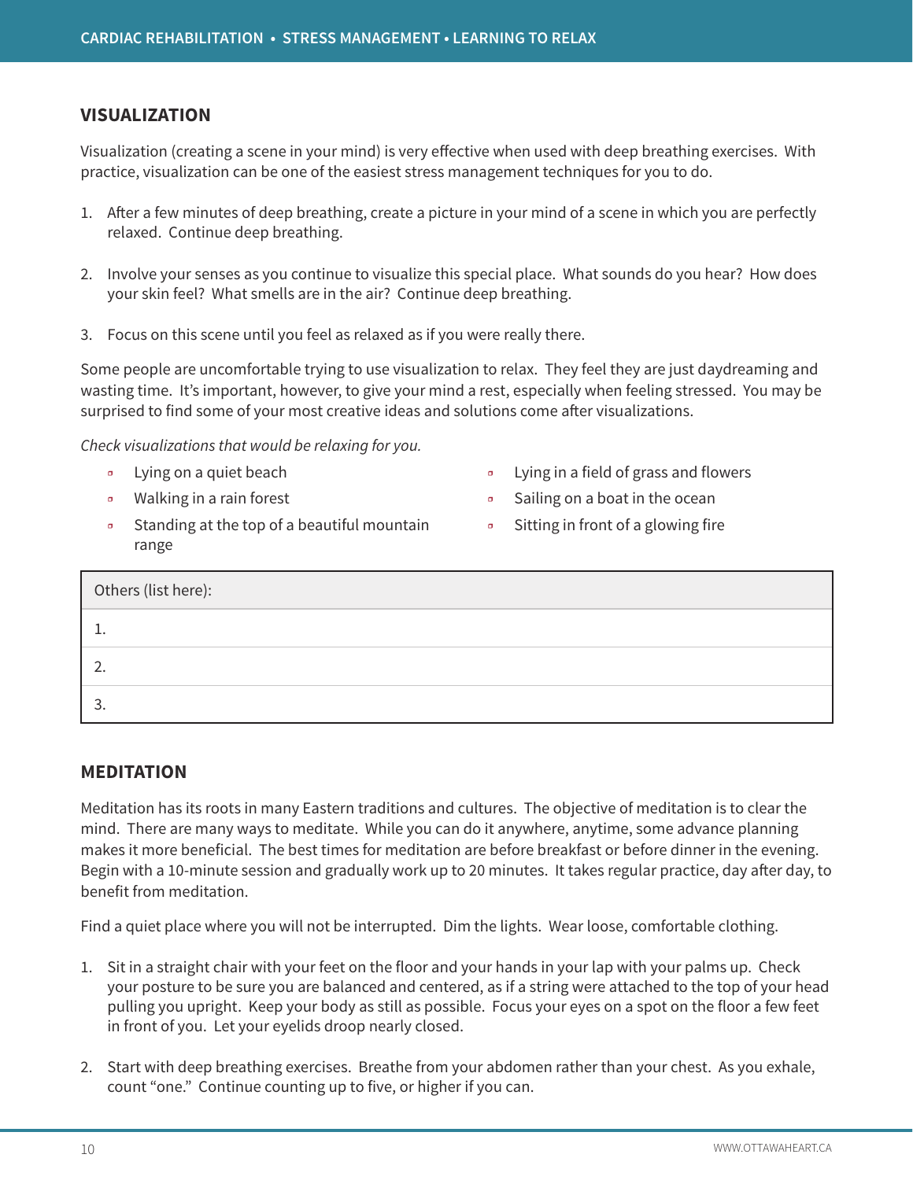## VISUALIZATION

Visualization (creating a scene in your mind) is very effective when used with deep breathing exercises. With practice, visualization can be one of the easiest stress management techniques for you to do.

1. After a few minutes of deep breathing, create a picture in your mind of a scene in which you are perfectly relaxed. Continue deep breathing.

2. Involve your senses as you continue to visualize this special place. What sounds do you hear? How does your skin feel? What smells are in the air? Continue deep breathing.

3. Focus on this scene until you feel as relaxed as if you were really there.

Some people are uncomfortable trying to use visualization to relax. They feel they are just daydreaming and wasting time. It's important, however, to give your mind a rest, especially when feeling stressed. You may be surprised to find some of your most creative ideas and solutions come after visualizations.

*Check visualizations that would be relaxing for you.*

- ▫ Lying on a quiet beach
- ▫ Walking in a rain forest
- ▫ Standing at the top of a beautiful mountain range
- ▫ Lying in a field of grass and flowers
- ▫ Sailing on a boat in the ocean
- ▫ Sitting in front of a glowing fire

| Others (list here): |
|---|
| 1. |
| 2. |
| 3. |

## MEDITATION

Meditation has its roots in many Eastern traditions and cultures. The objective of meditation is to clear the mind. There are many ways to meditate. While you can do it anywhere, anytime, some advance planning makes it more beneficial. The best times for meditation are before breakfast or before dinner in the evening. Begin with a 10-minute session and gradually work up to 20 minutes. It takes regular practice, day after day, to benefit from meditation.

Find a quiet place where you will not be interrupted. Dim the lights. Wear loose, comfortable clothing.

1. Sit in a straight chair with your feet on the floor and your hands in your lap with your palms up. Check your posture to be sure you are balanced and centered, as if a string were attached to the top of your head pulling you upright. Keep your body as still as possible. Focus your eyes on a spot on the floor a few feet in front of you. Let your eyelids droop nearly closed.

2. Start with deep breathing exercises. Breathe from your abdomen rather than your chest. As you exhale, count "one." Continue counting up to five, or higher if you can.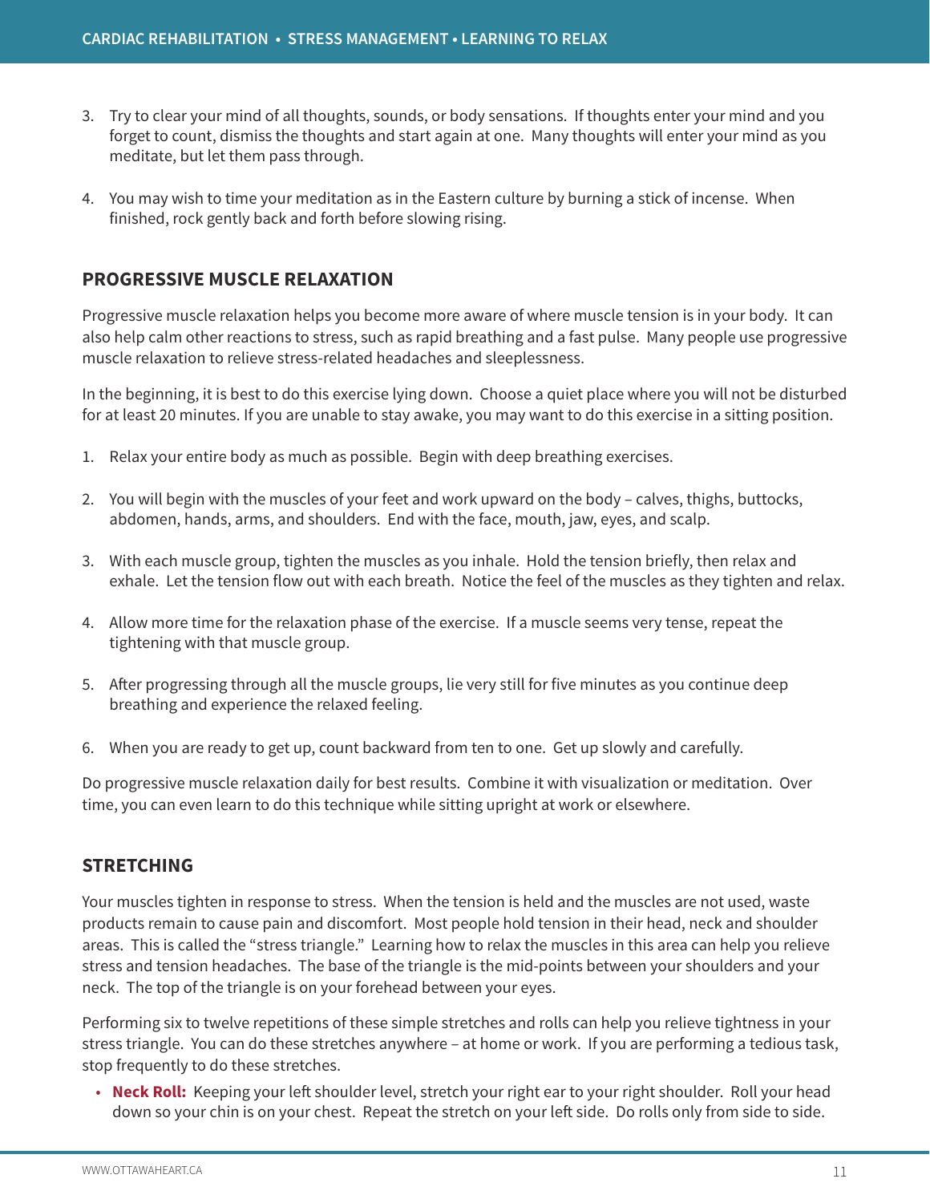3. Try to clear your mind of all thoughts, sounds, or body sensations. If thoughts enter your mind and you forget to count, dismiss the thoughts and start again at one. Many thoughts will enter your mind as you meditate, but let them pass through.

4. You may wish to time your meditation as in the Eastern culture by burning a stick of incense. When finished, rock gently back and forth before slowing rising.

## PROGRESSIVE MUSCLE RELAXATION

Progressive muscle relaxation helps you become more aware of where muscle tension is in your body. It can also help calm other reactions to stress, such as rapid breathing and a fast pulse. Many people use progressive muscle relaxation to relieve stress-related headaches and sleeplessness.

In the beginning, it is best to do this exercise lying down. Choose a quiet place where you will not be disturbed for at least 20 minutes. If you are unable to stay awake, you may want to do this exercise in a sitting position.

1. Relax your entire body as much as possible. Begin with deep breathing exercises.

2. You will begin with the muscles of your feet and work upward on the body – calves, thighs, buttocks, abdomen, hands, arms, and shoulders. End with the face, mouth, jaw, eyes, and scalp.

3. With each muscle group, tighten the muscles as you inhale. Hold the tension briefly, then relax and exhale. Let the tension flow out with each breath. Notice the feel of the muscles as they tighten and relax.

4. Allow more time for the relaxation phase of the exercise. If a muscle seems very tense, repeat the tightening with that muscle group.

5. After progressing through all the muscle groups, lie very still for five minutes as you continue deep breathing and experience the relaxed feeling.

6. When you are ready to get up, count backward from ten to one. Get up slowly and carefully.

Do progressive muscle relaxation daily for best results. Combine it with visualization or meditation. Over time, you can even learn to do this technique while sitting upright at work or elsewhere.

## STRETCHING

Your muscles tighten in response to stress. When the tension is held and the muscles are not used, waste products remain to cause pain and discomfort. Most people hold tension in their head, neck and shoulder areas. This is called the "stress triangle." Learning how to relax the muscles in this area can help you relieve stress and tension headaches. The base of the triangle is the mid-points between your shoulders and your neck. The top of the triangle is on your forehead between your eyes.

Performing six to twelve repetitions of these simple stretches and rolls can help you relieve tightness in your stress triangle. You can do these stretches anywhere – at home or work. If you are performing a tedious task, stop frequently to do these stretches.

- **Neck Roll:** Keeping your left shoulder level, stretch your right ear to your right shoulder. Roll your head down so your chin is on your chest. Repeat the stretch on your left side. Do rolls only from side to side.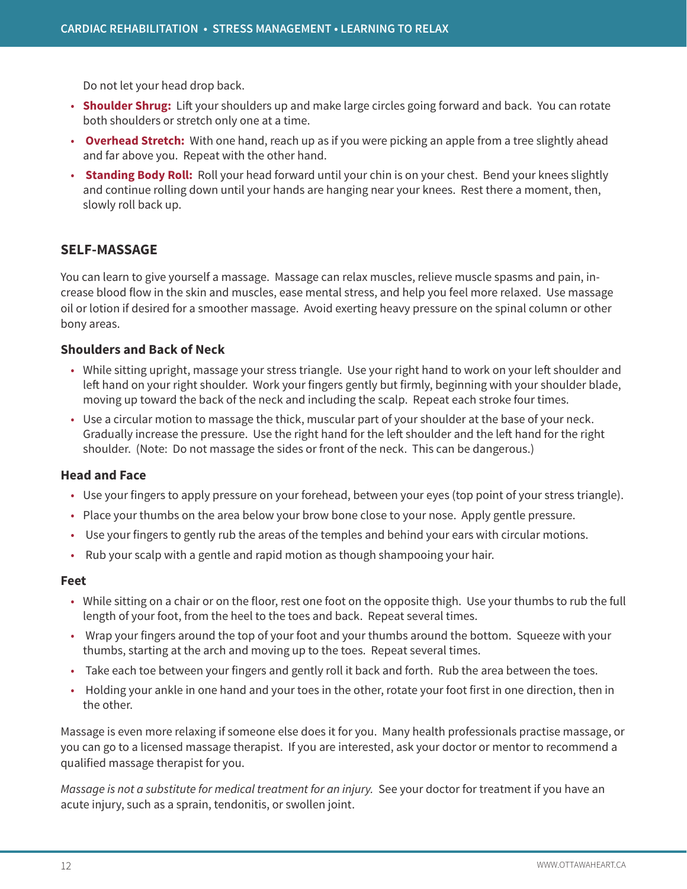Do not let your head drop back.

- **Shoulder Shrug:** Lift your shoulders up and make large circles going forward and back. You can rotate both shoulders or stretch only one at a time.
- **Overhead Stretch:** With one hand, reach up as if you were picking an apple from a tree slightly ahead and far above you. Repeat with the other hand.
- **Standing Body Roll:** Roll your head forward until your chin is on your chest. Bend your knees slightly and continue rolling down until your hands are hanging near your knees. Rest there a moment, then, slowly roll back up.

## SELF-MASSAGE

You can learn to give yourself a massage. Massage can relax muscles, relieve muscle spasms and pain, increase blood flow in the skin and muscles, ease mental stress, and help you feel more relaxed. Use massage oil or lotion if desired for a smoother massage. Avoid exerting heavy pressure on the spinal column or other bony areas.

### Shoulders and Back of Neck

- While sitting upright, massage your stress triangle. Use your right hand to work on your left shoulder and left hand on your right shoulder. Work your fingers gently but firmly, beginning with your shoulder blade, moving up toward the back of the neck and including the scalp. Repeat each stroke four times.
- Use a circular motion to massage the thick, muscular part of your shoulder at the base of your neck. Gradually increase the pressure. Use the right hand for the left shoulder and the left hand for the right shoulder. (Note: Do not massage the sides or front of the neck. This can be dangerous.)

### Head and Face

- Use your fingers to apply pressure on your forehead, between your eyes (top point of your stress triangle).
- Place your thumbs on the area below your brow bone close to your nose. Apply gentle pressure.
- Use your fingers to gently rub the areas of the temples and behind your ears with circular motions.
- Rub your scalp with a gentle and rapid motion as though shampooing your hair.

### Feet

- While sitting on a chair or on the floor, rest one foot on the opposite thigh. Use your thumbs to rub the full length of your foot, from the heel to the toes and back. Repeat several times.
- Wrap your fingers around the top of your foot and your thumbs around the bottom. Squeeze with your thumbs, starting at the arch and moving up to the toes. Repeat several times.
- Take each toe between your fingers and gently roll it back and forth. Rub the area between the toes.
- Holding your ankle in one hand and your toes in the other, rotate your foot first in one direction, then in the other.

Massage is even more relaxing if someone else does it for you. Many health professionals practise massage, or you can go to a licensed massage therapist. If you are interested, ask your doctor or mentor to recommend a qualified massage therapist for you.

*Massage is not a substitute for medical treatment for an injury.* See your doctor for treatment if you have an acute injury, such as a sprain, tendonitis, or swollen joint.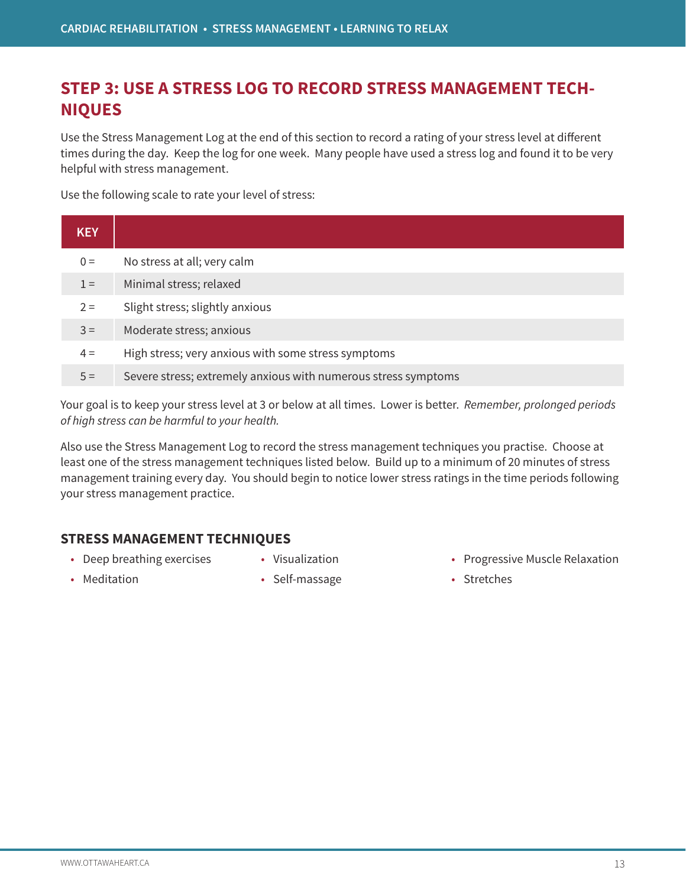## STEP 3: USE A STRESS LOG TO RECORD STRESS MANAGEMENT TECHNIQUES

Use the Stress Management Log at the end of this section to record a rating of your stress level at different times during the day. Keep the log for one week. Many people have used a stress log and found it to be very helpful with stress management.

Use the following scale to rate your level of stress:

| KEY | |
|---|---|
| 0 = | No stress at all; very calm |
| 1 = | Minimal stress; relaxed |
| 2 = | Slight stress; slightly anxious |
| 3 = | Moderate stress; anxious |
| 4 = | High stress; very anxious with some stress symptoms |
| 5 = | Severe stress; extremely anxious with numerous stress symptoms |

Your goal is to keep your stress level at 3 or below at all times. Lower is better. *Remember, prolonged periods of high stress can be harmful to your health.*

Also use the Stress Management Log to record the stress management techniques you practise. Choose at least one of the stress management techniques listed below. Build up to a minimum of 20 minutes of stress management training every day. You should begin to notice lower stress ratings in the time periods following your stress management practice.

### STRESS MANAGEMENT TECHNIQUES

- Deep breathing exercises
- Meditation
- Visualization
- Self-massage
- Progressive Muscle Relaxation
- Stretches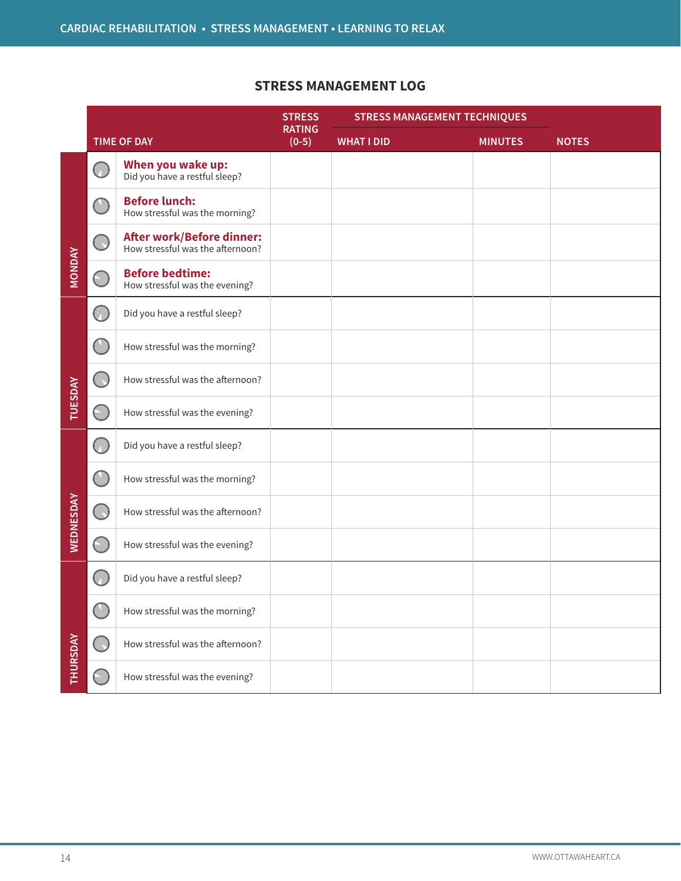## STRESS MANAGEMENT LOG

| | TIME OF DAY | STRESS RATING (0-5) | STRESS MANAGEMENT TECHNIQUES | | NOTES |
|---|---|---|---|---|---|
| | | | WHAT I DID | MINUTES | |
| MONDAY | **When you wake up:** Did you have a restful sleep? | | | | |
| | **Before lunch:** How stressful was the morning? | | | | |
| | **After work/Before dinner:** How stressful was the afternoon? | | | | |
| | **Before bedtime:** How stressful was the evening? | | | | |
| TUESDAY | Did you have a restful sleep? | | | | |
| | How stressful was the morning? | | | | |
| | How stressful was the afternoon? | | | | |
| | How stressful was the evening? | | | | |
| WEDNESDAY | Did you have a restful sleep? | | | | |
| | How stressful was the morning? | | | | |
| | How stressful was the afternoon? | | | | |
| | How stressful was the evening? | | | | |
| THURSDAY | Did you have a restful sleep? | | | | |
| | How stressful was the morning? | | | | |
| | How stressful was the afternoon? | | | | |
| | How stressful was the evening? | | | | |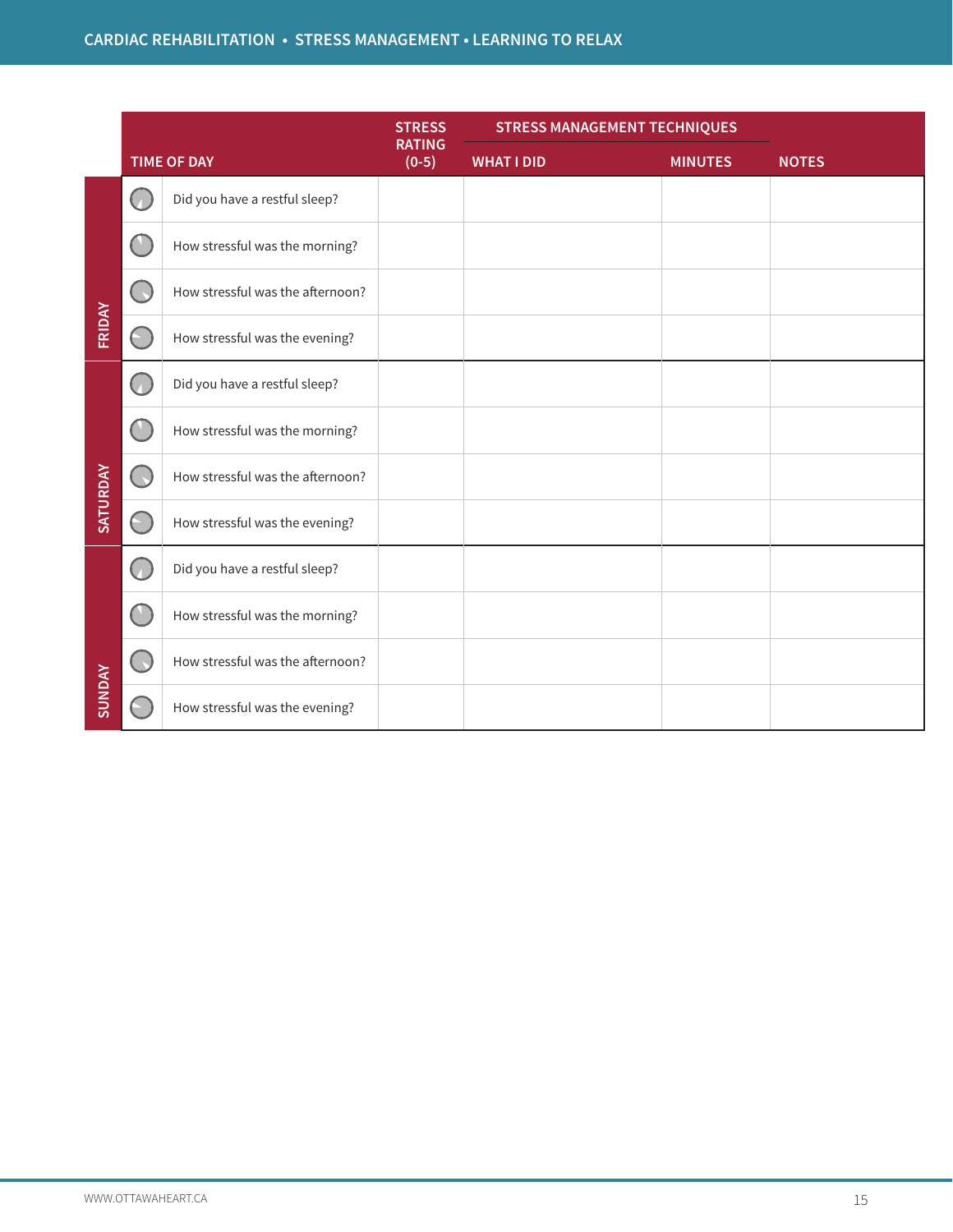| | Time of Day | Stress Rating (0-5) | Stress Management Techniques | | Notes |
|---|---|---|---|---|---|
| | | | What I Did | Minutes | |
| Friday | Did you have a restful sleep? | | | | |
| | How stressful was the morning? | | | | |
| | How stressful was the afternoon? | | | | |
| | How stressful was the evening? | | | | |
| Saturday | Did you have a restful sleep? | | | | |
| | How stressful was the morning? | | | | |
| | How stressful was the afternoon? | | | | |
| | How stressful was the evening? | | | | |
| Sunday | Did you have a restful sleep? | | | | |
| | How stressful was the morning? | | | | |
| | How stressful was the afternoon? | | | | |
| | How stressful was the evening? | | | | |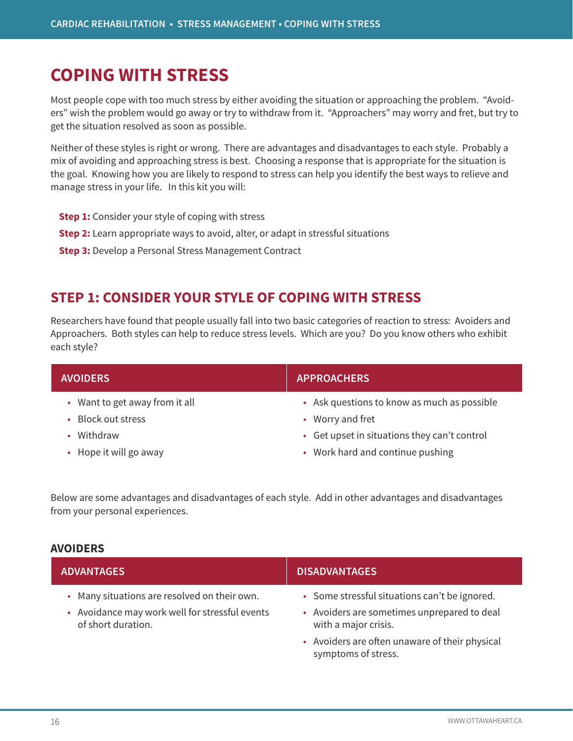# COPING WITH STRESS

Most people cope with too much stress by either avoiding the situation or approaching the problem. "Avoiders" wish the problem would go away or try to withdraw from it. "Approachers" may worry and fret, but try to get the situation resolved as soon as possible.

Neither of these styles is right or wrong. There are advantages and disadvantages to each style. Probably a mix of avoiding and approaching stress is best. Choosing a response that is appropriate for the situation is the goal. Knowing how you are likely to respond to stress can help you identify the best ways to relieve and manage stress in your life. In this kit you will:

**Step 1:** Consider your style of coping with stress

**Step 2:** Learn appropriate ways to avoid, alter, or adapt in stressful situations

**Step 3:** Develop a Personal Stress Management Contract

## STEP 1: CONSIDER YOUR STYLE OF COPING WITH STRESS

Researchers have found that people usually fall into two basic categories of reaction to stress: Avoiders and Approachers. Both styles can help to reduce stress levels. Which are you? Do you know others who exhibit each style?

| AVOIDERS | APPROACHERS |
|---|---|
| • Want to get away from it all | • Ask questions to know as much as possible |
| • Block out stress | • Worry and fret |
| • Withdraw | • Get upset in situations they can't control |
| • Hope it will go away | • Work hard and continue pushing |

Below are some advantages and disadvantages of each style. Add in other advantages and disadvantages from your personal experiences.

### AVOIDERS

| ADVANTAGES | DISADVANTAGES |
|---|---|
| • Many situations are resolved on their own. | • Some stressful situations can't be ignored. |
| • Avoidance may work well for stressful events of short duration. | • Avoiders are sometimes unprepared to deal with a major crisis. |
| | • Avoiders are often unaware of their physical symptoms of stress. |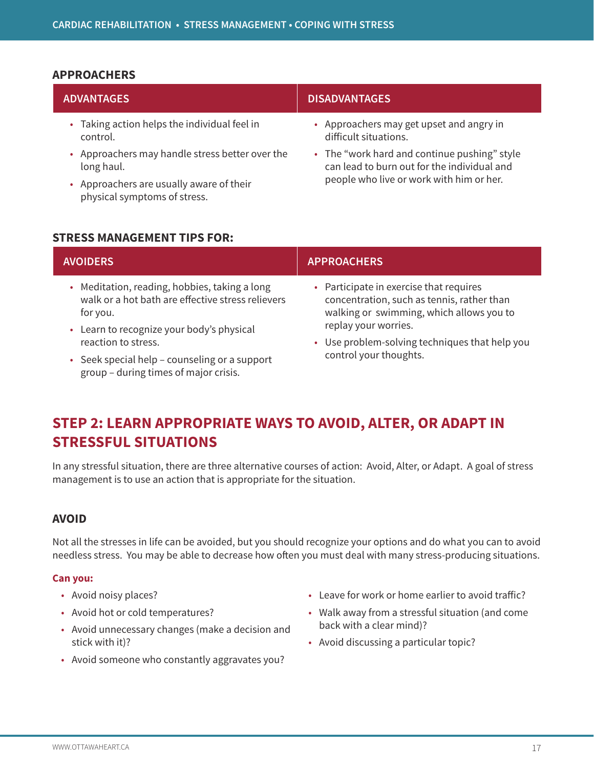### APPROACHERS

| ADVANTAGES | DISADVANTAGES |
|---|---|
| • Taking action helps the individual feel in control.<br>• Approachers may handle stress better over the long haul.<br>• Approachers are usually aware of their physical symptoms of stress. | • Approachers may get upset and angry in difficult situations.<br>• The "work hard and continue pushing" style can lead to burn out for the individual and people who live or work with him or her. |

### STRESS MANAGEMENT TIPS FOR:

| AVOIDERS | APPROACHERS |
|---|---|
| • Meditation, reading, hobbies, taking a long walk or a hot bath are effective stress relievers for you.<br>• Learn to recognize your body's physical reaction to stress.<br>• Seek special help – counseling or a support group – during times of major crisis. | • Participate in exercise that requires concentration, such as tennis, rather than walking or swimming, which allows you to replay your worries.<br>• Use problem-solving techniques that help you control your thoughts. |

## STEP 2: LEARN APPROPRIATE WAYS TO AVOID, ALTER, OR ADAPT IN STRESSFUL SITUATIONS

In any stressful situation, there are three alternative courses of action: Avoid, Alter, or Adapt. A goal of stress management is to use an action that is appropriate for the situation.

### AVOID

Not all the stresses in life can be avoided, but you should recognize your options and do what you can to avoid needless stress. You may be able to decrease how often you must deal with many stress-producing situations.

**Can you:**

- Avoid noisy places?
- Avoid hot or cold temperatures?
- Avoid unnecessary changes (make a decision and stick with it)?
- Avoid someone who constantly aggravates you?
- Leave for work or home earlier to avoid traffic?
- Walk away from a stressful situation (and come back with a clear mind)?
- Avoid discussing a particular topic?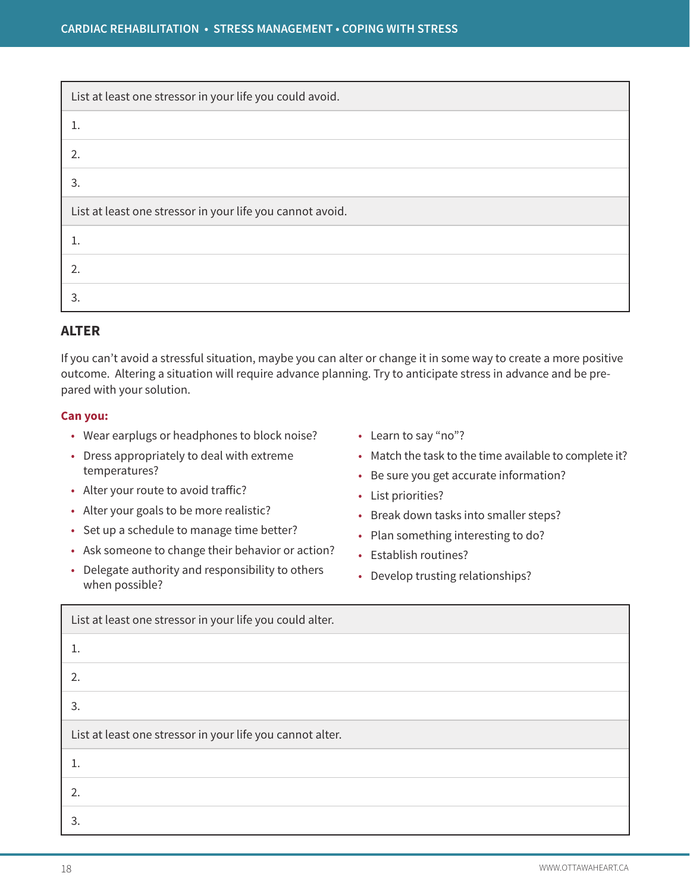| List at least one stressor in your life you could avoid. |
| --- |
| 1. |
| 2. |
| 3. |
| List at least one stressor in your life you cannot avoid. |
| 1. |
| 2. |
| 3. |

## ALTER

If you can't avoid a stressful situation, maybe you can alter or change it in some way to create a more positive outcome. Altering a situation will require advance planning. Try to anticipate stress in advance and be prepared with your solution.

**Can you:**

- Wear earplugs or headphones to block noise?
- Dress appropriately to deal with extreme temperatures?
- Alter your route to avoid traffic?
- Alter your goals to be more realistic?
- Set up a schedule to manage time better?
- Ask someone to change their behavior or action?
- Delegate authority and responsibility to others when possible?
- Learn to say "no"?
- Match the task to the time available to complete it?
- Be sure you get accurate information?
- List priorities?
- Break down tasks into smaller steps?
- Plan something interesting to do?
- Establish routines?
- Develop trusting relationships?

| List at least one stressor in your life you could alter. |
| --- |
| 1. |
| 2. |
| 3. |
| List at least one stressor in your life you cannot alter. |
| 1. |
| 2. |
| 3. |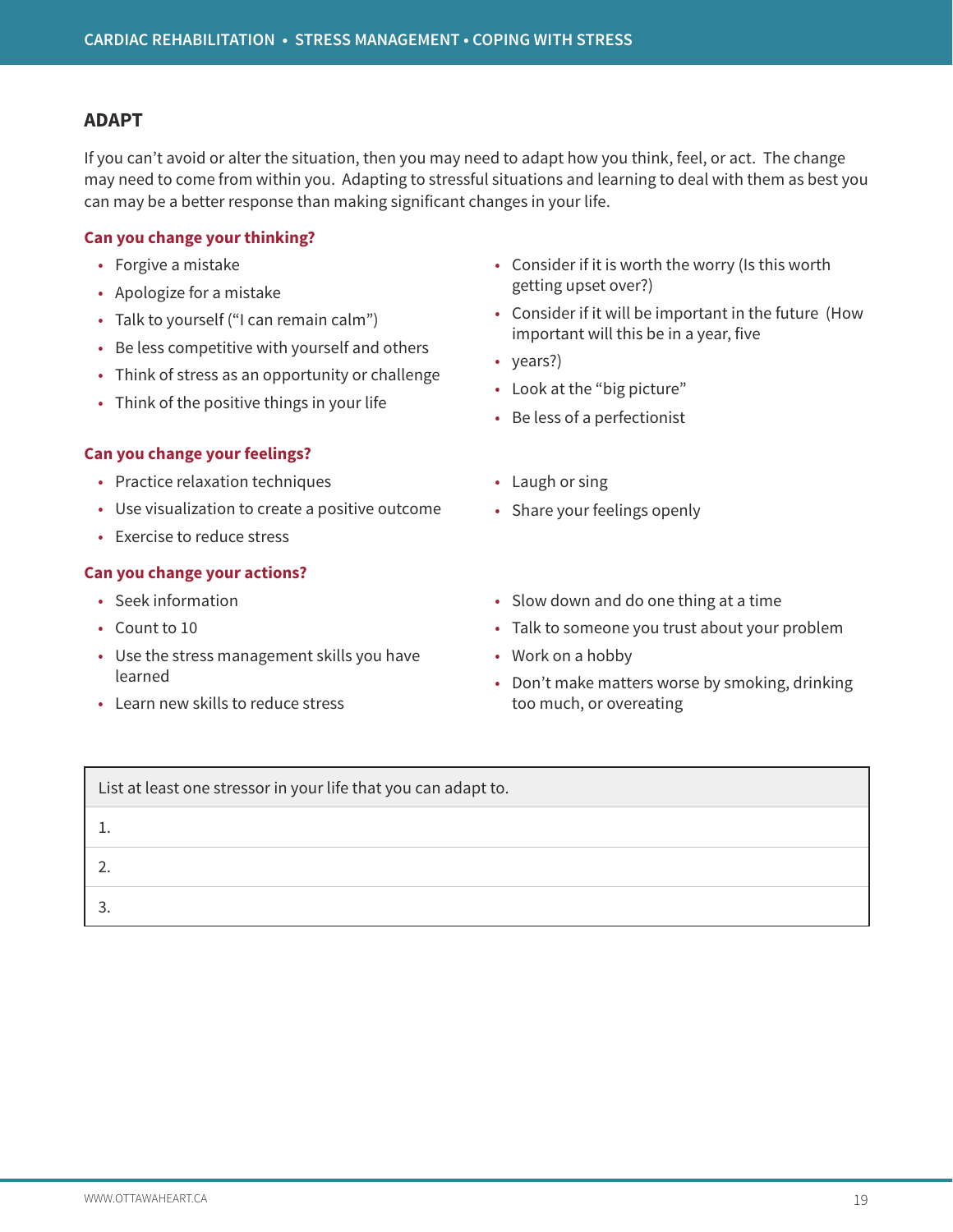## ADAPT

If you can't avoid or alter the situation, then you may need to adapt how you think, feel, or act. The change may need to come from within you. Adapting to stressful situations and learning to deal with them as best you can may be a better response than making significant changes in your life.

### Can you change your thinking?

- Forgive a mistake
- Apologize for a mistake
- Talk to yourself ("I can remain calm")
- Be less competitive with yourself and others
- Think of stress as an opportunity or challenge
- Think of the positive things in your life
- Consider if it is worth the worry (Is this worth getting upset over?)
- Consider if it will be important in the future (How important will this be in a year, five
- years?)
- Look at the "big picture"
- Be less of a perfectionist

### Can you change your feelings?

- Practice relaxation techniques
- Use visualization to create a positive outcome
- Exercise to reduce stress
- Laugh or sing
- Share your feelings openly

### Can you change your actions?

- Seek information
- Count to 10
- Use the stress management skills you have learned
- Learn new skills to reduce stress
- Slow down and do one thing at a time
- Talk to someone you trust about your problem
- Work on a hobby
- Don't make matters worse by smoking, drinking too much, or overeating

| List at least one stressor in your life that you can adapt to. |
| --- |
| 1. |
| 2. |
| 3. |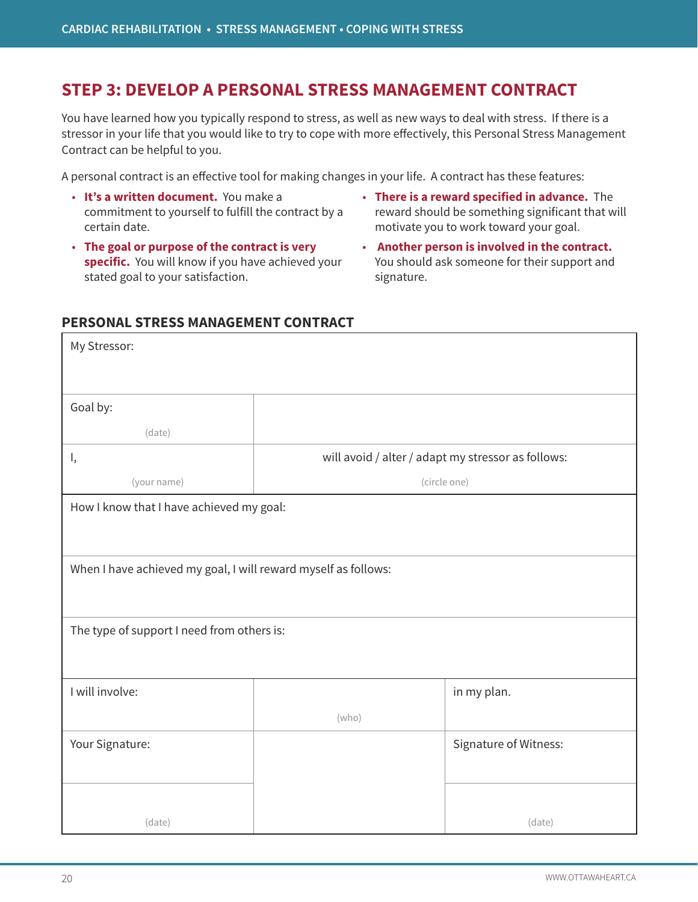## STEP 3: DEVELOP A PERSONAL STRESS MANAGEMENT CONTRACT

You have learned how you typically respond to stress, as well as new ways to deal with stress. If there is a stressor in your life that you would like to try to cope with more effectively, this Personal Stress Management Contract can be helpful to you.

A personal contract is an effective tool for making changes in your life. A contract has these features:

- **It's a written document.** You make a commitment to yourself to fulfill the contract by a certain date.
- **The goal or purpose of the contract is very specific.** You will know if you have achieved your stated goal to your satisfaction.
- **There is a reward specified in advance.** The reward should be something significant that will motivate you to work toward your goal.
- **Another person is involved in the contract.** You should ask someone for their support and signature.

### PERSONAL STRESS MANAGEMENT CONTRACT

| | | |
|---|---|---|
| My Stressor: | | |
| Goal by: (date) | | |
| I, (your name) | will avoid / alter / adapt my stressor as follows: (circle one) | |
| How I know that I have achieved my goal: | | |
| When I have achieved my goal, I will reward myself as follows: | | |
| The type of support I need from others is: | | |
| I will involve: | (who) | in my plan. |
| Your Signature: | | Signature of Witness: |
| (date) | | (date) |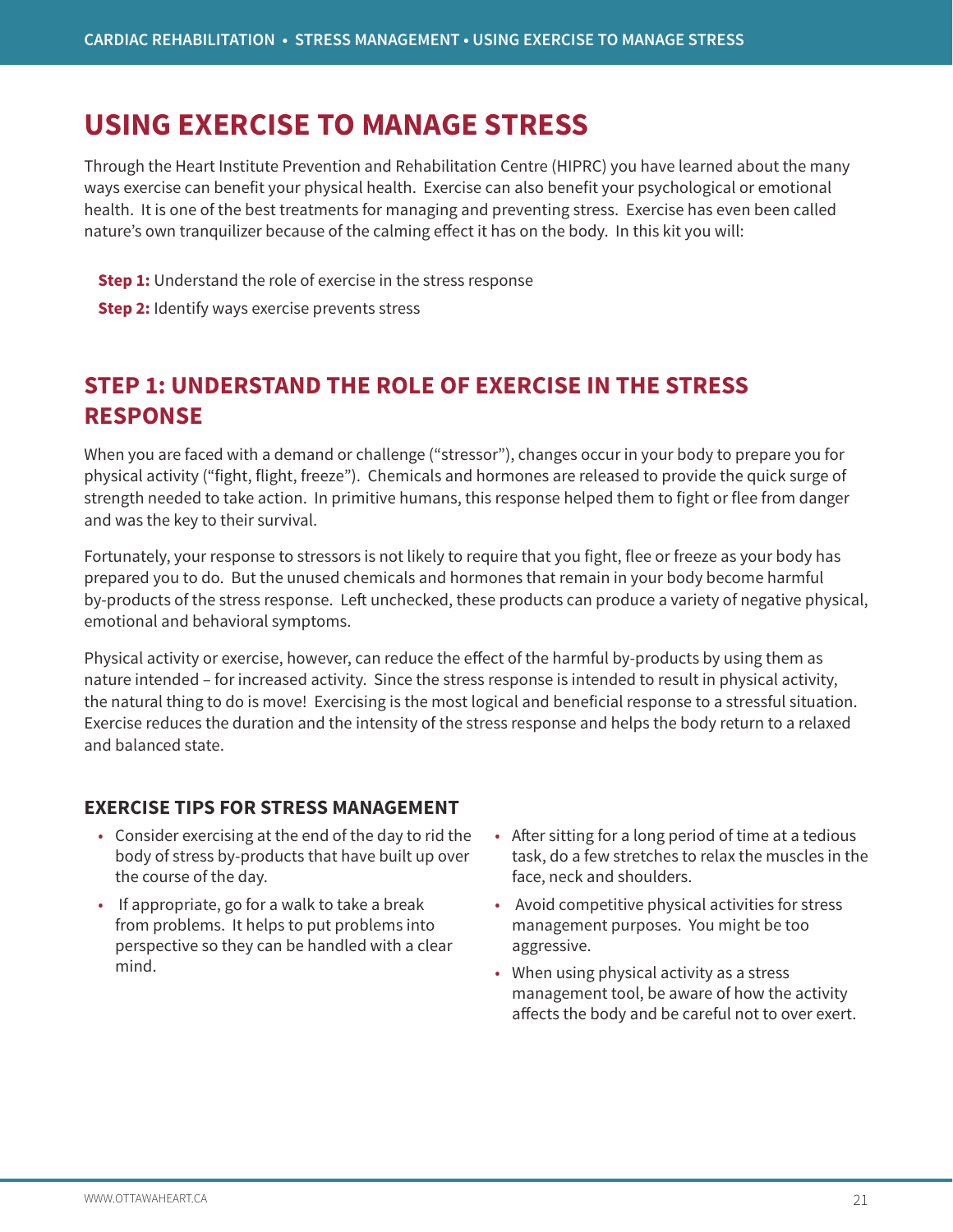# USING EXERCISE TO MANAGE STRESS

Through the Heart Institute Prevention and Rehabilitation Centre (HIPRC) you have learned about the many ways exercise can benefit your physical health. Exercise can also benefit your psychological or emotional health. It is one of the best treatments for managing and preventing stress. Exercise has even been called nature's own tranquilizer because of the calming effect it has on the body. In this kit you will:

**Step 1:** Understand the role of exercise in the stress response

**Step 2:** Identify ways exercise prevents stress

## STEP 1: UNDERSTAND THE ROLE OF EXERCISE IN THE STRESS RESPONSE

When you are faced with a demand or challenge ("stressor"), changes occur in your body to prepare you for physical activity ("fight, flight, freeze"). Chemicals and hormones are released to provide the quick surge of strength needed to take action. In primitive humans, this response helped them to fight or flee from danger and was the key to their survival.

Fortunately, your response to stressors is not likely to require that you fight, flee or freeze as your body has prepared you to do. But the unused chemicals and hormones that remain in your body become harmful by-products of the stress response. Left unchecked, these products can produce a variety of negative physical, emotional and behavioral symptoms.

Physical activity or exercise, however, can reduce the effect of the harmful by-products by using them as nature intended – for increased activity. Since the stress response is intended to result in physical activity, the natural thing to do is move! Exercising is the most logical and beneficial response to a stressful situation. Exercise reduces the duration and the intensity of the stress response and helps the body return to a relaxed and balanced state.

### EXERCISE TIPS FOR STRESS MANAGEMENT

- Consider exercising at the end of the day to rid the body of stress by-products that have built up over the course of the day.
- If appropriate, go for a walk to take a break from problems. It helps to put problems into perspective so they can be handled with a clear mind.
- After sitting for a long period of time at a tedious task, do a few stretches to relax the muscles in the face, neck and shoulders.
- Avoid competitive physical activities for stress management purposes. You might be too aggressive.
- When using physical activity as a stress management tool, be aware of how the activity affects the body and be careful not to over exert.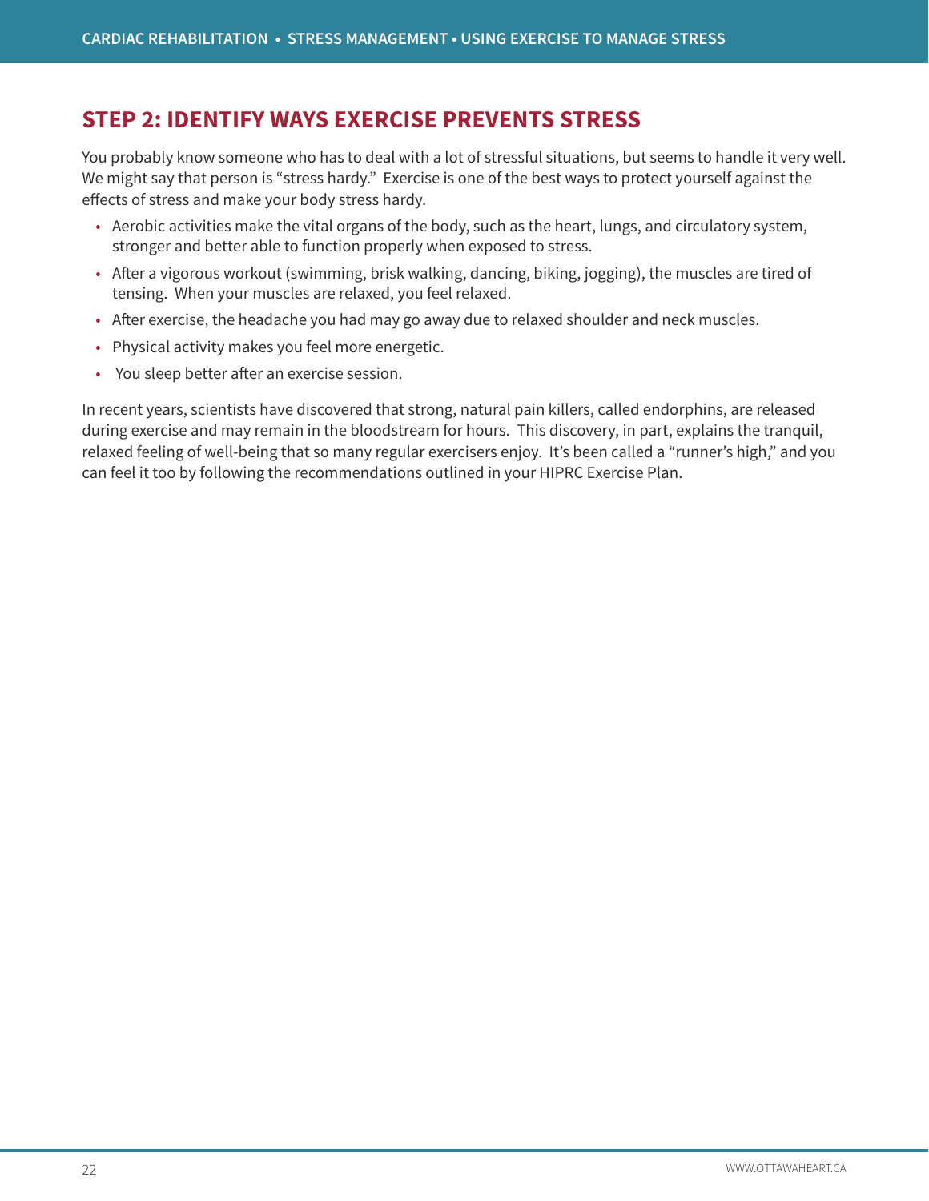## STEP 2: IDENTIFY WAYS EXERCISE PREVENTS STRESS

You probably know someone who has to deal with a lot of stressful situations, but seems to handle it very well. We might say that person is "stress hardy." Exercise is one of the best ways to protect yourself against the effects of stress and make your body stress hardy.

- Aerobic activities make the vital organs of the body, such as the heart, lungs, and circulatory system, stronger and better able to function properly when exposed to stress.
- After a vigorous workout (swimming, brisk walking, dancing, biking, jogging), the muscles are tired of tensing. When your muscles are relaxed, you feel relaxed.
- After exercise, the headache you had may go away due to relaxed shoulder and neck muscles.
- Physical activity makes you feel more energetic.
- You sleep better after an exercise session.

In recent years, scientists have discovered that strong, natural pain killers, called endorphins, are released during exercise and may remain in the bloodstream for hours. This discovery, in part, explains the tranquil, relaxed feeling of well-being that so many regular exercisers enjoy. It's been called a "runner's high," and you can feel it too by following the recommendations outlined in your HIPRC Exercise Plan.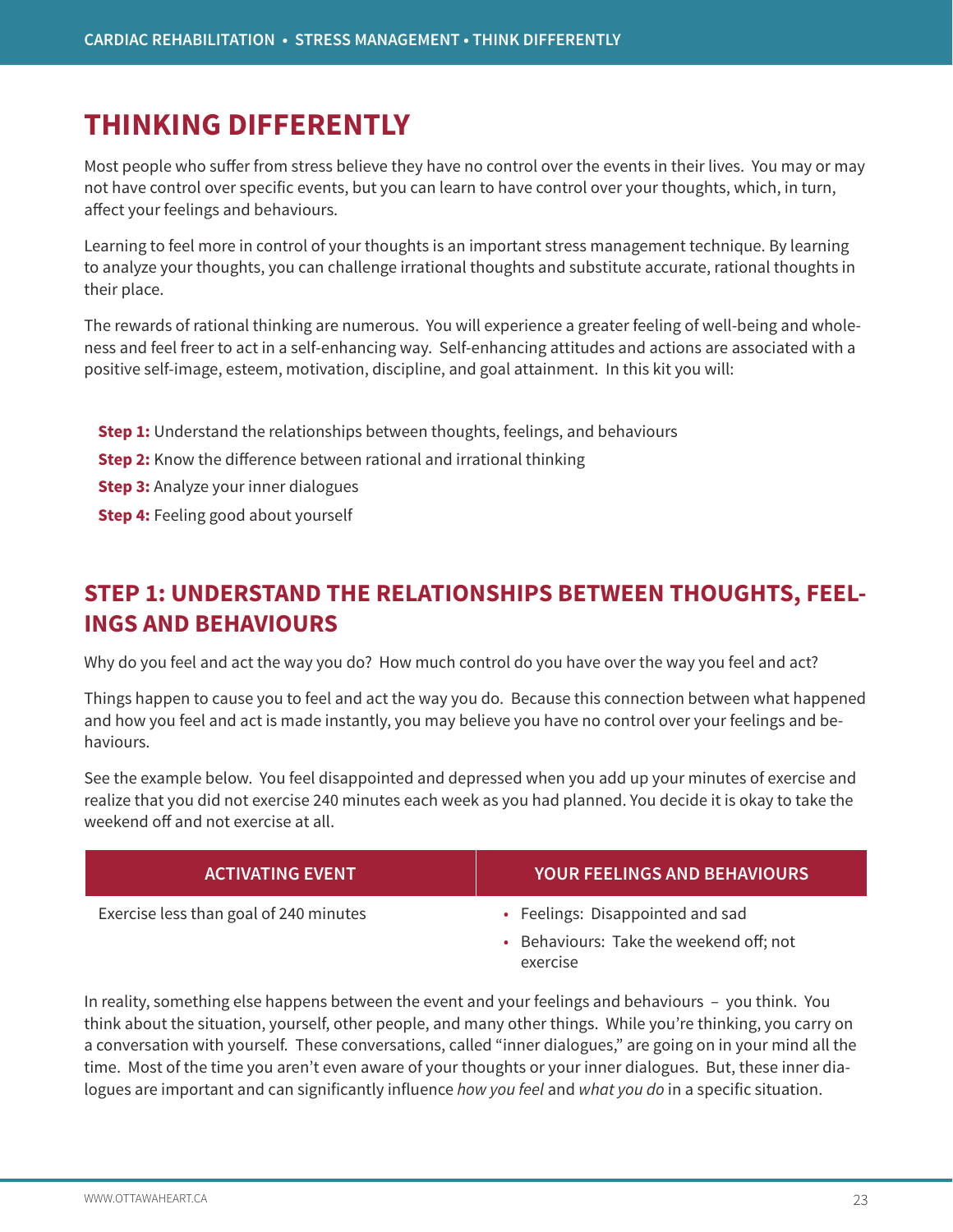# THINKING DIFFERENTLY

Most people who suffer from stress believe they have no control over the events in their lives. You may or may not have control over specific events, but you can learn to have control over your thoughts, which, in turn, affect your feelings and behaviours.

Learning to feel more in control of your thoughts is an important stress management technique. By learning to analyze your thoughts, you can challenge irrational thoughts and substitute accurate, rational thoughts in their place.

The rewards of rational thinking are numerous. You will experience a greater feeling of well-being and wholeness and feel freer to act in a self-enhancing way. Self-enhancing attitudes and actions are associated with a positive self-image, esteem, motivation, discipline, and goal attainment. In this kit you will:

**Step 1:** Understand the relationships between thoughts, feelings, and behaviours

**Step 2:** Know the difference between rational and irrational thinking

**Step 3:** Analyze your inner dialogues

**Step 4:** Feeling good about yourself

## STEP 1: UNDERSTAND THE RELATIONSHIPS BETWEEN THOUGHTS, FEELINGS AND BEHAVIOURS

Why do you feel and act the way you do? How much control do you have over the way you feel and act?

Things happen to cause you to feel and act the way you do. Because this connection between what happened and how you feel and act is made instantly, you may believe you have no control over your feelings and behaviours.

See the example below. You feel disappointed and depressed when you add up your minutes of exercise and realize that you did not exercise 240 minutes each week as you had planned. You decide it is okay to take the weekend off and not exercise at all.

| ACTIVATING EVENT | YOUR FEELINGS AND BEHAVIOURS |
|---|---|
| Exercise less than goal of 240 minutes | • Feelings: Disappointed and sad<br>• Behaviours: Take the weekend off; not exercise |

In reality, something else happens between the event and your feelings and behaviours – you think. You think about the situation, yourself, other people, and many other things. While you're thinking, you carry on a conversation with yourself. These conversations, called "inner dialogues," are going on in your mind all the time. Most of the time you aren't even aware of your thoughts or your inner dialogues. But, these inner dialogues are important and can significantly influence *how you feel* and *what you do* in a specific situation.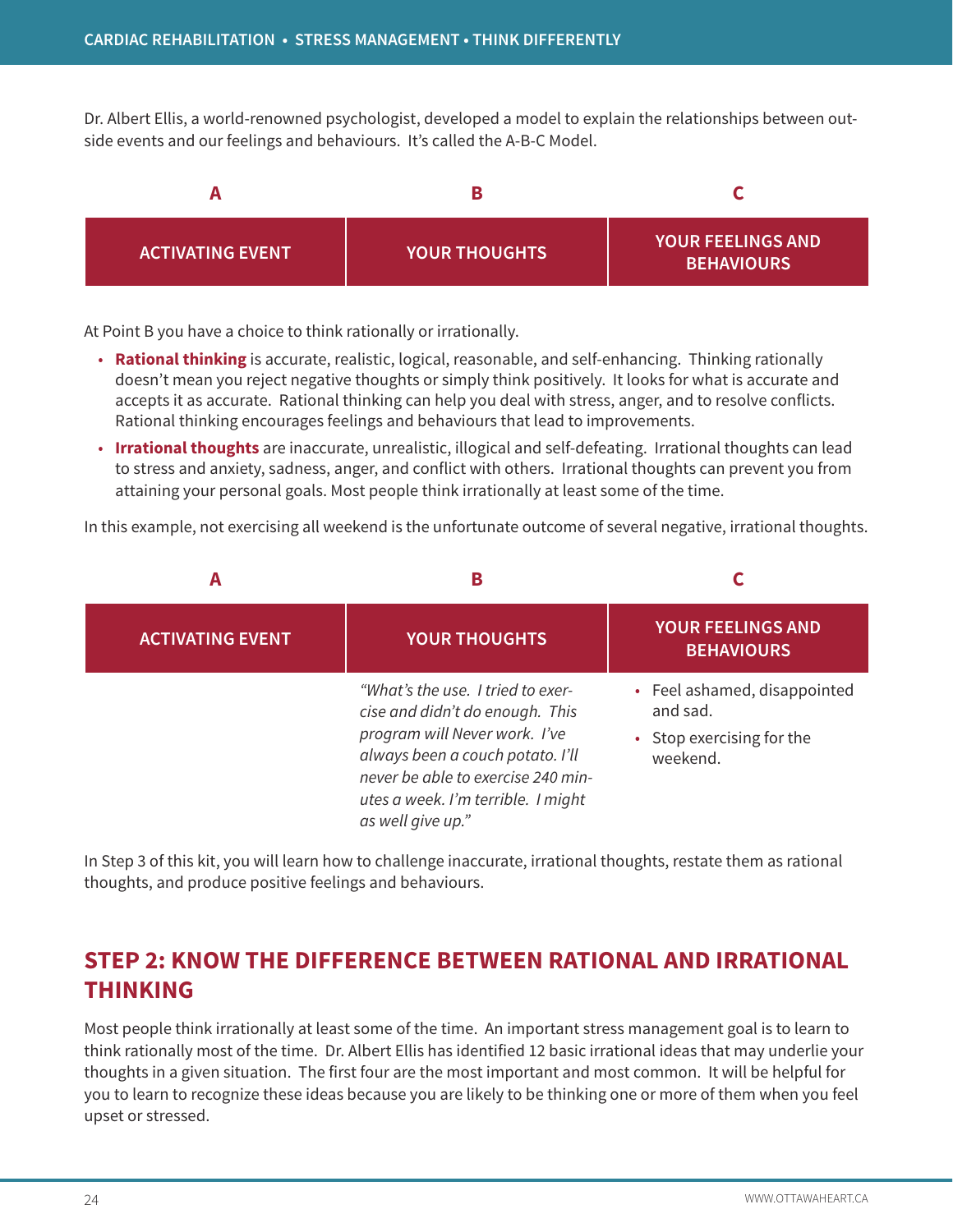Dr. Albert Ellis, a world-renowned psychologist, developed a model to explain the relationships between outside events and our feelings and behaviours. It's called the A-B-C Model.

| A | B | C |
|---|---|---|
| ACTIVATING EVENT | YOUR THOUGHTS | YOUR FEELINGS AND BEHAVIOURS |

At Point B you have a choice to think rationally or irrationally.

- **Rational thinking** is accurate, realistic, logical, reasonable, and self-enhancing. Thinking rationally doesn't mean you reject negative thoughts or simply think positively. It looks for what is accurate and accepts it as accurate. Rational thinking can help you deal with stress, anger, and to resolve conflicts. Rational thinking encourages feelings and behaviours that lead to improvements.
- **Irrational thoughts** are inaccurate, unrealistic, illogical and self-defeating. Irrational thoughts can lead to stress and anxiety, sadness, anger, and conflict with others. Irrational thoughts can prevent you from attaining your personal goals. Most people think irrationally at least some of the time.

In this example, not exercising all weekend is the unfortunate outcome of several negative, irrational thoughts.

| A | B | C |
|---|---|---|
| ACTIVATING EVENT | YOUR THOUGHTS | YOUR FEELINGS AND BEHAVIOURS |
| | *"What's the use. I tried to exercise and didn't do enough. This program will Never work. I've always been a couch potato. I'll never be able to exercise 240 minutes a week. I'm terrible. I might as well give up."* | • Feel ashamed, disappointed and sad.<br>• Stop exercising for the weekend. |

In Step 3 of this kit, you will learn how to challenge inaccurate, irrational thoughts, restate them as rational thoughts, and produce positive feelings and behaviours.

## STEP 2: KNOW THE DIFFERENCE BETWEEN RATIONAL AND IRRATIONAL THINKING

Most people think irrationally at least some of the time. An important stress management goal is to learn to think rationally most of the time. Dr. Albert Ellis has identified 12 basic irrational ideas that may underlie your thoughts in a given situation. The first four are the most important and most common. It will be helpful for you to learn to recognize these ideas because you are likely to be thinking one or more of them when you feel upset or stressed.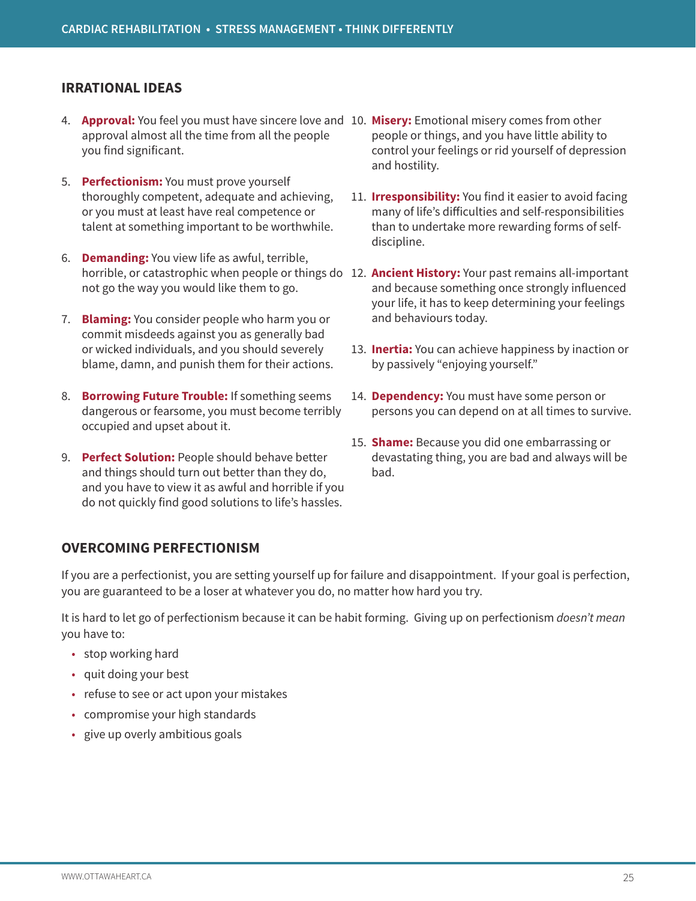## IRRATIONAL IDEAS

4. **Approval:** You feel you must have sincere love and approval almost all the time from all the people you find significant.

5. **Perfectionism:** You must prove yourself thoroughly competent, adequate and achieving, or you must at least have real competence or talent at something important to be worthwhile.

6. **Demanding:** You view life as awful, terrible, horrible, or catastrophic when people or things do not go the way you would like them to go.

7. **Blaming:** You consider people who harm you or commit misdeeds against you as generally bad or wicked individuals, and you should severely blame, damn, and punish them for their actions.

8. **Borrowing Future Trouble:** If something seems dangerous or fearsome, you must become terribly occupied and upset about it.

9. **Perfect Solution:** People should behave better and things should turn out better than they do, and you have to view it as awful and horrible if you do not quickly find good solutions to life's hassles.

10. **Misery:** Emotional misery comes from other people or things, and you have little ability to control your feelings or rid yourself of depression and hostility.

11. **Irresponsibility:** You find it easier to avoid facing many of life's difficulties and self-responsibilities than to undertake more rewarding forms of self-discipline.

12. **Ancient History:** Your past remains all-important and because something once strongly influenced your life, it has to keep determining your feelings and behaviours today.

13. **Inertia:** You can achieve happiness by inaction or by passively "enjoying yourself."

14. **Dependency:** You must have some person or persons you can depend on at all times to survive.

15. **Shame:** Because you did one embarrassing or devastating thing, you are bad and always will be bad.

## OVERCOMING PERFECTIONISM

If you are a perfectionist, you are setting yourself up for failure and disappointment. If your goal is perfection, you are guaranteed to be a loser at whatever you do, no matter how hard you try.

It is hard to let go of perfectionism because it can be habit forming. Giving up on perfectionism *doesn't mean* you have to:

- stop working hard
- quit doing your best
- refuse to see or act upon your mistakes
- compromise your high standards
- give up overly ambitious goals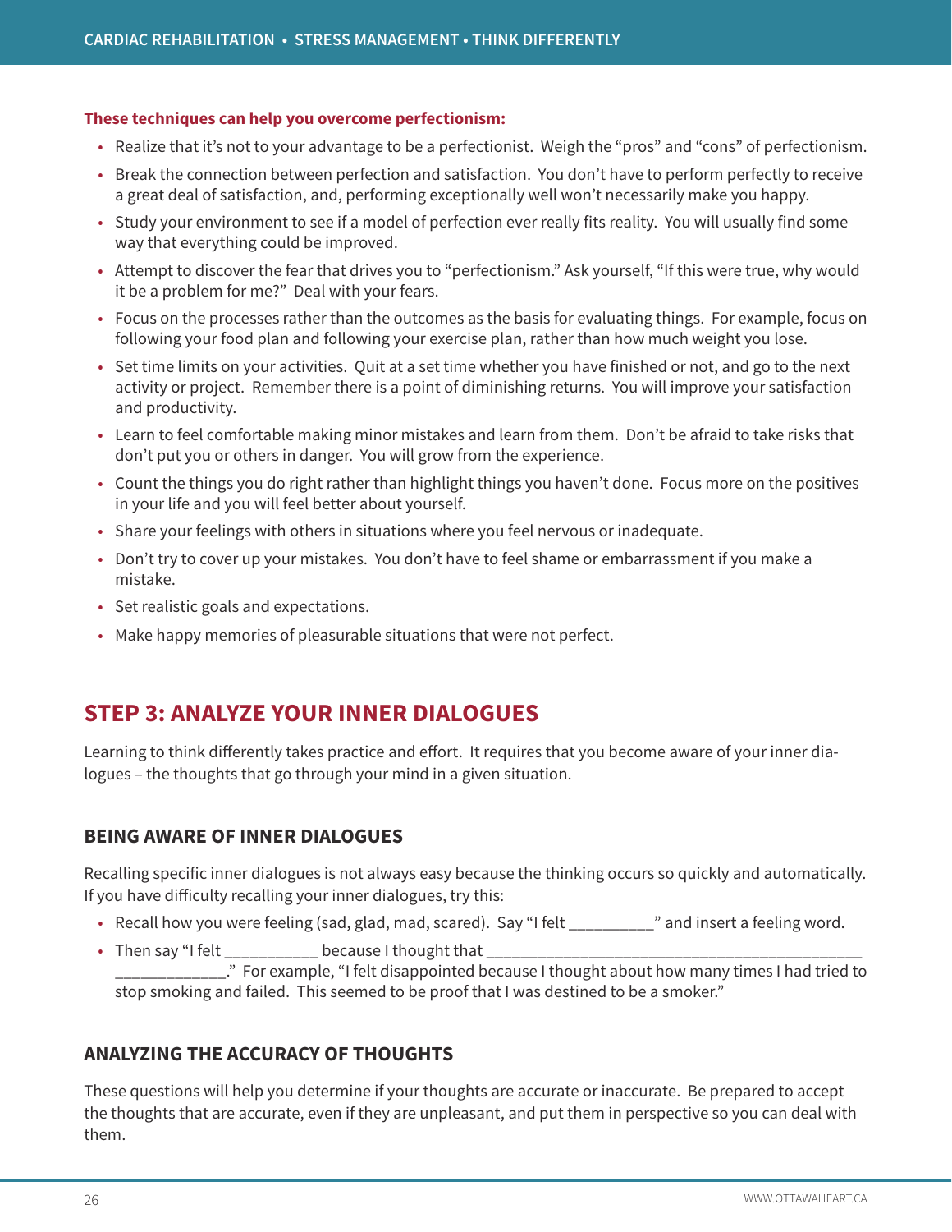**These techniques can help you overcome perfectionism:**

- Realize that it's not to your advantage to be a perfectionist. Weigh the "pros" and "cons" of perfectionism.
- Break the connection between perfection and satisfaction. You don't have to perform perfectly to receive a great deal of satisfaction, and, performing exceptionally well won't necessarily make you happy.
- Study your environment to see if a model of perfection ever really fits reality. You will usually find some way that everything could be improved.
- Attempt to discover the fear that drives you to "perfectionism." Ask yourself, "If this were true, why would it be a problem for me?" Deal with your fears.
- Focus on the processes rather than the outcomes as the basis for evaluating things. For example, focus on following your food plan and following your exercise plan, rather than how much weight you lose.
- Set time limits on your activities. Quit at a set time whether you have finished or not, and go to the next activity or project. Remember there is a point of diminishing returns. You will improve your satisfaction and productivity.
- Learn to feel comfortable making minor mistakes and learn from them. Don't be afraid to take risks that don't put you or others in danger. You will grow from the experience.
- Count the things you do right rather than highlight things you haven't done. Focus more on the positives in your life and you will feel better about yourself.
- Share your feelings with others in situations where you feel nervous or inadequate.
- Don't try to cover up your mistakes. You don't have to feel shame or embarrassment if you make a mistake.
- Set realistic goals and expectations.
- Make happy memories of pleasurable situations that were not perfect.

## STEP 3: ANALYZE YOUR INNER DIALOGUES

Learning to think differently takes practice and effort. It requires that you become aware of your inner dialogues – the thoughts that go through your mind in a given situation.

### BEING AWARE OF INNER DIALOGUES

Recalling specific inner dialogues is not always easy because the thinking occurs so quickly and automatically. If you have difficulty recalling your inner dialogues, try this:

- Recall how you were feeling (sad, glad, mad, scared). Say "I felt __________" and insert a feeling word.
- Then say "I felt ___________ because I thought that ______________________________________________ _____________." For example, "I felt disappointed because I thought about how many times I had tried to stop smoking and failed. This seemed to be proof that I was destined to be a smoker."

### ANALYZING THE ACCURACY OF THOUGHTS

These questions will help you determine if your thoughts are accurate or inaccurate. Be prepared to accept the thoughts that are accurate, even if they are unpleasant, and put them in perspective so you can deal with them.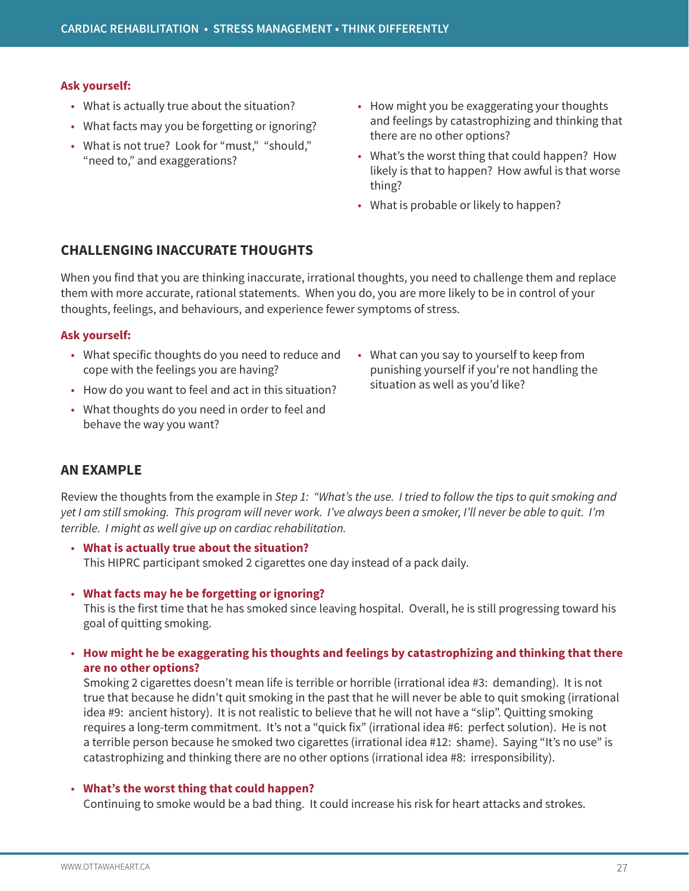**Ask yourself:**

- What is actually true about the situation?
- What facts may you be forgetting or ignoring?
- What is not true? Look for "must," "should," "need to," and exaggerations?
- How might you be exaggerating your thoughts and feelings by catastrophizing and thinking that there are no other options?
- What's the worst thing that could happen? How likely is that to happen? How awful is that worse thing?
- What is probable or likely to happen?

## CHALLENGING INACCURATE THOUGHTS

When you find that you are thinking inaccurate, irrational thoughts, you need to challenge them and replace them with more accurate, rational statements. When you do, you are more likely to be in control of your thoughts, feelings, and behaviours, and experience fewer symptoms of stress.

**Ask yourself:**

- What specific thoughts do you need to reduce and cope with the feelings you are having?
- How do you want to feel and act in this situation?
- What thoughts do you need in order to feel and behave the way you want?
- What can you say to yourself to keep from punishing yourself if you're not handling the situation as well as you'd like?

## AN EXAMPLE

Review the thoughts from the example in *Step 1: "What's the use. I tried to follow the tips to quit smoking and yet I am still smoking. This program will never work. I've always been a smoker, I'll never be able to quit. I'm terrible. I might as well give up on cardiac rehabilitation.*

- **What is actually true about the situation?**
  This HIPRC participant smoked 2 cigarettes one day instead of a pack daily.

- **What facts may he be forgetting or ignoring?**
  This is the first time that he has smoked since leaving hospital. Overall, he is still progressing toward his goal of quitting smoking.

- **How might he be exaggerating his thoughts and feelings by catastrophizing and thinking that there are no other options?**
  Smoking 2 cigarettes doesn't mean life is terrible or horrible (irrational idea #3: demanding). It is not true that because he didn't quit smoking in the past that he will never be able to quit smoking (irrational idea #9: ancient history). It is not realistic to believe that he will not have a "slip". Quitting smoking requires a long-term commitment. It's not a "quick fix" (irrational idea #6: perfect solution). He is not a terrible person because he smoked two cigarettes (irrational idea #12: shame). Saying "It's no use" is catastrophizing and thinking there are no other options (irrational idea #8: irresponsibility).

- **What's the worst thing that could happen?**
  Continuing to smoke would be a bad thing. It could increase his risk for heart attacks and strokes.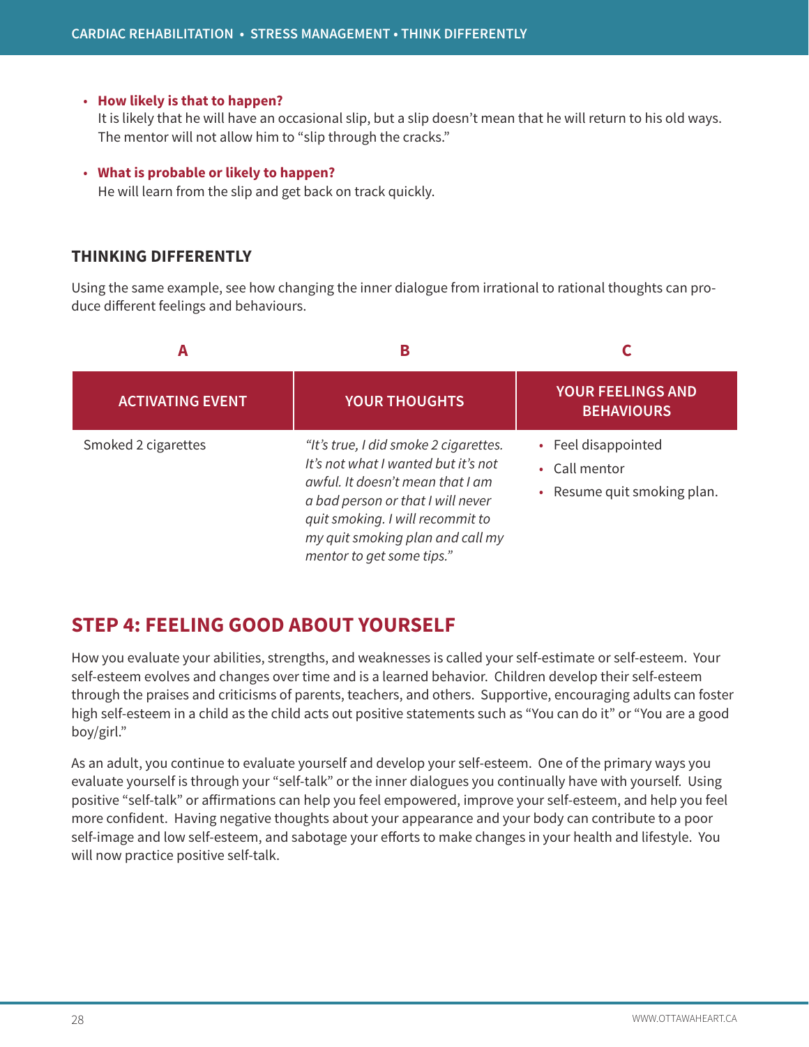- **How likely is that to happen?**
  It is likely that he will have an occasional slip, but a slip doesn't mean that he will return to his old ways. The mentor will not allow him to "slip through the cracks."

- **What is probable or likely to happen?**
  He will learn from the slip and get back on track quickly.

### THINKING DIFFERENTLY

Using the same example, see how changing the inner dialogue from irrational to rational thoughts can produce different feelings and behaviours.

| A<br>ACTIVATING EVENT | B<br>YOUR THOUGHTS | C<br>YOUR FEELINGS AND BEHAVIOURS |
|---|---|---|
| Smoked 2 cigarettes | *"It's true, I did smoke 2 cigarettes. It's not what I wanted but it's not awful. It doesn't mean that I am a bad person or that I will never quit smoking. I will recommit to my quit smoking plan and call my mentor to get some tips."* | • Feel disappointed<br>• Call mentor<br>• Resume quit smoking plan. |

## STEP 4: FEELING GOOD ABOUT YOURSELF

How you evaluate your abilities, strengths, and weaknesses is called your self-estimate or self-esteem. Your self-esteem evolves and changes over time and is a learned behavior. Children develop their self-esteem through the praises and criticisms of parents, teachers, and others. Supportive, encouraging adults can foster high self-esteem in a child as the child acts out positive statements such as "You can do it" or "You are a good boy/girl."

As an adult, you continue to evaluate yourself and develop your self-esteem. One of the primary ways you evaluate yourself is through your "self-talk" or the inner dialogues you continually have with yourself. Using positive "self-talk" or affirmations can help you feel empowered, improve your self-esteem, and help you feel more confident. Having negative thoughts about your appearance and your body can contribute to a poor self-image and low self-esteem, and sabotage your efforts to make changes in your health and lifestyle. You will now practice positive self-talk.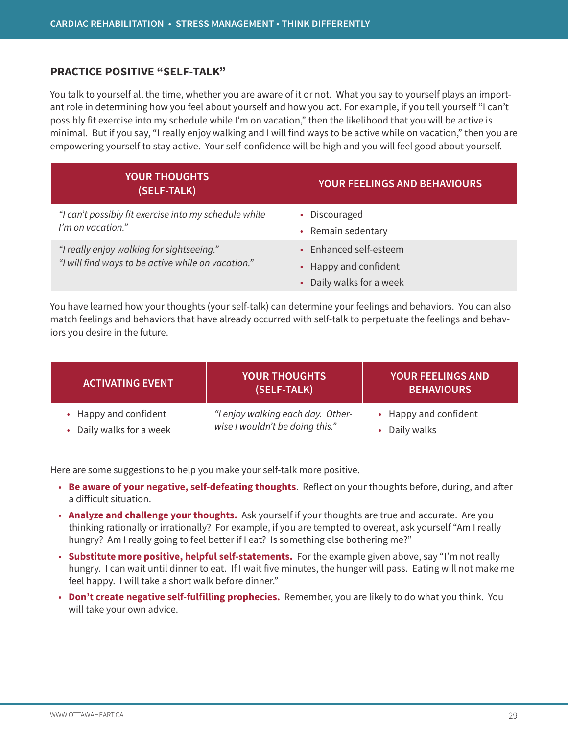## PRACTICE POSITIVE "SELF-TALK"

You talk to yourself all the time, whether you are aware of it or not. What you say to yourself plays an important role in determining how you feel about yourself and how you act. For example, if you tell yourself "I can't possibly fit exercise into my schedule while I'm on vacation," then the likelihood that you will be active is minimal. But if you say, "I really enjoy walking and I will find ways to be active while on vacation," then you are empowering yourself to stay active. Your self-confidence will be high and you will feel good about yourself.

| YOUR THOUGHTS (SELF-TALK) | YOUR FEELINGS AND BEHAVIOURS |
|---|---|
| *"I can't possibly fit exercise into my schedule while I'm on vacation."* | • Discouraged<br>• Remain sedentary |
| *"I really enjoy walking for sightseeing."*<br>*"I will find ways to be active while on vacation."* | • Enhanced self-esteem<br>• Happy and confident<br>• Daily walks for a week |

You have learned how your thoughts (your self-talk) can determine your feelings and behaviors. You can also match feelings and behaviors that have already occurred with self-talk to perpetuate the feelings and behaviors you desire in the future.

| ACTIVATING EVENT | YOUR THOUGHTS (SELF-TALK) | YOUR FEELINGS AND BEHAVIOURS |
|---|---|---|
| • Happy and confident<br>• Daily walks for a week | *"I enjoy walking each day. Otherwise I wouldn't be doing this."* | • Happy and confident<br>• Daily walks |

Here are some suggestions to help you make your self-talk more positive.

- **Be aware of your negative, self-defeating thoughts**. Reflect on your thoughts before, during, and after a difficult situation.
- **Analyze and challenge your thoughts.** Ask yourself if your thoughts are true and accurate. Are you thinking rationally or irrationally? For example, if you are tempted to overeat, ask yourself "Am I really hungry? Am I really going to feel better if I eat? Is something else bothering me?"
- **Substitute more positive, helpful self-statements.** For the example given above, say "I'm not really hungry. I can wait until dinner to eat. If I wait five minutes, the hunger will pass. Eating will not make me feel happy. I will take a short walk before dinner."
- **Don't create negative self-fulfilling prophecies.** Remember, you are likely to do what you think. You will take your own advice.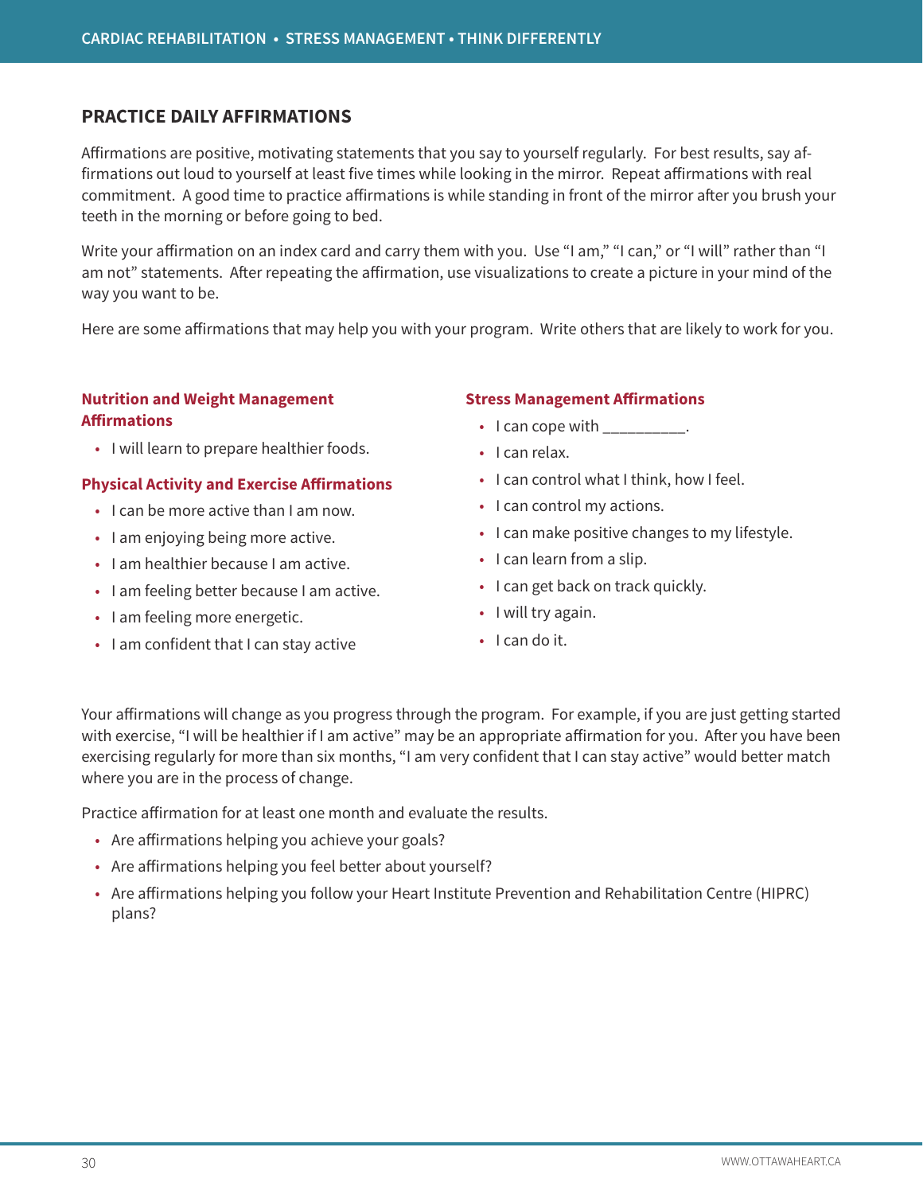## PRACTICE DAILY AFFIRMATIONS

Affirmations are positive, motivating statements that you say to yourself regularly. For best results, say affirmations out loud to yourself at least five times while looking in the mirror. Repeat affirmations with real commitment. A good time to practice affirmations is while standing in front of the mirror after you brush your teeth in the morning or before going to bed.

Write your affirmation on an index card and carry them with you. Use "I am," "I can," or "I will" rather than "I am not" statements. After repeating the affirmation, use visualizations to create a picture in your mind of the way you want to be.

Here are some affirmations that may help you with your program. Write others that are likely to work for you.

### Nutrition and Weight Management Affirmations

- I will learn to prepare healthier foods.

### Physical Activity and Exercise Affirmations

- I can be more active than I am now.
- I am enjoying being more active.
- I am healthier because I am active.
- I am feeling better because I am active.
- I am feeling more energetic.
- I am confident that I can stay active

### Stress Management Affirmations

- I can cope with __________.
- I can relax.
- I can control what I think, how I feel.
- I can control my actions.
- I can make positive changes to my lifestyle.
- I can learn from a slip.
- I can get back on track quickly.
- I will try again.
- I can do it.

Your affirmations will change as you progress through the program. For example, if you are just getting started with exercise, "I will be healthier if I am active" may be an appropriate affirmation for you. After you have been exercising regularly for more than six months, "I am very confident that I can stay active" would better match where you are in the process of change.

Practice affirmation for at least one month and evaluate the results.

- Are affirmations helping you achieve your goals?
- Are affirmations helping you feel better about yourself?
- Are affirmations helping you follow your Heart Institute Prevention and Rehabilitation Centre (HIPRC) plans?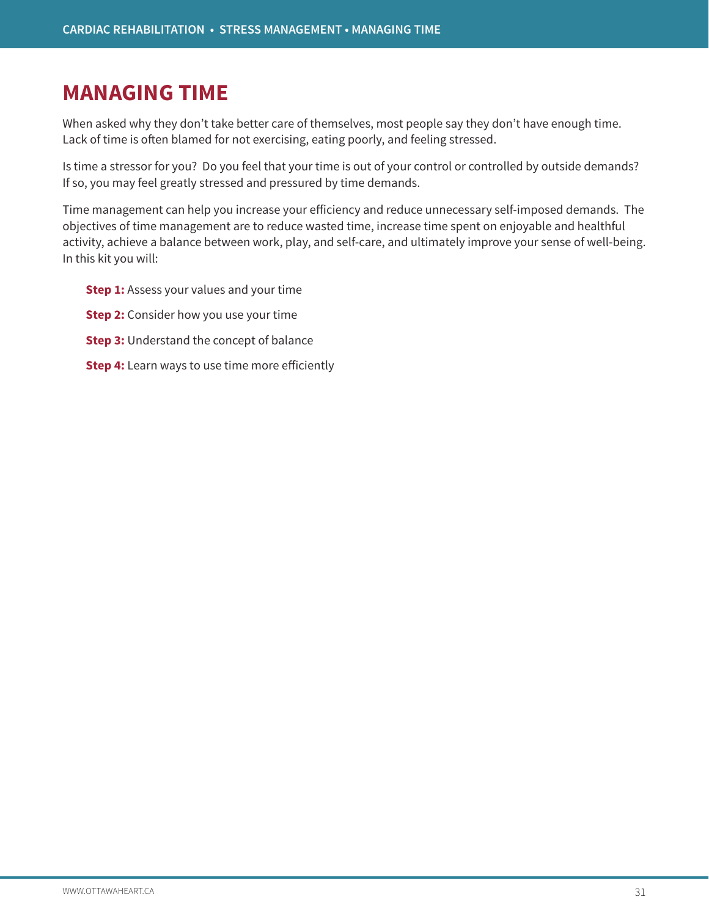# MANAGING TIME

When asked why they don't take better care of themselves, most people say they don't have enough time. Lack of time is often blamed for not exercising, eating poorly, and feeling stressed.

Is time a stressor for you? Do you feel that your time is out of your control or controlled by outside demands? If so, you may feel greatly stressed and pressured by time demands.

Time management can help you increase your efficiency and reduce unnecessary self-imposed demands. The objectives of time management are to reduce wasted time, increase time spent on enjoyable and healthful activity, achieve a balance between work, play, and self-care, and ultimately improve your sense of well-being. In this kit you will:

- **Step 1:** Assess your values and your time
- **Step 2:** Consider how you use your time
- **Step 3:** Understand the concept of balance
- **Step 4:** Learn ways to use time more efficiently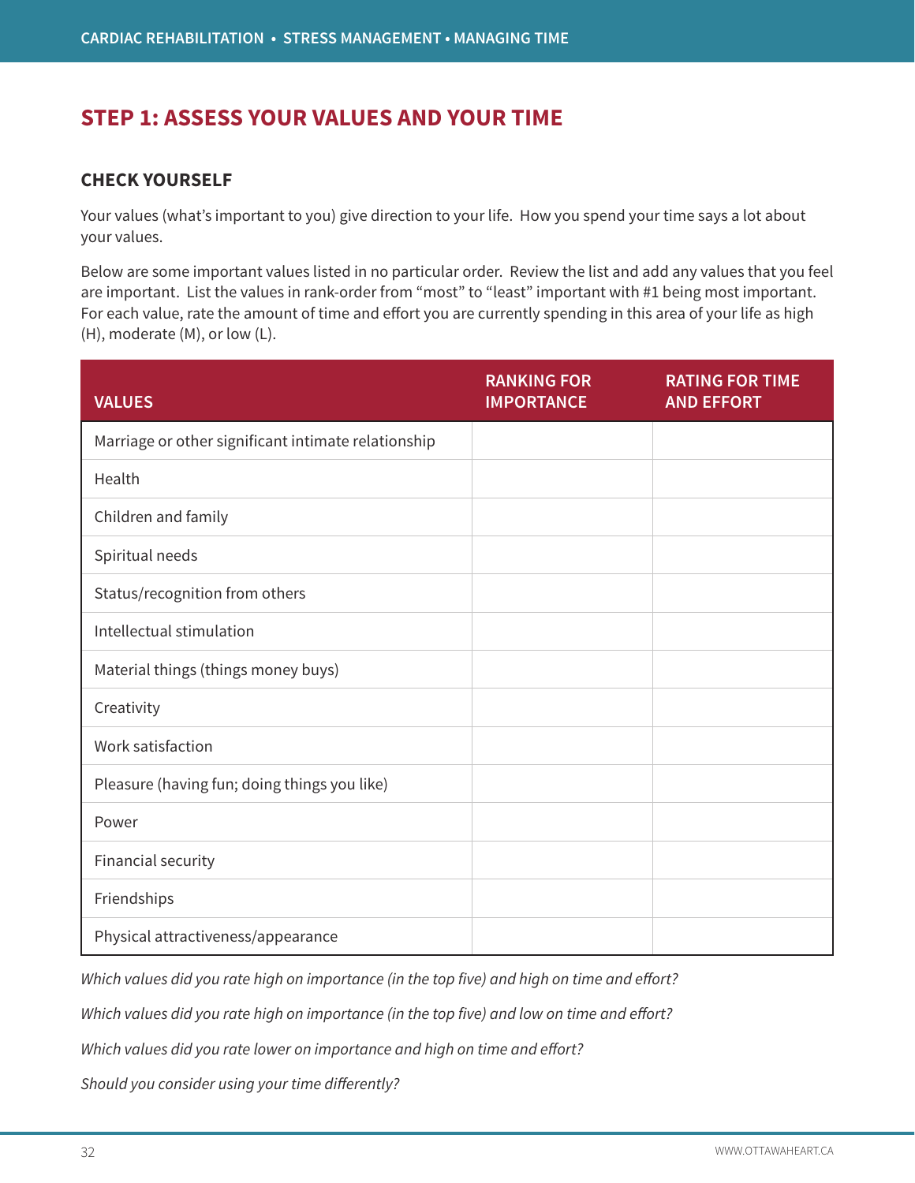## STEP 1: ASSESS YOUR VALUES AND YOUR TIME

### CHECK YOURSELF

Your values (what's important to you) give direction to your life. How you spend your time says a lot about your values.

Below are some important values listed in no particular order. Review the list and add any values that you feel are important. List the values in rank-order from "most" to "least" important with #1 being most important. For each value, rate the amount of time and effort you are currently spending in this area of your life as high (H), moderate (M), or low (L).

| VALUES | RANKING FOR IMPORTANCE | RATING FOR TIME AND EFFORT |
|---|---|---|
| Marriage or other significant intimate relationship | | |
| Health | | |
| Children and family | | |
| Spiritual needs | | |
| Status/recognition from others | | |
| Intellectual stimulation | | |
| Material things (things money buys) | | |
| Creativity | | |
| Work satisfaction | | |
| Pleasure (having fun; doing things you like) | | |
| Power | | |
| Financial security | | |
| Friendships | | |
| Physical attractiveness/appearance | | |

*Which values did you rate high on importance (in the top five) and high on time and effort?*

*Which values did you rate high on importance (in the top five) and low on time and effort?*

*Which values did you rate lower on importance and high on time and effort?*

*Should you consider using your time differently?*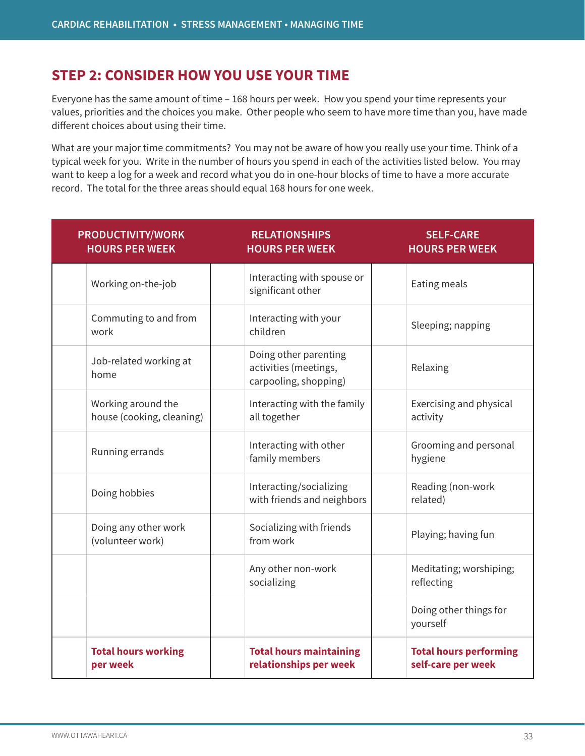## STEP 2: CONSIDER HOW YOU USE YOUR TIME

Everyone has the same amount of time – 168 hours per week. How you spend your time represents your values, priorities and the choices you make. Other people who seem to have more time than you, have made different choices about using their time.

What are your major time commitments? You may not be aware of how you really use your time. Think of a typical week for you. Write in the number of hours you spend in each of the activities listed below. You may want to keep a log for a week and record what you do in one-hour blocks of time to have a more accurate record. The total for the three areas should equal 168 hours for one week.

| PRODUCTIVITY/WORK HOURS PER WEEK | | RELATIONSHIPS HOURS PER WEEK | | SELF-CARE HOURS PER WEEK | |
|---|---|---|---|---|---|
| | Working on-the-job | | Interacting with spouse or significant other | | Eating meals |
| | Commuting to and from work | | Interacting with your children | | Sleeping; napping |
| | Job-related working at home | | Doing other parenting activities (meetings, carpooling, shopping) | | Relaxing |
| | Working around the house (cooking, cleaning) | | Interacting with the family all together | | Exercising and physical activity |
| | Running errands | | Interacting with other family members | | Grooming and personal hygiene |
| | Doing hobbies | | Interacting/socializing with friends and neighbors | | Reading (non-work related) |
| | Doing any other work (volunteer work) | | Socializing with friends from work | | Playing; having fun |
| | | | Any other non-work socializing | | Meditating; worshiping; reflecting |
| | | | | | Doing other things for yourself |
| | **Total hours working per week** | | **Total hours maintaining relationships per week** | | **Total hours performing self-care per week** |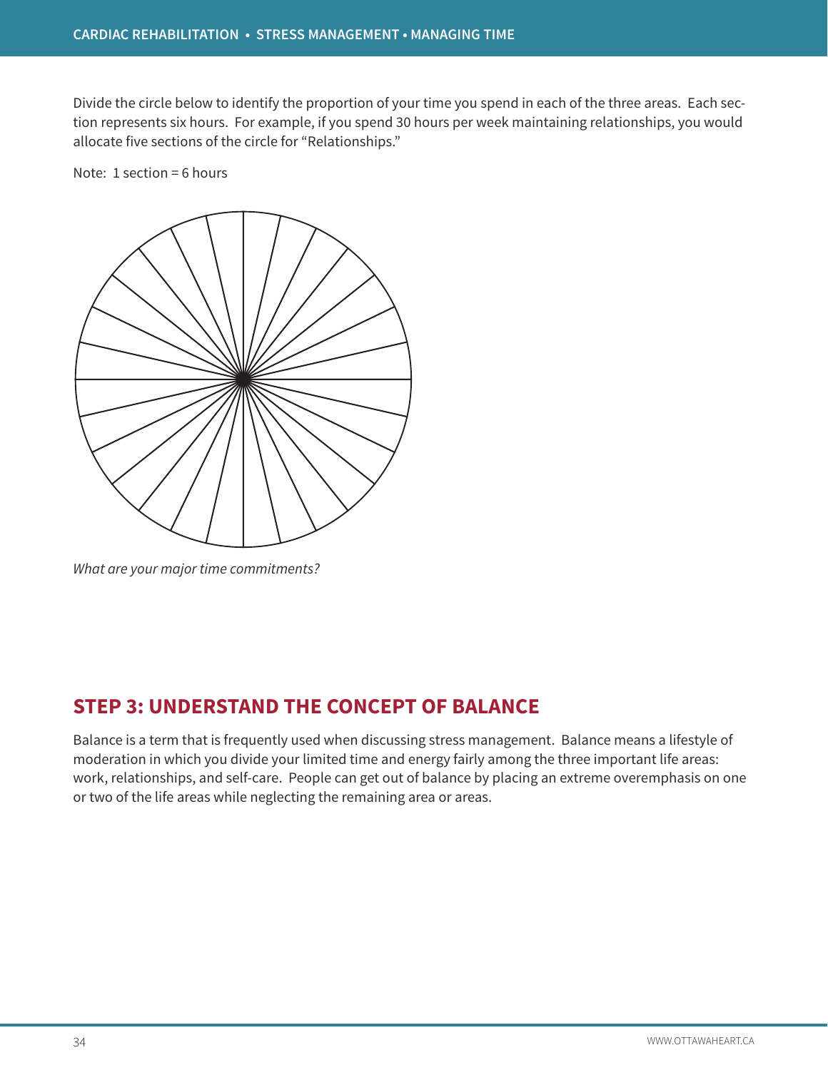Divide the circle below to identify the proportion of your time you spend in each of the three areas. Each section represents six hours. For example, if you spend 30 hours per week maintaining relationships, you would allocate five sections of the circle for "Relationships."

Note: 1 section = 6 hours

*What are your major time commitments?*

## STEP 3: UNDERSTAND THE CONCEPT OF BALANCE

Balance is a term that is frequently used when discussing stress management. Balance means a lifestyle of moderation in which you divide your limited time and energy fairly among the three important life areas: work, relationships, and self-care. People can get out of balance by placing an extreme overemphasis on one or two of the life areas while neglecting the remaining area or areas.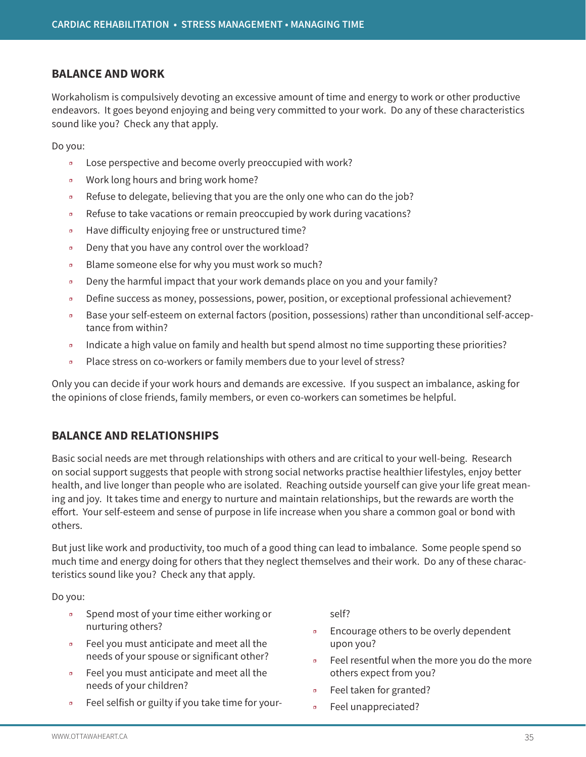## BALANCE AND WORK

Workaholism is compulsively devoting an excessive amount of time and energy to work or other productive endeavors. It goes beyond enjoying and being very committed to your work. Do any of these characteristics sound like you? Check any that apply.

Do you:

- Lose perspective and become overly preoccupied with work?
- Work long hours and bring work home?
- Refuse to delegate, believing that you are the only one who can do the job?
- Refuse to take vacations or remain preoccupied by work during vacations?
- Have difficulty enjoying free or unstructured time?
- Deny that you have any control over the workload?
- Blame someone else for why you must work so much?
- Deny the harmful impact that your work demands place on you and your family?
- Define success as money, possessions, power, position, or exceptional professional achievement?
- Base your self-esteem on external factors (position, possessions) rather than unconditional self-acceptance from within?
- Indicate a high value on family and health but spend almost no time supporting these priorities?
- Place stress on co-workers or family members due to your level of stress?

Only you can decide if your work hours and demands are excessive. If you suspect an imbalance, asking for the opinions of close friends, family members, or even co-workers can sometimes be helpful.

## BALANCE AND RELATIONSHIPS

Basic social needs are met through relationships with others and are critical to your well-being. Research on social support suggests that people with strong social networks practise healthier lifestyles, enjoy better health, and live longer than people who are isolated. Reaching outside yourself can give your life great meaning and joy. It takes time and energy to nurture and maintain relationships, but the rewards are worth the effort. Your self-esteem and sense of purpose in life increase when you share a common goal or bond with others.

But just like work and productivity, too much of a good thing can lead to imbalance. Some people spend so much time and energy doing for others that they neglect themselves and their work. Do any of these characteristics sound like you? Check any that apply.

Do you:

- Spend most of your time either working or nurturing others?
- Feel you must anticipate and meet all the needs of your spouse or significant other?
- Feel you must anticipate and meet all the needs of your children?
- Feel selfish or guilty if you take time for yourself?
- Encourage others to be overly dependent upon you?
- Feel resentful when the more you do the more others expect from you?
- Feel taken for granted?
- Feel unappreciated?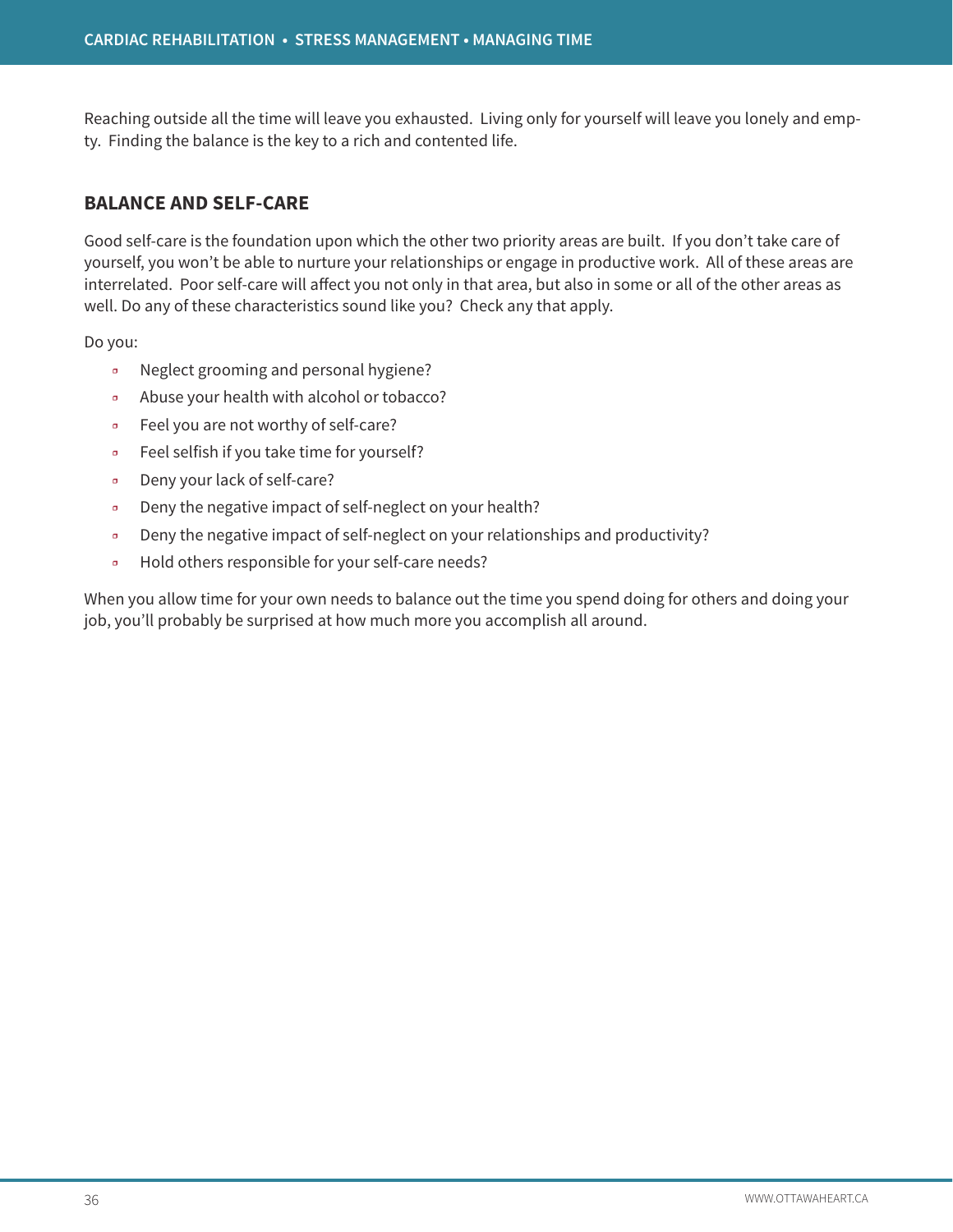Reaching outside all the time will leave you exhausted. Living only for yourself will leave you lonely and empty. Finding the balance is the key to a rich and contented life.

## BALANCE AND SELF-CARE

Good self-care is the foundation upon which the other two priority areas are built. If you don't take care of yourself, you won't be able to nurture your relationships or engage in productive work. All of these areas are interrelated. Poor self-care will affect you not only in that area, but also in some or all of the other areas as well. Do any of these characteristics sound like you? Check any that apply.

Do you:

- Neglect grooming and personal hygiene?
- Abuse your health with alcohol or tobacco?
- Feel you are not worthy of self-care?
- Feel selfish if you take time for yourself?
- Deny your lack of self-care?
- Deny the negative impact of self-neglect on your health?
- Deny the negative impact of self-neglect on your relationships and productivity?
- Hold others responsible for your self-care needs?

When you allow time for your own needs to balance out the time you spend doing for others and doing your job, you'll probably be surprised at how much more you accomplish all around.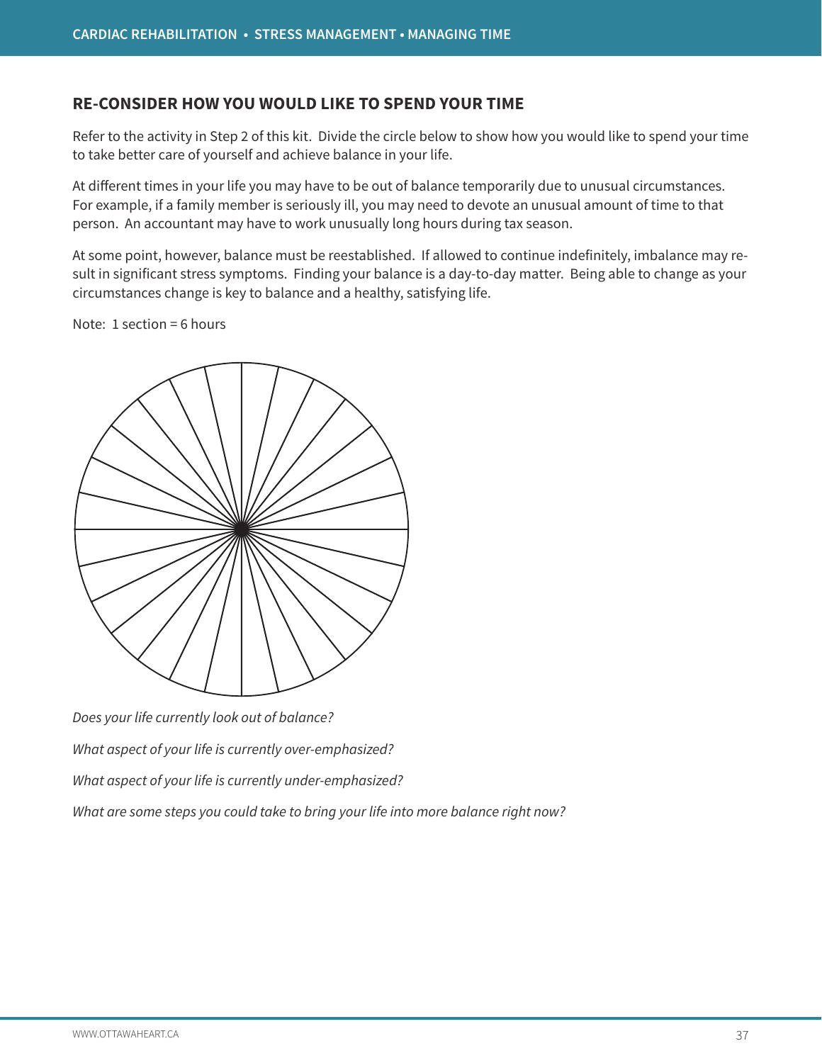## RE-CONSIDER HOW YOU WOULD LIKE TO SPEND YOUR TIME

Refer to the activity in Step 2 of this kit. Divide the circle below to show how you would like to spend your time to take better care of yourself and achieve balance in your life.

At different times in your life you may have to be out of balance temporarily due to unusual circumstances. For example, if a family member is seriously ill, you may need to devote an unusual amount of time to that person. An accountant may have to work unusually long hours during tax season.

At some point, however, balance must be reestablished. If allowed to continue indefinitely, imbalance may result in significant stress symptoms. Finding your balance is a day-to-day matter. Being able to change as your circumstances change is key to balance and a healthy, satisfying life.

Note: 1 section = 6 hours

*Does your life currently look out of balance?*

*What aspect of your life is currently over-emphasized?*

*What aspect of your life is currently under-emphasized?*

*What are some steps you could take to bring your life into more balance right now?*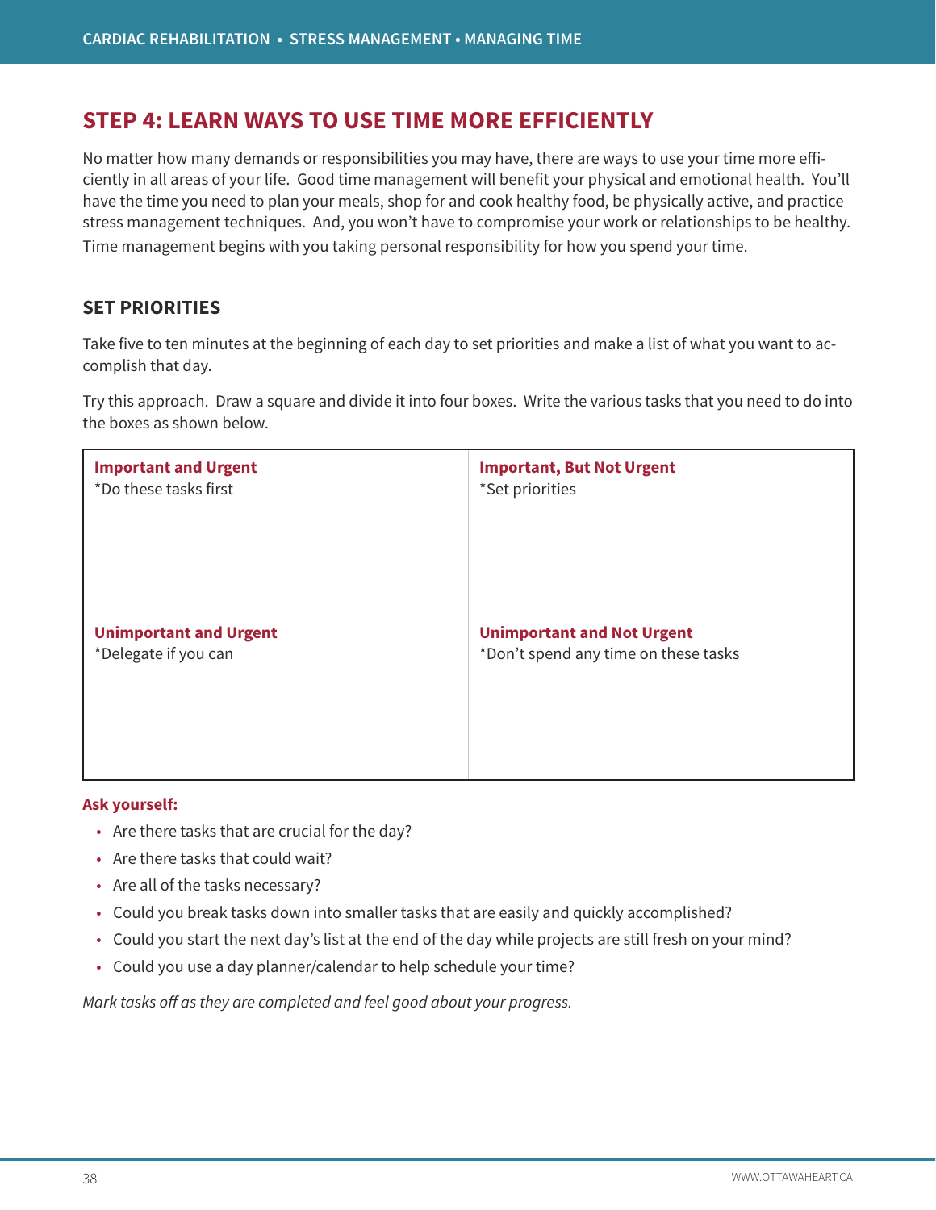## STEP 4: LEARN WAYS TO USE TIME MORE EFFICIENTLY

No matter how many demands or responsibilities you may have, there are ways to use your time more efficiently in all areas of your life. Good time management will benefit your physical and emotional health. You'll have the time you need to plan your meals, shop for and cook healthy food, be physically active, and practice stress management techniques. And, you won't have to compromise your work or relationships to be healthy. Time management begins with you taking personal responsibility for how you spend your time.

### SET PRIORITIES

Take five to ten minutes at the beginning of each day to set priorities and make a list of what you want to accomplish that day.

Try this approach. Draw a square and divide it into four boxes. Write the various tasks that you need to do into the boxes as shown below.

| **Important and Urgent**<br>*Do these tasks first | **Important, But Not Urgent**<br>*Set priorities |
|---|---|
| **Unimportant and Urgent**<br>*Delegate if you can | **Unimportant and Not Urgent**<br>*Don't spend any time on these tasks |

**Ask yourself:**

- Are there tasks that are crucial for the day?
- Are there tasks that could wait?
- Are all of the tasks necessary?
- Could you break tasks down into smaller tasks that are easily and quickly accomplished?
- Could you start the next day's list at the end of the day while projects are still fresh on your mind?
- Could you use a day planner/calendar to help schedule your time?

*Mark tasks off as they are completed and feel good about your progress.*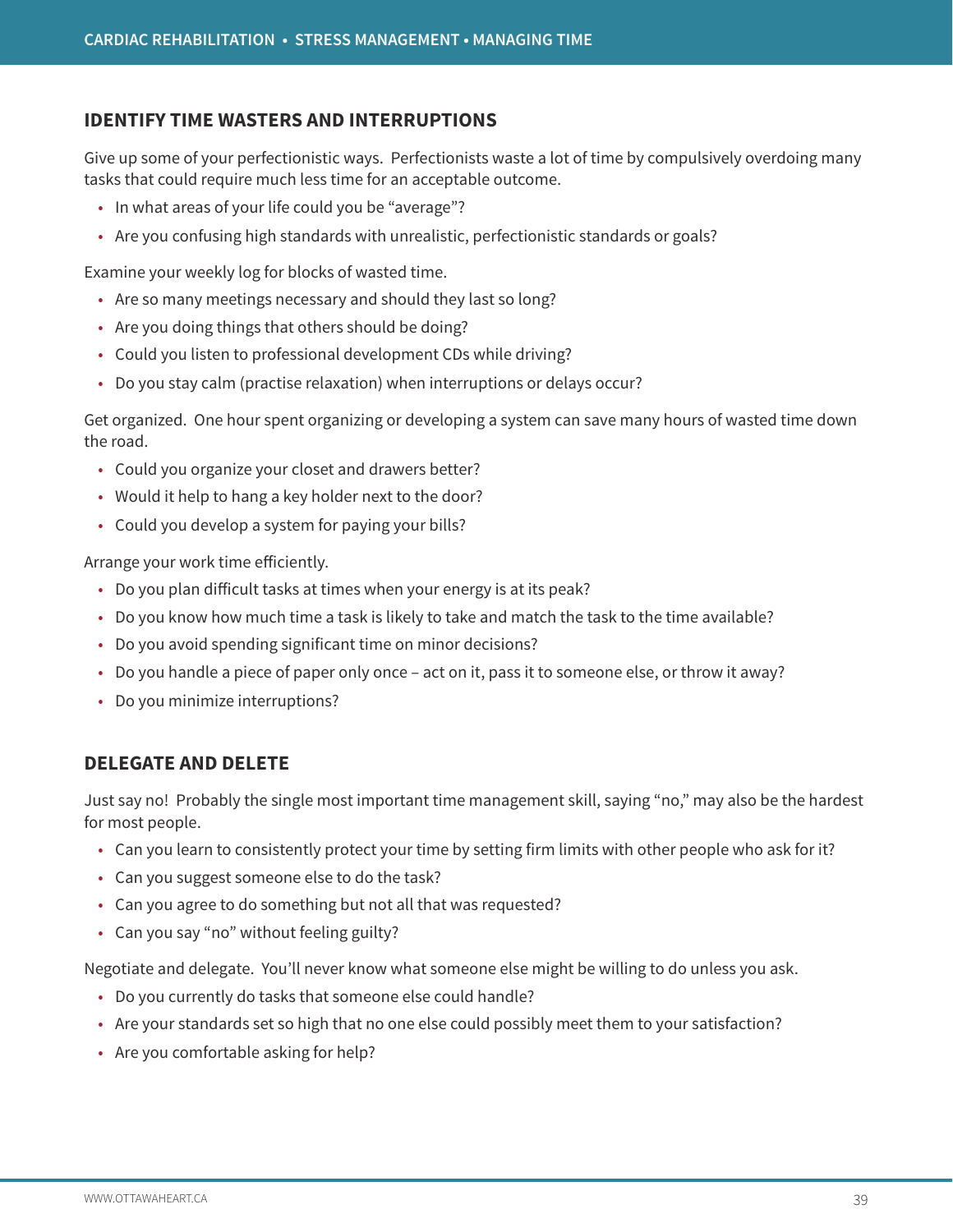## IDENTIFY TIME WASTERS AND INTERRUPTIONS

Give up some of your perfectionistic ways. Perfectionists waste a lot of time by compulsively overdoing many tasks that could require much less time for an acceptable outcome.

- In what areas of your life could you be "average"?
- Are you confusing high standards with unrealistic, perfectionistic standards or goals?

Examine your weekly log for blocks of wasted time.

- Are so many meetings necessary and should they last so long?
- Are you doing things that others should be doing?
- Could you listen to professional development CDs while driving?
- Do you stay calm (practise relaxation) when interruptions or delays occur?

Get organized. One hour spent organizing or developing a system can save many hours of wasted time down the road.

- Could you organize your closet and drawers better?
- Would it help to hang a key holder next to the door?
- Could you develop a system for paying your bills?

Arrange your work time efficiently.

- Do you plan difficult tasks at times when your energy is at its peak?
- Do you know how much time a task is likely to take and match the task to the time available?
- Do you avoid spending significant time on minor decisions?
- Do you handle a piece of paper only once – act on it, pass it to someone else, or throw it away?
- Do you minimize interruptions?

## DELEGATE AND DELETE

Just say no! Probably the single most important time management skill, saying "no," may also be the hardest for most people.

- Can you learn to consistently protect your time by setting firm limits with other people who ask for it?
- Can you suggest someone else to do the task?
- Can you agree to do something but not all that was requested?
- Can you say "no" without feeling guilty?

Negotiate and delegate. You'll never know what someone else might be willing to do unless you ask.

- Do you currently do tasks that someone else could handle?
- Are your standards set so high that no one else could possibly meet them to your satisfaction?
- Are you comfortable asking for help?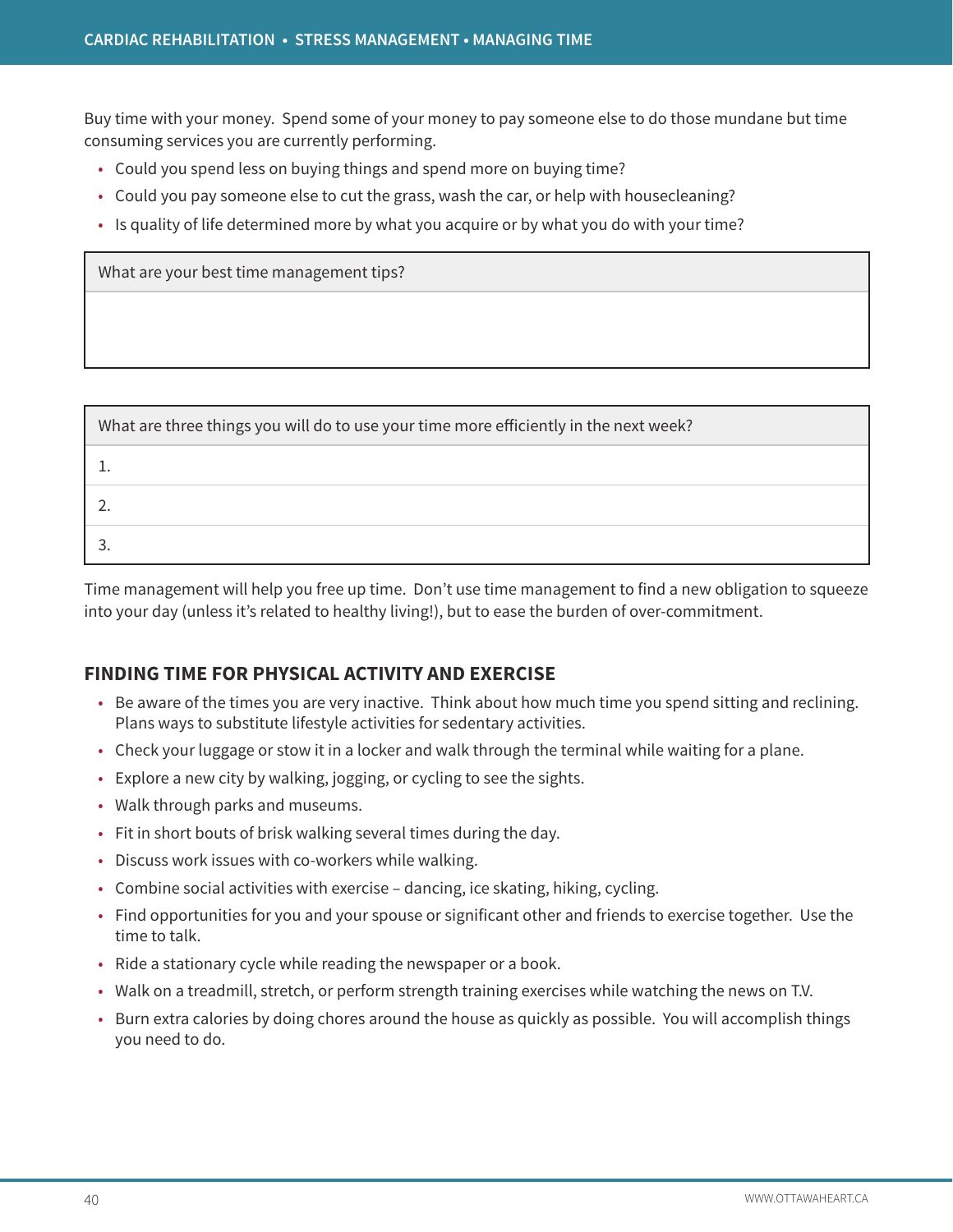Buy time with your money. Spend some of your money to pay someone else to do those mundane but time consuming services you are currently performing.

- Could you spend less on buying things and spend more on buying time?
- Could you pay someone else to cut the grass, wash the car, or help with housecleaning?
- Is quality of life determined more by what you acquire or by what you do with your time?

| What are your best time management tips? |
| --- |
| |

| What are three things you will do to use your time more efficiently in the next week? |
| --- |
| 1. |
| 2. |
| 3. |

Time management will help you free up time. Don't use time management to find a new obligation to squeeze into your day (unless it's related to healthy living!), but to ease the burden of over-commitment.

## FINDING TIME FOR PHYSICAL ACTIVITY AND EXERCISE

- Be aware of the times you are very inactive. Think about how much time you spend sitting and reclining. Plans ways to substitute lifestyle activities for sedentary activities.
- Check your luggage or stow it in a locker and walk through the terminal while waiting for a plane.
- Explore a new city by walking, jogging, or cycling to see the sights.
- Walk through parks and museums.
- Fit in short bouts of brisk walking several times during the day.
- Discuss work issues with co-workers while walking.
- Combine social activities with exercise – dancing, ice skating, hiking, cycling.
- Find opportunities for you and your spouse or significant other and friends to exercise together. Use the time to talk.
- Ride a stationary cycle while reading the newspaper or a book.
- Walk on a treadmill, stretch, or perform strength training exercises while watching the news on T.V.
- Burn extra calories by doing chores around the house as quickly as possible. You will accomplish things you need to do.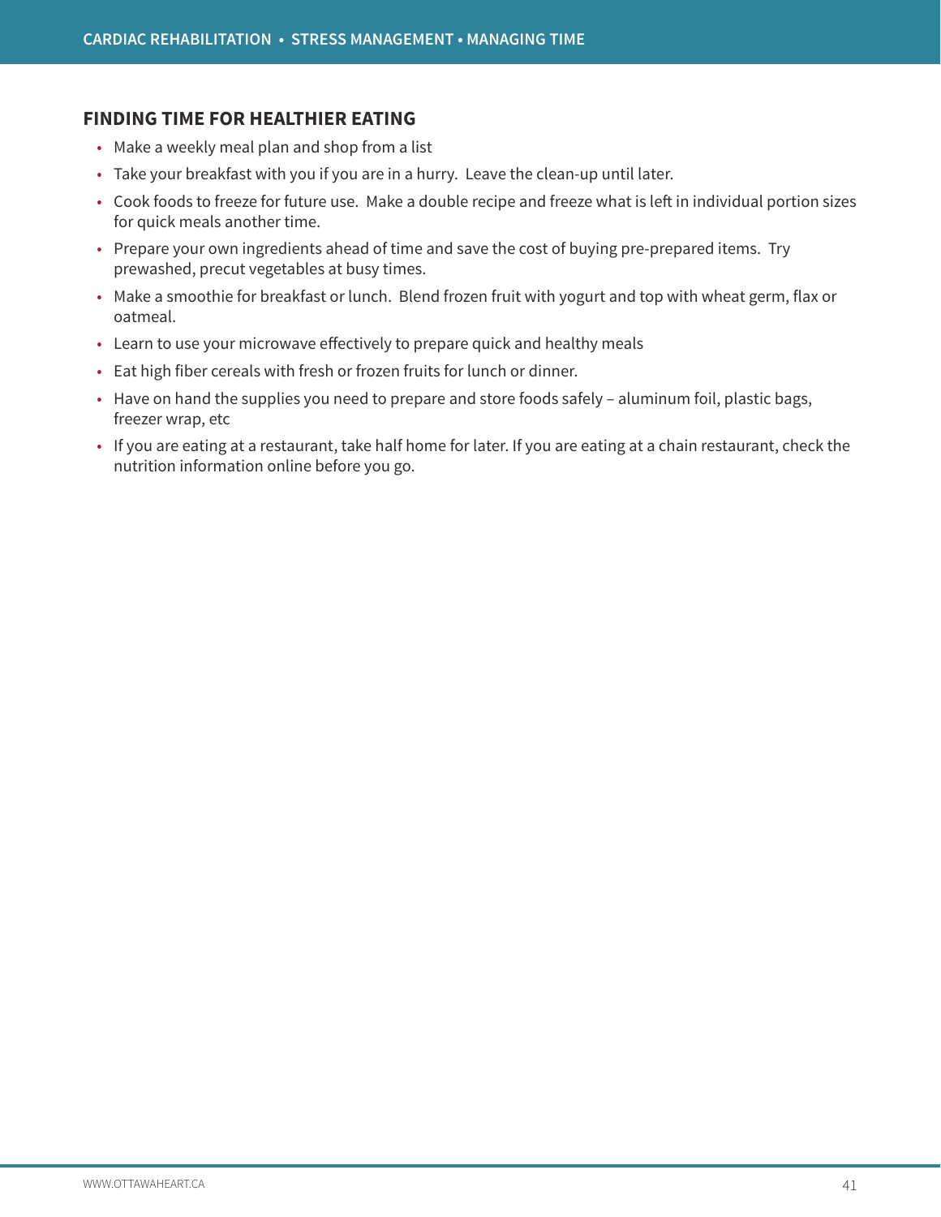## FINDING TIME FOR HEALTHIER EATING

- Make a weekly meal plan and shop from a list
- Take your breakfast with you if you are in a hurry. Leave the clean-up until later.
- Cook foods to freeze for future use. Make a double recipe and freeze what is left in individual portion sizes for quick meals another time.
- Prepare your own ingredients ahead of time and save the cost of buying pre-prepared items. Try prewashed, precut vegetables at busy times.
- Make a smoothie for breakfast or lunch. Blend frozen fruit with yogurt and top with wheat germ, flax or oatmeal.
- Learn to use your microwave effectively to prepare quick and healthy meals
- Eat high fiber cereals with fresh or frozen fruits for lunch or dinner.
- Have on hand the supplies you need to prepare and store foods safely – aluminum foil, plastic bags, freezer wrap, etc
- If you are eating at a restaurant, take half home for later. If you are eating at a chain restaurant, check the nutrition information online before you go.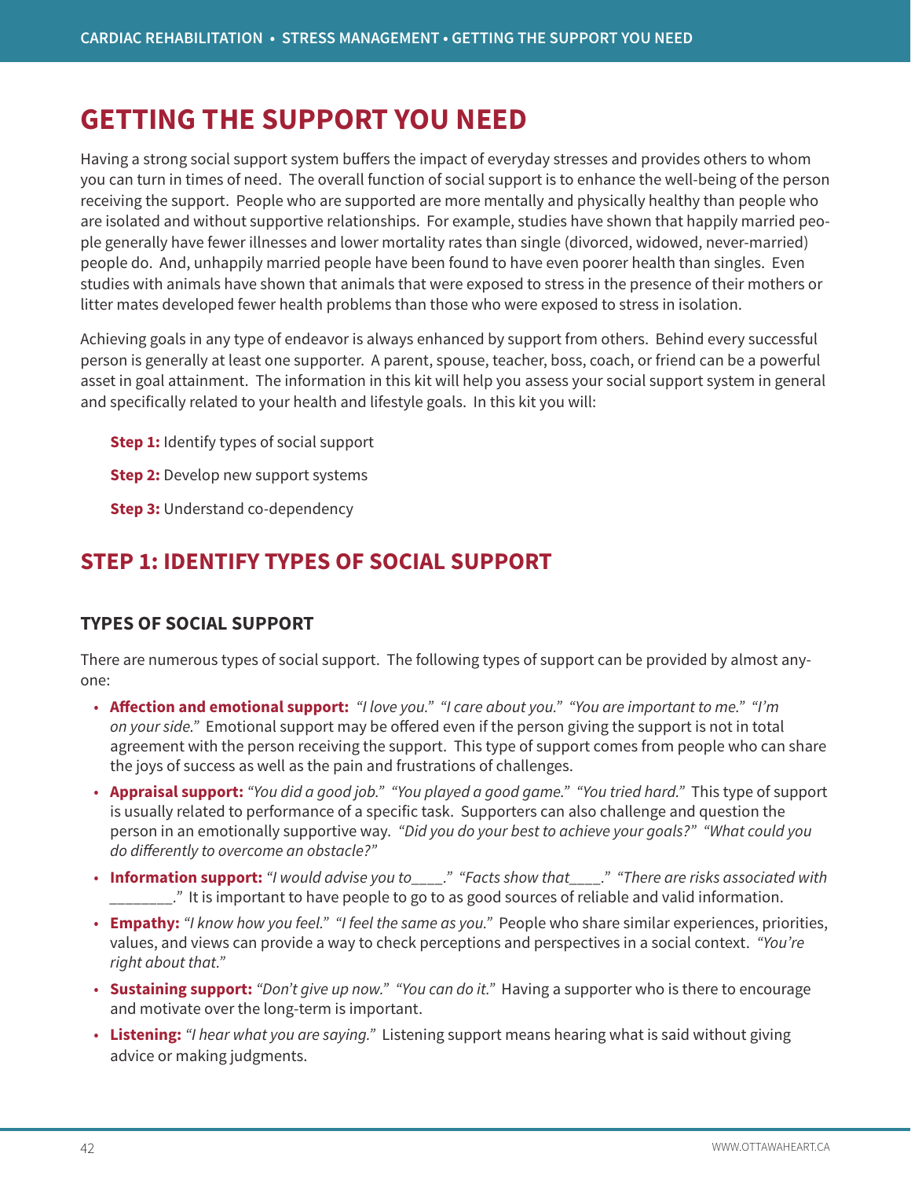# GETTING THE SUPPORT YOU NEED

Having a strong social support system buffers the impact of everyday stresses and provides others to whom you can turn in times of need. The overall function of social support is to enhance the well-being of the person receiving the support. People who are supported are more mentally and physically healthy than people who are isolated and without supportive relationships. For example, studies have shown that happily married people generally have fewer illnesses and lower mortality rates than single (divorced, widowed, never-married) people do. And, unhappily married people have been found to have even poorer health than singles. Even studies with animals have shown that animals that were exposed to stress in the presence of their mothers or litter mates developed fewer health problems than those who were exposed to stress in isolation.

Achieving goals in any type of endeavor is always enhanced by support from others. Behind every successful person is generally at least one supporter. A parent, spouse, teacher, boss, coach, or friend can be a powerful asset in goal attainment. The information in this kit will help you assess your social support system in general and specifically related to your health and lifestyle goals. In this kit you will:

**Step 1:** Identify types of social support

**Step 2:** Develop new support systems

**Step 3:** Understand co-dependency

## STEP 1: IDENTIFY TYPES OF SOCIAL SUPPORT

### TYPES OF SOCIAL SUPPORT

There are numerous types of social support. The following types of support can be provided by almost anyone:

- **Affection and emotional support:** *"I love you." "I care about you." "You are important to me." "I'm on your side."* Emotional support may be offered even if the person giving the support is not in total agreement with the person receiving the support. This type of support comes from people who can share the joys of success as well as the pain and frustrations of challenges.
- **Appraisal support:** *"You did a good job." "You played a good game." "You tried hard."* This type of support is usually related to performance of a specific task. Supporters can also challenge and question the person in an emotionally supportive way. *"Did you do your best to achieve your goals?" "What could you do differently to overcome an obstacle?"*
- **Information support:** *"I would advise you to____." "Facts show that____." "There are risks associated with ________."* It is important to have people to go to as good sources of reliable and valid information.
- **Empathy:** *"I know how you feel." "I feel the same as you."* People who share similar experiences, priorities, values, and views can provide a way to check perceptions and perspectives in a social context. *"You're right about that."*
- **Sustaining support:** *"Don't give up now." "You can do it."* Having a supporter who is there to encourage and motivate over the long-term is important.
- **Listening:** *"I hear what you are saying."* Listening support means hearing what is said without giving advice or making judgments.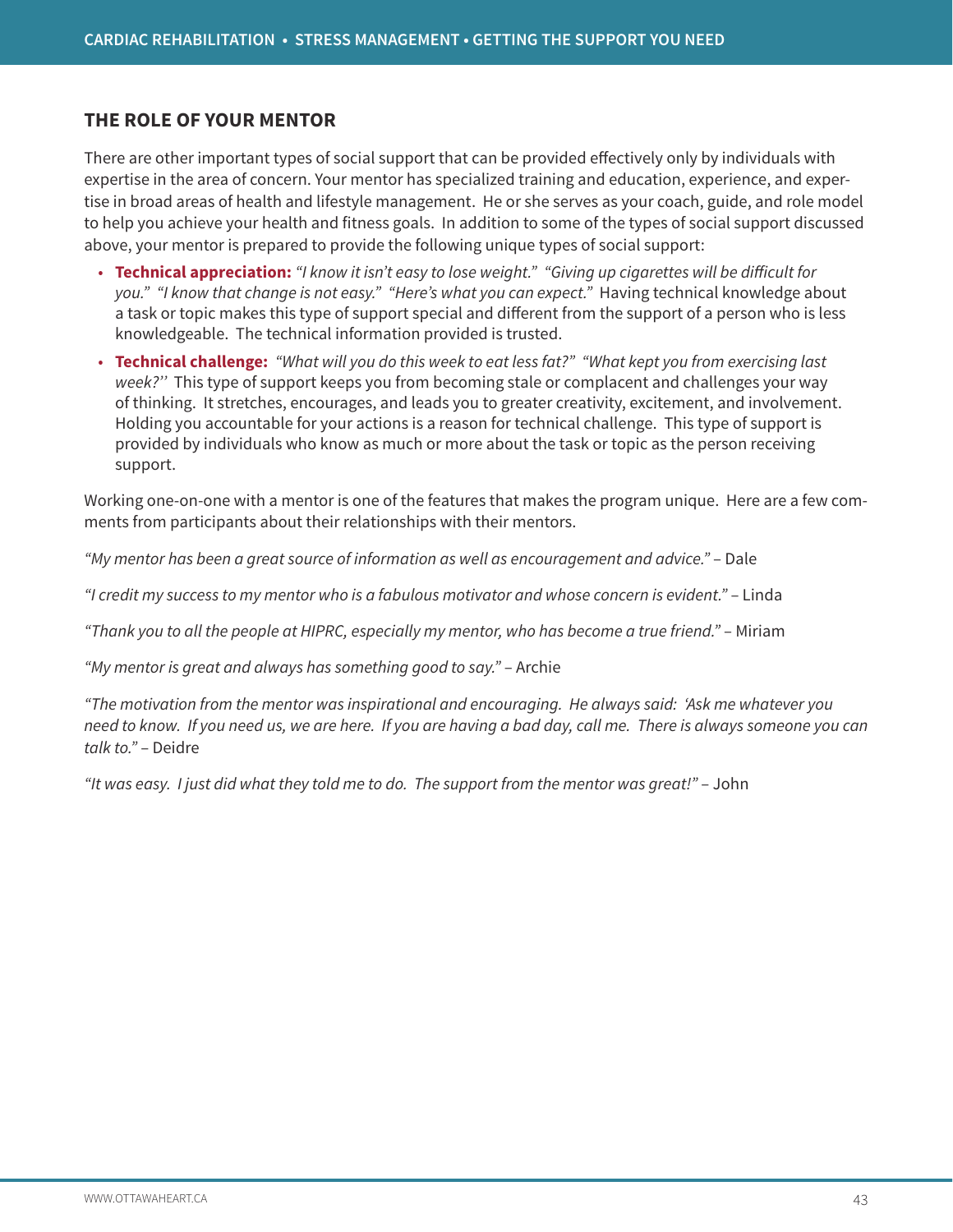## THE ROLE OF YOUR MENTOR

There are other important types of social support that can be provided effectively only by individuals with expertise in the area of concern. Your mentor has specialized training and education, experience, and expertise in broad areas of health and lifestyle management. He or she serves as your coach, guide, and role model to help you achieve your health and fitness goals. In addition to some of the types of social support discussed above, your mentor is prepared to provide the following unique types of social support:

- **Technical appreciation:** *"I know it isn't easy to lose weight." "Giving up cigarettes will be difficult for you." "I know that change is not easy." "Here's what you can expect."* Having technical knowledge about a task or topic makes this type of support special and different from the support of a person who is less knowledgeable. The technical information provided is trusted.
- **Technical challenge:** *"What will you do this week to eat less fat?" "What kept you from exercising last week?"* This type of support keeps you from becoming stale or complacent and challenges your way of thinking. It stretches, encourages, and leads you to greater creativity, excitement, and involvement. Holding you accountable for your actions is a reason for technical challenge. This type of support is provided by individuals who know as much or more about the task or topic as the person receiving support.

Working one-on-one with a mentor is one of the features that makes the program unique. Here are a few comments from participants about their relationships with their mentors.

*"My mentor has been a great source of information as well as encouragement and advice."* – Dale

*"I credit my success to my mentor who is a fabulous motivator and whose concern is evident."* – Linda

*"Thank you to all the people at HIPRC, especially my mentor, who has become a true friend."* – Miriam

*"My mentor is great and always has something good to say."* – Archie

*"The motivation from the mentor was inspirational and encouraging. He always said: 'Ask me whatever you need to know. If you need us, we are here. If you are having a bad day, call me. There is always someone you can talk to."* – Deidre

*"It was easy. I just did what they told me to do. The support from the mentor was great!"* – John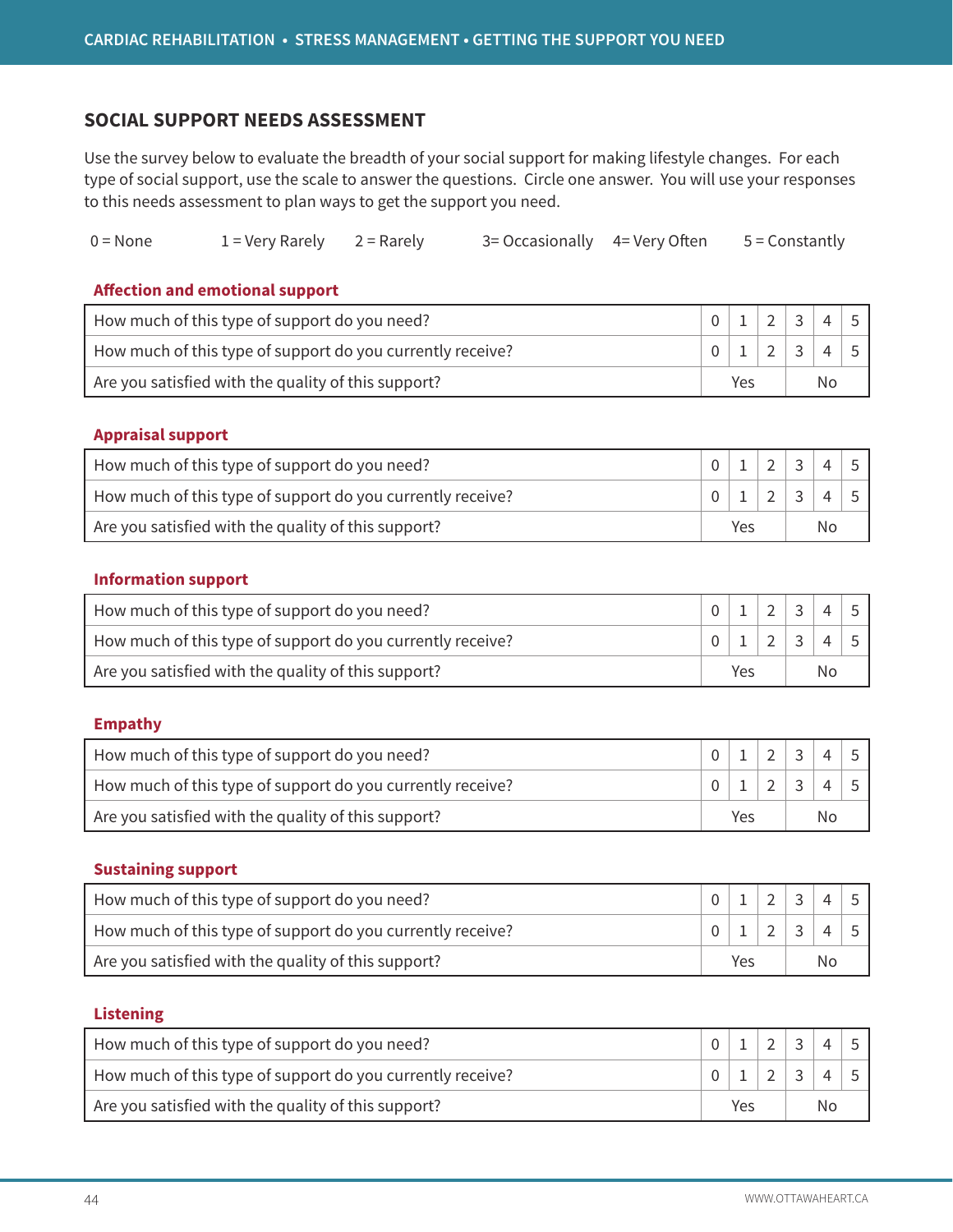## SOCIAL SUPPORT NEEDS ASSESSMENT

Use the survey below to evaluate the breadth of your social support for making lifestyle changes. For each type of social support, use the scale to answer the questions. Circle one answer. You will use your responses to this needs assessment to plan ways to get the support you need.

0 = None 1 = Very Rarely 2 = Rarely 3= Occasionally 4= Very Often 5 = Constantly

### Affection and emotional support

| Question | | | | | | |
|---|---|---|---|---|---|---|
| How much of this type of support do you need? | 0 | 1 | 2 | 3 | 4 | 5 |
| How much of this type of support do you currently receive? | 0 | 1 | 2 | 3 | 4 | 5 |
| Are you satisfied with the quality of this support? | Yes | | | No | | |

### Appraisal support

| Question | | | | | | |
|---|---|---|---|---|---|---|
| How much of this type of support do you need? | 0 | 1 | 2 | 3 | 4 | 5 |
| How much of this type of support do you currently receive? | 0 | 1 | 2 | 3 | 4 | 5 |
| Are you satisfied with the quality of this support? | Yes | | | No | | |

### Information support

| Question | | | | | | |
|---|---|---|---|---|---|---|
| How much of this type of support do you need? | 0 | 1 | 2 | 3 | 4 | 5 |
| How much of this type of support do you currently receive? | 0 | 1 | 2 | 3 | 4 | 5 |
| Are you satisfied with the quality of this support? | Yes | | | No | | |

### Empathy

| Question | | | | | | |
|---|---|---|---|---|---|---|
| How much of this type of support do you need? | 0 | 1 | 2 | 3 | 4 | 5 |
| How much of this type of support do you currently receive? | 0 | 1 | 2 | 3 | 4 | 5 |
| Are you satisfied with the quality of this support? | Yes | | | No | | |

### Sustaining support

| Question | | | | | | |
|---|---|---|---|---|---|---|
| How much of this type of support do you need? | 0 | 1 | 2 | 3 | 4 | 5 |
| How much of this type of support do you currently receive? | 0 | 1 | 2 | 3 | 4 | 5 |
| Are you satisfied with the quality of this support? | Yes | | | No | | |

### Listening

| Question | | | | | | |
|---|---|---|---|---|---|---|
| How much of this type of support do you need? | 0 | 1 | 2 | 3 | 4 | 5 |
| How much of this type of support do you currently receive? | 0 | 1 | 2 | 3 | 4 | 5 |
| Are you satisfied with the quality of this support? | Yes | | | No | | |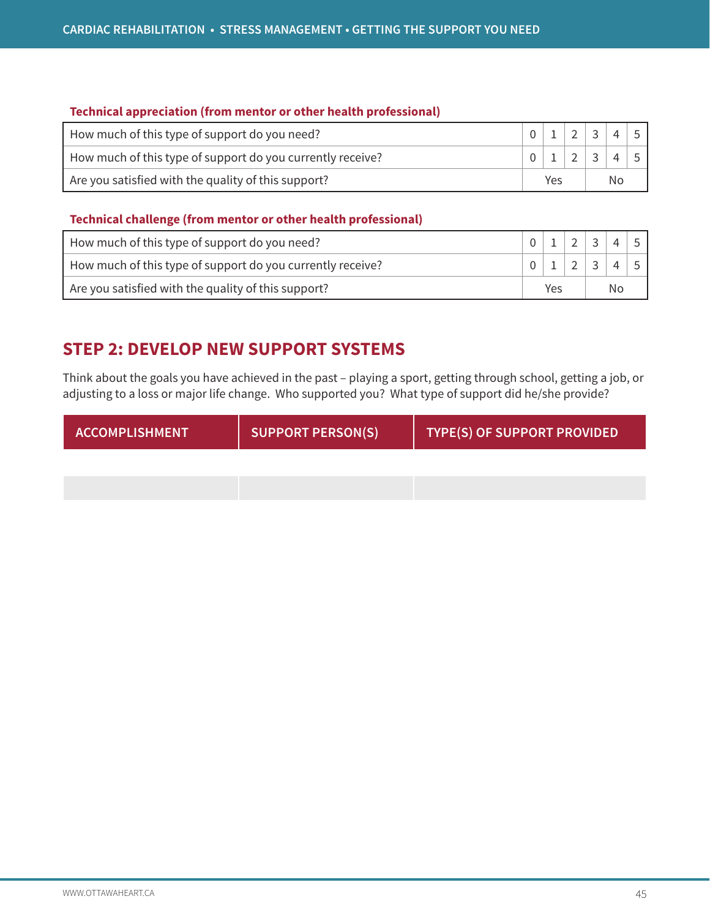**Technical appreciation (from mentor or other health professional)**

| | | | | | | |
|---|---|---|---|---|---|---|
| How much of this type of support do you need? | 0 | 1 | 2 | 3 | 4 | 5 |
| How much of this type of support do you currently receive? | 0 | 1 | 2 | 3 | 4 | 5 |
| Are you satisfied with the quality of this support? | Yes | | | No | | |

**Technical challenge (from mentor or other health professional)**

| | | | | | | |
|---|---|---|---|---|---|---|
| How much of this type of support do you need? | 0 | 1 | 2 | 3 | 4 | 5 |
| How much of this type of support do you currently receive? | 0 | 1 | 2 | 3 | 4 | 5 |
| Are you satisfied with the quality of this support? | Yes | | | No | | |

## STEP 2: DEVELOP NEW SUPPORT SYSTEMS

Think about the goals you have achieved in the past – playing a sport, getting through school, getting a job, or adjusting to a loss or major life change. Who supported you? What type of support did he/she provide?

| ACCOMPLISHMENT | SUPPORT PERSON(S) | TYPE(S) OF SUPPORT PROVIDED |
|---|---|---|
| | | |
| | | |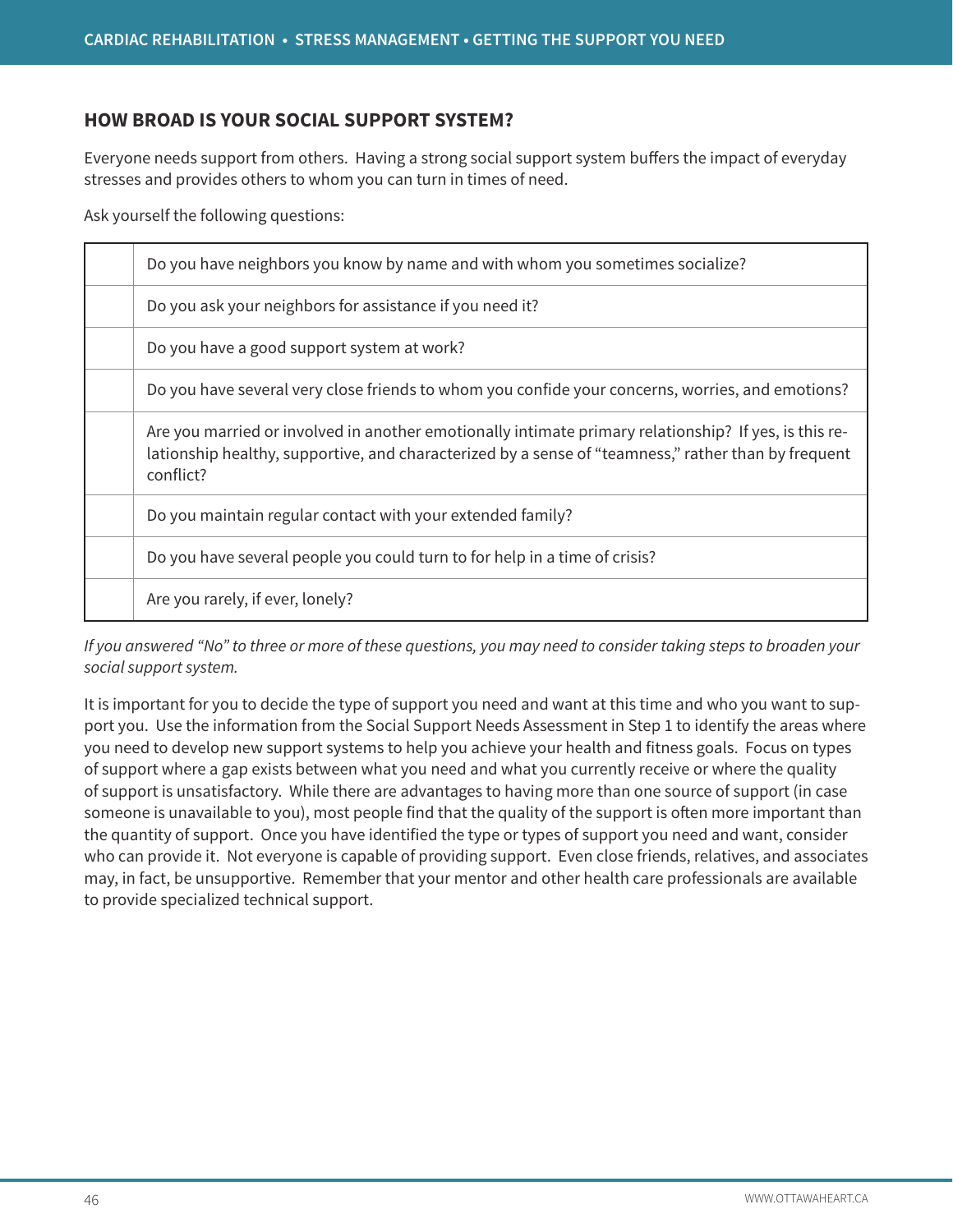## HOW BROAD IS YOUR SOCIAL SUPPORT SYSTEM?

Everyone needs support from others. Having a strong social support system buffers the impact of everyday stresses and provides others to whom you can turn in times of need.

Ask yourself the following questions:

| | |
|---|---|
| | Do you have neighbors you know by name and with whom you sometimes socialize? |
| | Do you ask your neighbors for assistance if you need it? |
| | Do you have a good support system at work? |
| | Do you have several very close friends to whom you confide your concerns, worries, and emotions? |
| | Are you married or involved in another emotionally intimate primary relationship? If yes, is this relationship healthy, supportive, and characterized by a sense of "teamness," rather than by frequent conflict? |
| | Do you maintain regular contact with your extended family? |
| | Do you have several people you could turn to for help in a time of crisis? |
| | Are you rarely, if ever, lonely? |

*If you answered "No" to three or more of these questions, you may need to consider taking steps to broaden your social support system.*

It is important for you to decide the type of support you need and want at this time and who you want to support you. Use the information from the Social Support Needs Assessment in Step 1 to identify the areas where you need to develop new support systems to help you achieve your health and fitness goals. Focus on types of support where a gap exists between what you need and what you currently receive or where the quality of support is unsatisfactory. While there are advantages to having more than one source of support (in case someone is unavailable to you), most people find that the quality of the support is often more important than the quantity of support. Once you have identified the type or types of support you need and want, consider who can provide it. Not everyone is capable of providing support. Even close friends, relatives, and associates may, in fact, be unsupportive. Remember that your mentor and other health care professionals are available to provide specialized technical support.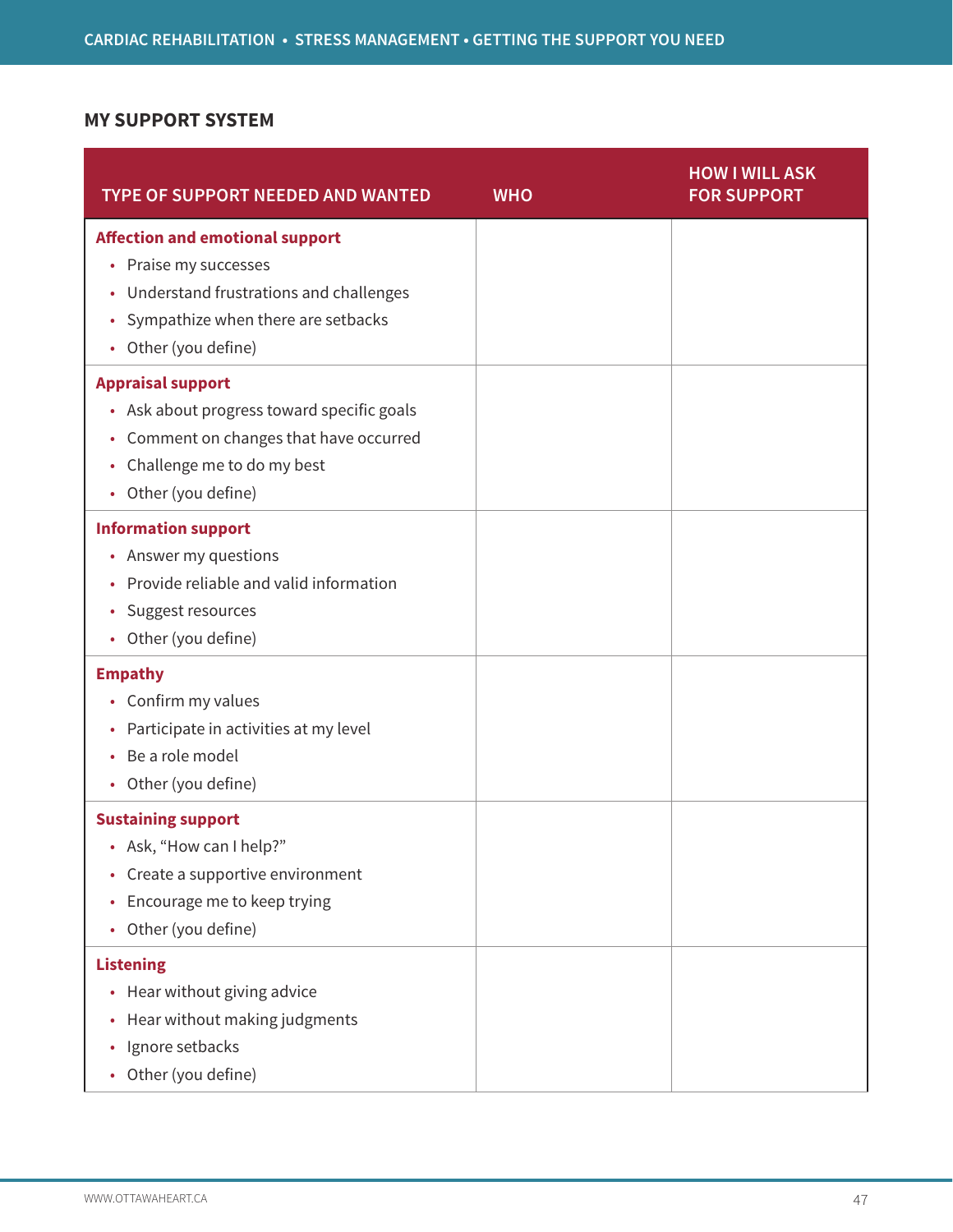## MY SUPPORT SYSTEM

| TYPE OF SUPPORT NEEDED AND WANTED | WHO | HOW I WILL ASK FOR SUPPORT |
|---|---|---|
| **Affection and emotional support**<br>• Praise my successes<br>• Understand frustrations and challenges<br>• Sympathize when there are setbacks<br>• Other (you define) | | |
| **Appraisal support**<br>• Ask about progress toward specific goals<br>• Comment on changes that have occurred<br>• Challenge me to do my best<br>• Other (you define) | | |
| **Information support**<br>• Answer my questions<br>• Provide reliable and valid information<br>• Suggest resources<br>• Other (you define) | | |
| **Empathy**<br>• Confirm my values<br>• Participate in activities at my level<br>• Be a role model<br>• Other (you define) | | |
| **Sustaining support**<br>• Ask, "How can I help?"<br>• Create a supportive environment<br>• Encourage me to keep trying<br>• Other (you define) | | |
| **Listening**<br>• Hear without giving advice<br>• Hear without making judgments<br>• Ignore setbacks<br>• Other (you define) | | |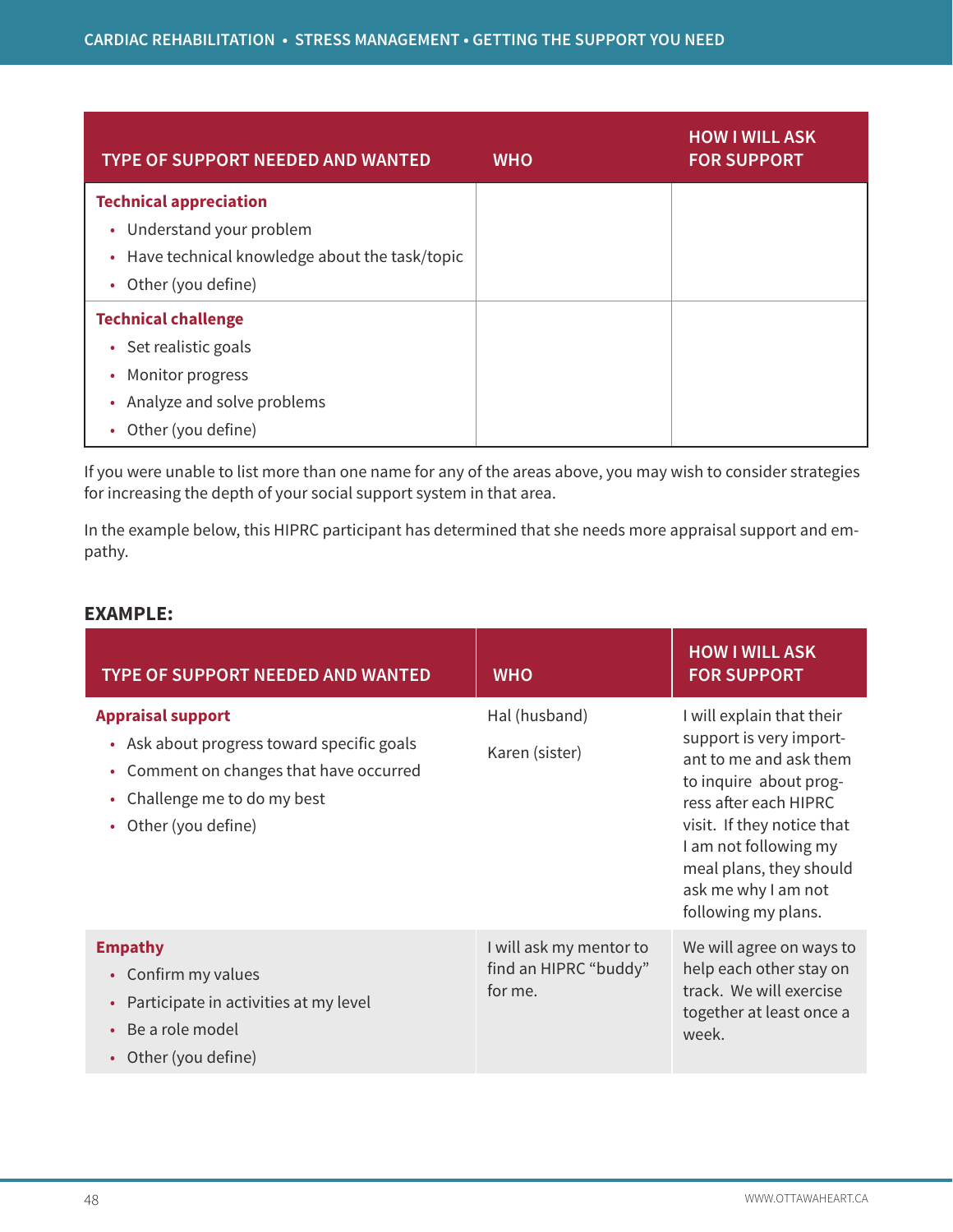| TYPE OF SUPPORT NEEDED AND WANTED | WHO | HOW I WILL ASK FOR SUPPORT |
|---|---|---|
| **Technical appreciation**<br>• Understand your problem<br>• Have technical knowledge about the task/topic<br>• Other (you define) | | |
| **Technical challenge**<br>• Set realistic goals<br>• Monitor progress<br>• Analyze and solve problems<br>• Other (you define) | | |

If you were unable to list more than one name for any of the areas above, you may wish to consider strategies for increasing the depth of your social support system in that area.

In the example below, this HIPRC participant has determined that she needs more appraisal support and empathy.

**EXAMPLE:**

| TYPE OF SUPPORT NEEDED AND WANTED | WHO | HOW I WILL ASK FOR SUPPORT |
|---|---|---|
| **Appraisal support**<br>• Ask about progress toward specific goals<br>• Comment on changes that have occurred<br>• Challenge me to do my best<br>• Other (you define) | Hal (husband)<br>Karen (sister) | I will explain that their support is very important to me and ask them to inquire about progress after each HIPRC visit. If they notice that I am not following my meal plans, they should ask me why I am not following my plans. |
| **Empathy**<br>• Confirm my values<br>• Participate in activities at my level<br>• Be a role model<br>• Other (you define) | I will ask my mentor to find an HIPRC "buddy" for me. | We will agree on ways to help each other stay on track. We will exercise together at least once a week. |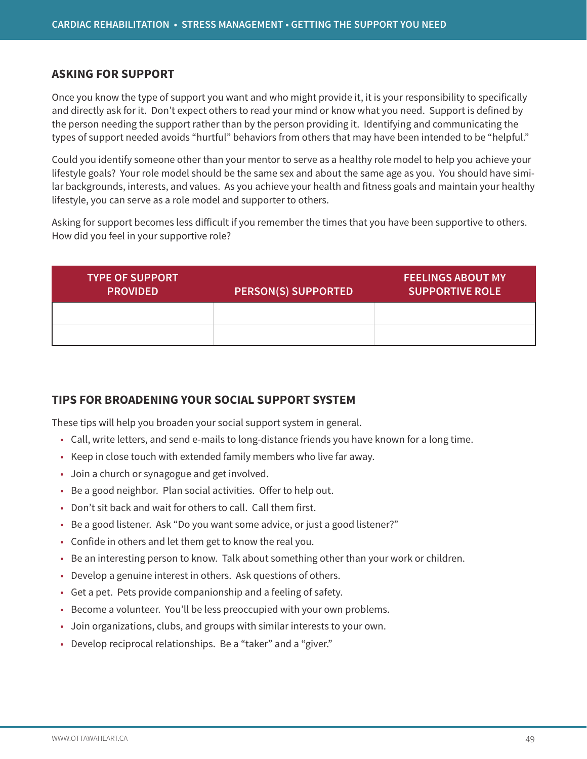## ASKING FOR SUPPORT

Once you know the type of support you want and who might provide it, it is your responsibility to specifically and directly ask for it. Don't expect others to read your mind or know what you need. Support is defined by the person needing the support rather than by the person providing it. Identifying and communicating the types of support needed avoids "hurtful" behaviors from others that may have been intended to be "helpful."

Could you identify someone other than your mentor to serve as a healthy role model to help you achieve your lifestyle goals? Your role model should be the same sex and about the same age as you. You should have similar backgrounds, interests, and values. As you achieve your health and fitness goals and maintain your healthy lifestyle, you can serve as a role model and supporter to others.

Asking for support becomes less difficult if you remember the times that you have been supportive to others. How did you feel in your supportive role?

| TYPE OF SUPPORT PROVIDED | PERSON(S) SUPPORTED | FEELINGS ABOUT MY SUPPORTIVE ROLE |
|---|---|---|
| | | |
| | | |

## TIPS FOR BROADENING YOUR SOCIAL SUPPORT SYSTEM

These tips will help you broaden your social support system in general.

- Call, write letters, and send e-mails to long-distance friends you have known for a long time.
- Keep in close touch with extended family members who live far away.
- Join a church or synagogue and get involved.
- Be a good neighbor. Plan social activities. Offer to help out.
- Don't sit back and wait for others to call. Call them first.
- Be a good listener. Ask "Do you want some advice, or just a good listener?"
- Confide in others and let them get to know the real you.
- Be an interesting person to know. Talk about something other than your work or children.
- Develop a genuine interest in others. Ask questions of others.
- Get a pet. Pets provide companionship and a feeling of safety.
- Become a volunteer. You'll be less preoccupied with your own problems.
- Join organizations, clubs, and groups with similar interests to your own.
- Develop reciprocal relationships. Be a "taker" and a "giver."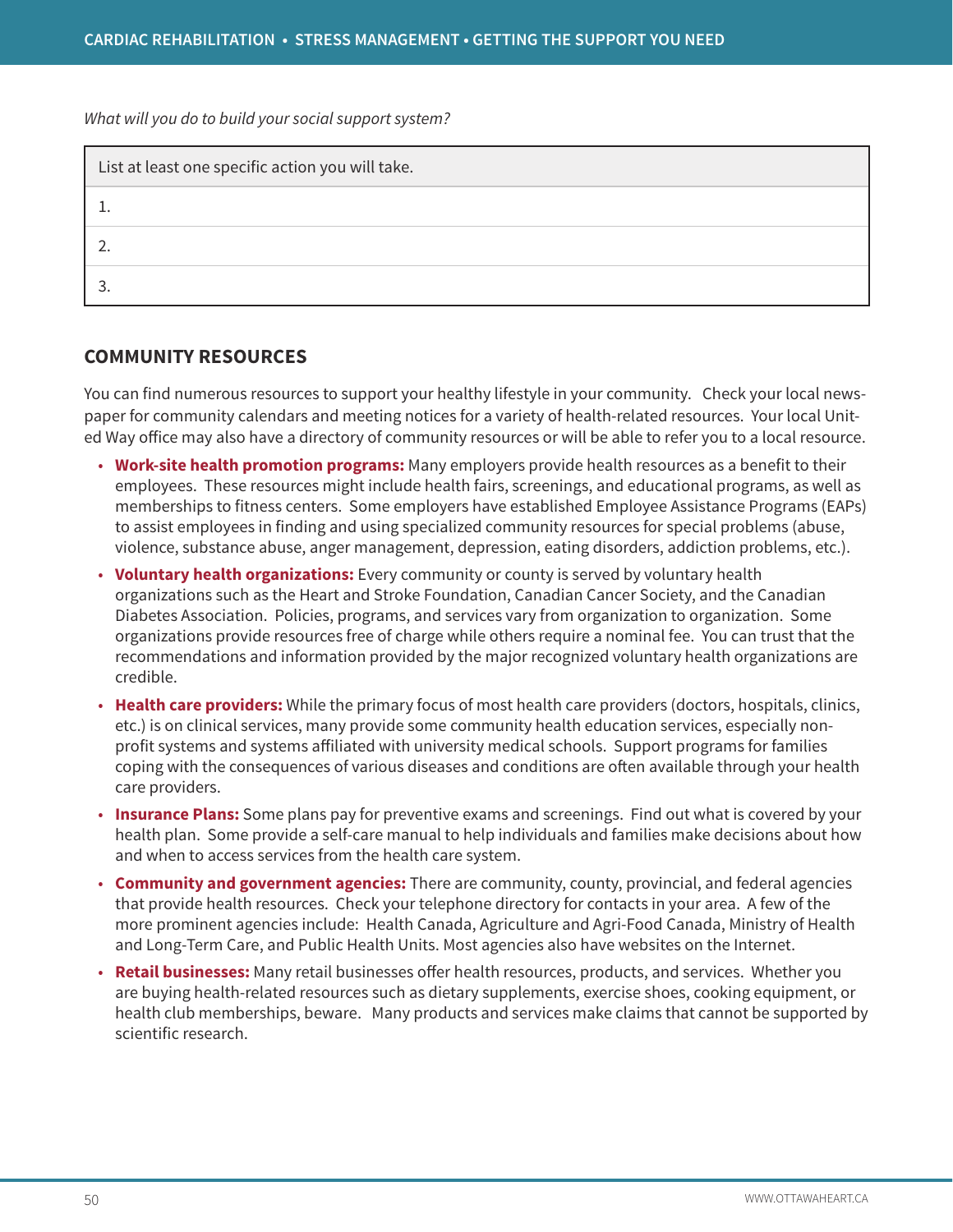*What will you do to build your social support system?*

| List at least one specific action you will take. |
|---|
| 1. |
| 2. |
| 3. |

## COMMUNITY RESOURCES

You can find numerous resources to support your healthy lifestyle in your community. Check your local newspaper for community calendars and meeting notices for a variety of health-related resources. Your local United Way office may also have a directory of community resources or will be able to refer you to a local resource.

- **Work-site health promotion programs:** Many employers provide health resources as a benefit to their employees. These resources might include health fairs, screenings, and educational programs, as well as memberships to fitness centers. Some employers have established Employee Assistance Programs (EAPs) to assist employees in finding and using specialized community resources for special problems (abuse, violence, substance abuse, anger management, depression, eating disorders, addiction problems, etc.).
- **Voluntary health organizations:** Every community or county is served by voluntary health organizations such as the Heart and Stroke Foundation, Canadian Cancer Society, and the Canadian Diabetes Association. Policies, programs, and services vary from organization to organization. Some organizations provide resources free of charge while others require a nominal fee. You can trust that the recommendations and information provided by the major recognized voluntary health organizations are credible.
- **Health care providers:** While the primary focus of most health care providers (doctors, hospitals, clinics, etc.) is on clinical services, many provide some community health education services, especially non-profit systems and systems affiliated with university medical schools. Support programs for families coping with the consequences of various diseases and conditions are often available through your health care providers.
- **Insurance Plans:** Some plans pay for preventive exams and screenings. Find out what is covered by your health plan. Some provide a self-care manual to help individuals and families make decisions about how and when to access services from the health care system.
- **Community and government agencies:** There are community, county, provincial, and federal agencies that provide health resources. Check your telephone directory for contacts in your area. A few of the more prominent agencies include: Health Canada, Agriculture and Agri-Food Canada, Ministry of Health and Long-Term Care, and Public Health Units. Most agencies also have websites on the Internet.
- **Retail businesses:** Many retail businesses offer health resources, products, and services. Whether you are buying health-related resources such as dietary supplements, exercise shoes, cooking equipment, or health club memberships, beware. Many products and services make claims that cannot be supported by scientific research.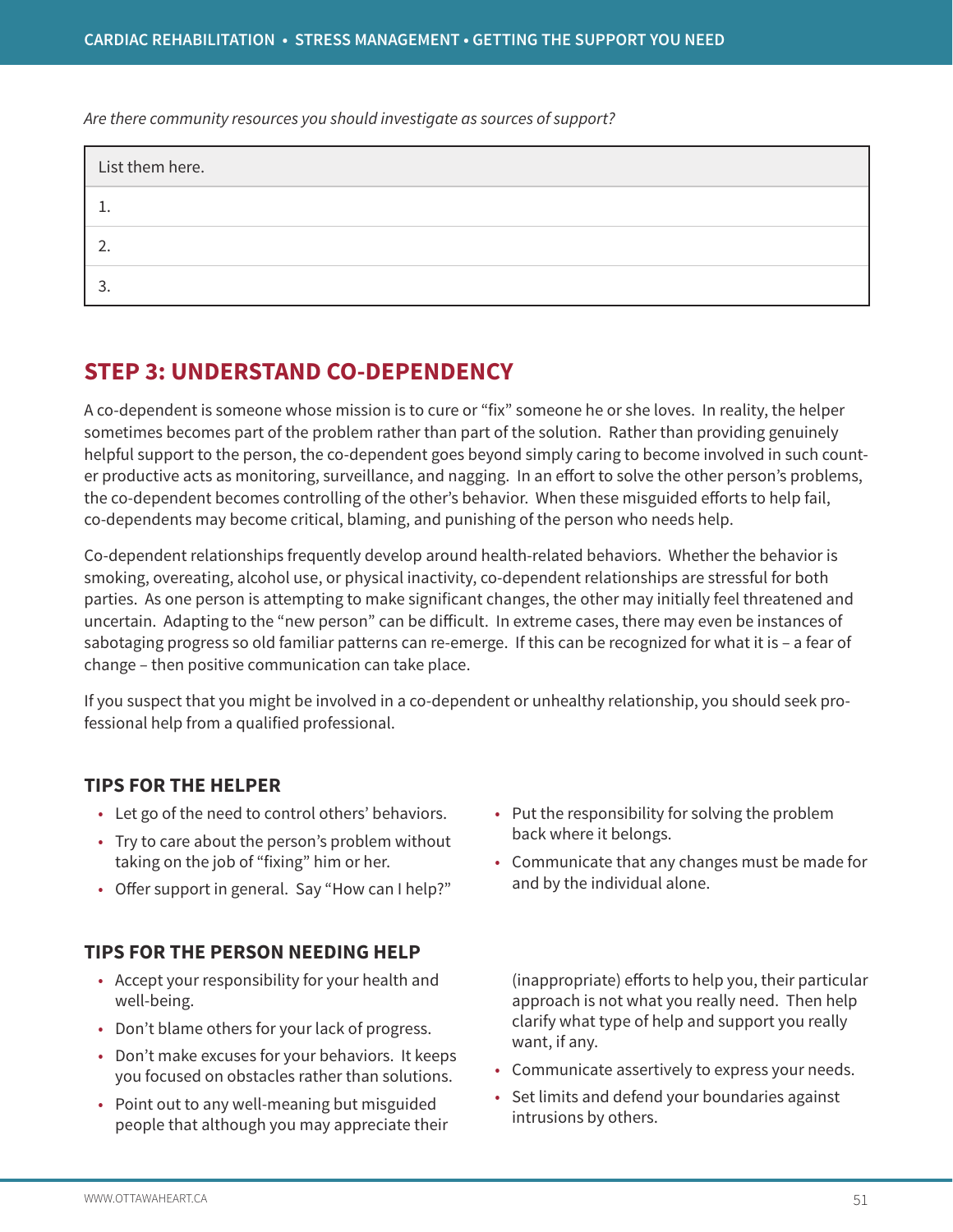*Are there community resources you should investigate as sources of support?*

| List them here. |
| --- |
| 1. |
| 2. |
| 3. |

## STEP 3: UNDERSTAND CO-DEPENDENCY

A co-dependent is someone whose mission is to cure or "fix" someone he or she loves. In reality, the helper sometimes becomes part of the problem rather than part of the solution. Rather than providing genuinely helpful support to the person, the co-dependent goes beyond simply caring to become involved in such counter productive acts as monitoring, surveillance, and nagging. In an effort to solve the other person's problems, the co-dependent becomes controlling of the other's behavior. When these misguided efforts to help fail, co-dependents may become critical, blaming, and punishing of the person who needs help.

Co-dependent relationships frequently develop around health-related behaviors. Whether the behavior is smoking, overeating, alcohol use, or physical inactivity, co-dependent relationships are stressful for both parties. As one person is attempting to make significant changes, the other may initially feel threatened and uncertain. Adapting to the "new person" can be difficult. In extreme cases, there may even be instances of sabotaging progress so old familiar patterns can re-emerge. If this can be recognized for what it is – a fear of change – then positive communication can take place.

If you suspect that you might be involved in a co-dependent or unhealthy relationship, you should seek professional help from a qualified professional.

### TIPS FOR THE HELPER

- Let go of the need to control others' behaviors.
- Try to care about the person's problem without taking on the job of "fixing" him or her.
- Offer support in general. Say "How can I help?"
- Put the responsibility for solving the problem back where it belongs.
- Communicate that any changes must be made for and by the individual alone.

### TIPS FOR THE PERSON NEEDING HELP

- Accept your responsibility for your health and well-being.
- Don't blame others for your lack of progress.
- Don't make excuses for your behaviors. It keeps you focused on obstacles rather than solutions.
- Point out to any well-meaning but misguided people that although you may appreciate their (inappropriate) efforts to help you, their particular approach is not what you really need. Then help clarify what type of help and support you really want, if any.
- Communicate assertively to express your needs.
- Set limits and defend your boundaries against intrusions by others.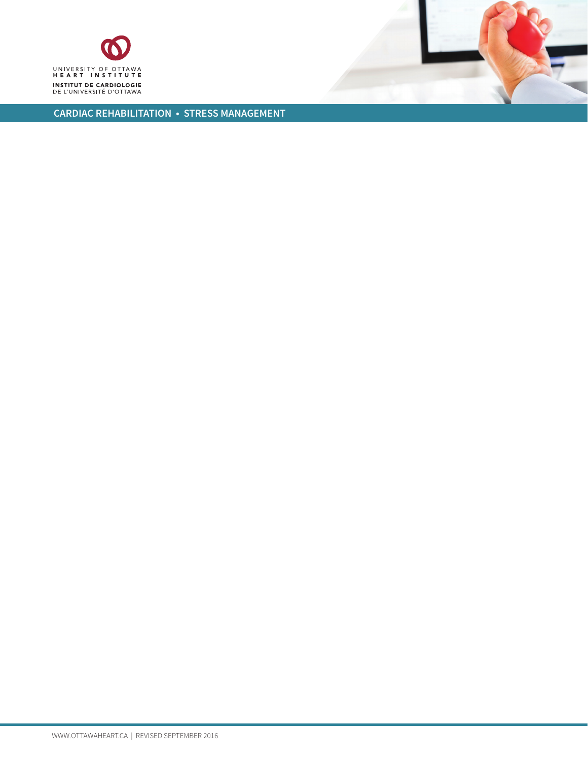UNIVERSITY OF OTTAWA
HEART INSTITUTE
INSTITUT DE CARDIOLOGIE
DE L'UNIVERSITÉ D'OTTAWA

**CARDIAC REHABILITATION • STRESS MANAGEMENT**

WWW.OTTAWAHEART.CA | REVISED SEPTEMBER 2016